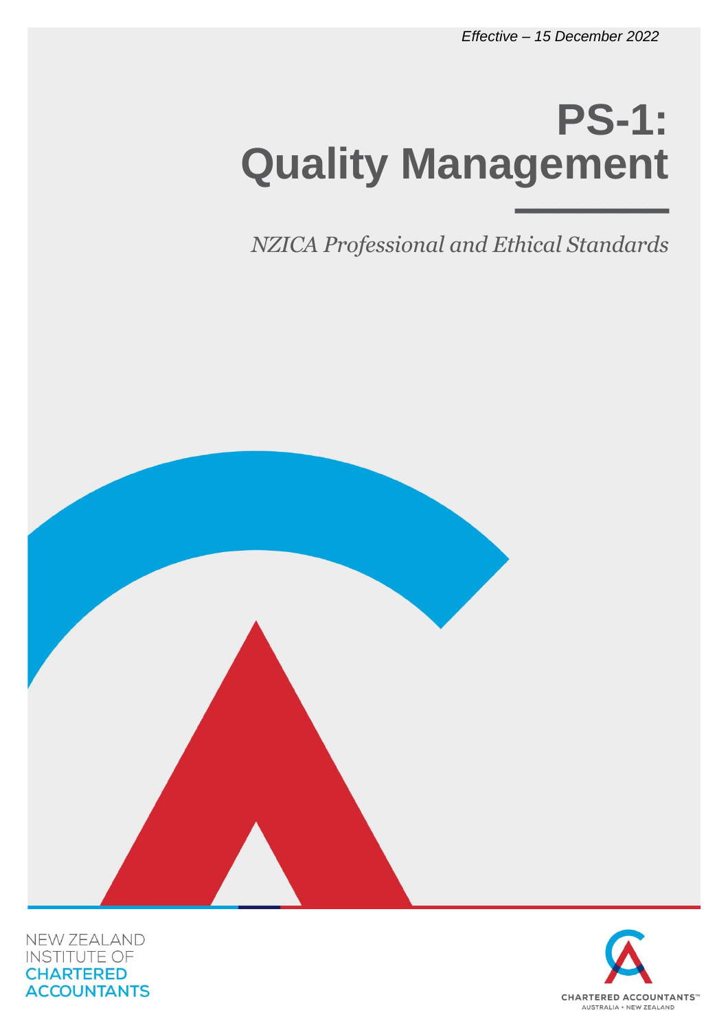*Effective – 15 December 2022*

# PS-1: Quality Management

*NZICA Professional and Ethical Standards*

NEW ZEALAND INSTITUTE OF **CHARTERED ACCOUNTANTS**

CHARTERED ACCOUNTANTS™ AUSTRALIA + NEW ZEALAND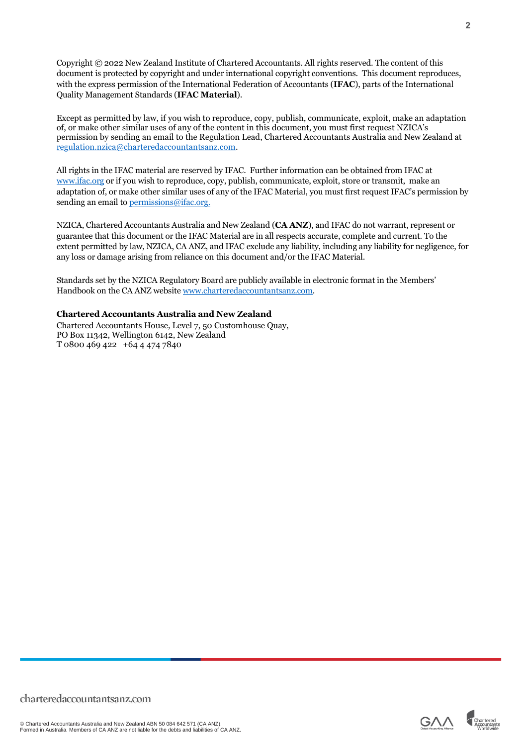Copyright © 2022 New Zealand Institute of Chartered Accountants. All rights reserved. The content of this document is protected by copyright and under international copyright conventions. This document reproduces, with the express permission of the International Federation of Accountants (**IFAC**), parts of the International Quality Management Standards (**IFAC Material**).

Except as permitted by law, if you wish to reproduce, copy, publish, communicate, exploit, make an adaptation of, or make other similar uses of any of the content in this document, you must first request NZICA's permission by sending an email to the Regulation Lead, Chartered Accountants Australia and New Zealand at regulation.nzica@charteredaccountantsanz.com.

All rights in the IFAC material are reserved by IFAC. Further information can be obtained from IFAC at www.ifac.org or if you wish to reproduce, copy, publish, communicate, exploit, store or transmit, make an adaptation of, or make other similar uses of any of the IFAC Material, you must first request IFAC's permission by sending an email to permissions@ifac.org.

NZICA, Chartered Accountants Australia and New Zealand (**CA ANZ**), and IFAC do not warrant, represent or guarantee that this document or the IFAC Material are in all respects accurate, complete and current. To the extent permitted by law, NZICA, CA ANZ, and IFAC exclude any liability, including any liability for negligence, for any loss or damage arising from reliance on this document and/or the IFAC Material.

Standards set by the NZICA Regulatory Board are publicly available in electronic format in the Members' Handbook on the CA ANZ website www.charteredaccountantsanz.com.

**Chartered Accountants Australia and New Zealand**
Chartered Accountants House, Level 7, 50 Customhouse Quay,
PO Box 11342, Wellington 6142, New Zealand
T 0800 469 422 +64 4 474 7840

charteredaccountantsanz.com

© Chartered Accountants Australia and New Zealand ABN 50 084 642 571 (CA ANZ).
Formed in Australia. Members of CA ANZ are not liable for the debts and liabilities of CA ANZ.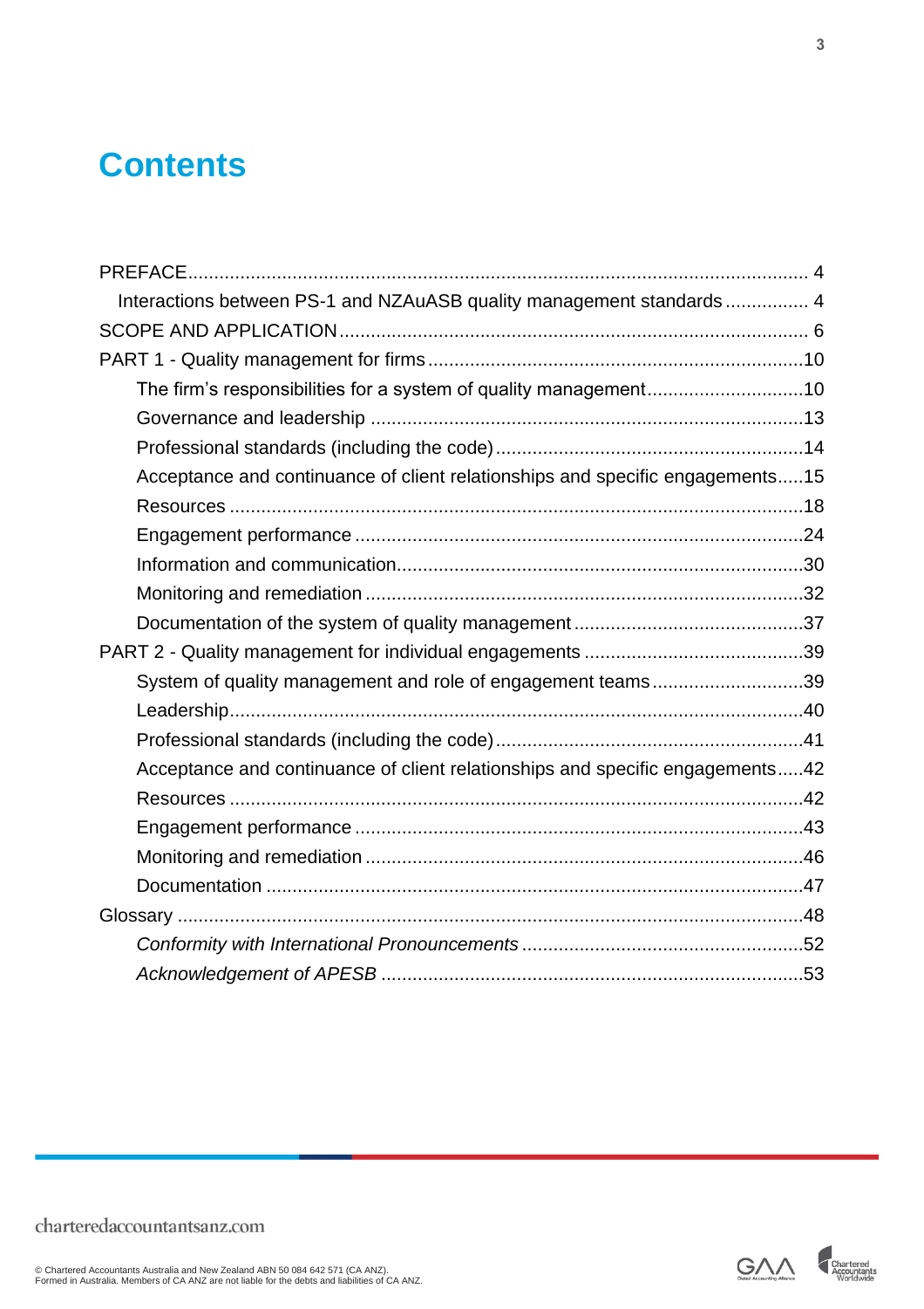# Contents

PREFACE ..... 4

- Interactions between PS-1 and NZAuASB quality management standards ..... 4

SCOPE AND APPLICATION ..... 6

PART 1 - Quality management for firms ..... 10

- The firm's responsibilities for a system of quality management ..... 10
- Governance and leadership ..... 13
- Professional standards (including the code) ..... 14
- Acceptance and continuance of client relationships and specific engagements ..... 15
- Resources ..... 18
- Engagement performance ..... 24
- Information and communication ..... 30
- Monitoring and remediation ..... 32
- Documentation of the system of quality management ..... 37

PART 2 - Quality management for individual engagements ..... 39

- System of quality management and role of engagement teams ..... 39
- Leadership ..... 40
- Professional standards (including the code) ..... 41
- Acceptance and continuance of client relationships and specific engagements ..... 42
- Resources ..... 42
- Engagement performance ..... 43
- Monitoring and remediation ..... 46
- Documentation ..... 47

Glossary ..... 48

- *Conformity with International Pronouncements* ..... 52
- *Acknowledgement of APESB* ..... 53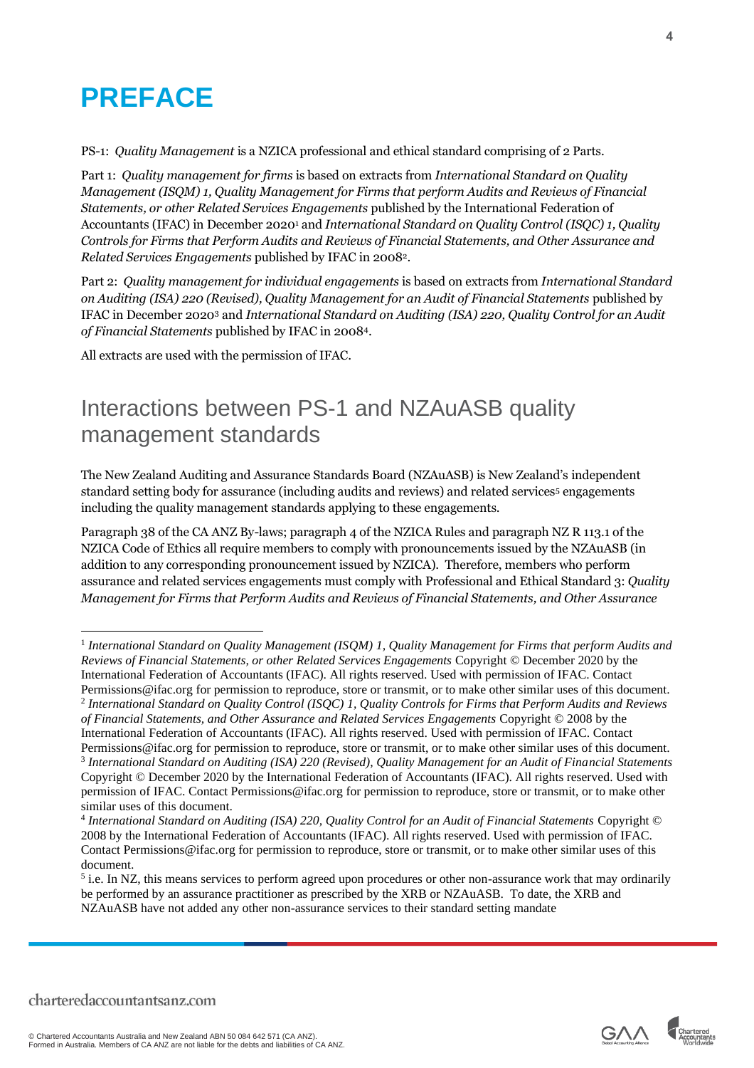# PREFACE

PS-1: *Quality Management* is a NZICA professional and ethical standard comprising of 2 Parts.

Part 1: *Quality management for firms* is based on extracts from *International Standard on Quality Management (ISQM) 1, Quality Management for Firms that perform Audits and Reviews of Financial Statements, or other Related Services Engagements* published by the International Federation of Accountants (IFAC) in December 2020[1] and *International Standard on Quality Control (ISQC) 1, Quality Controls for Firms that Perform Audits and Reviews of Financial Statements, and Other Assurance and Related Services Engagements* published by IFAC in 2008[2].

Part 2: *Quality management for individual engagements* is based on extracts from *International Standard on Auditing (ISA) 220 (Revised), Quality Management for an Audit of Financial Statements* published by IFAC in December 2020[3] and *International Standard on Auditing (ISA) 220, Quality Control for an Audit of Financial Statements* published by IFAC in 2008[4].

All extracts are used with the permission of IFAC.

## Interactions between PS-1 and NZAuASB quality management standards

The New Zealand Auditing and Assurance Standards Board (NZAuASB) is New Zealand's independent standard setting body for assurance (including audits and reviews) and related services[5] engagements including the quality management standards applying to these engagements.

Paragraph 38 of the CA ANZ By-laws; paragraph 4 of the NZICA Rules and paragraph NZ R 113.1 of the NZICA Code of Ethics all require members to comply with pronouncements issued by the NZAuASB (in addition to any corresponding pronouncement issued by NZICA). Therefore, members who perform assurance and related services engagements must comply with Professional and Ethical Standard 3: *Quality Management for Firms that Perform Audits and Reviews of Financial Statements, and Other Assurance*

---

[1] *International Standard on Quality Management (ISQM) 1, Quality Management for Firms that perform Audits and Reviews of Financial Statements, or other Related Services Engagements* Copyright © December 2020 by the International Federation of Accountants (IFAC). All rights reserved. Used with permission of IFAC. Contact Permissions@ifac.org for permission to reproduce, store or transmit, or to make other similar uses of this document.

[2] *International Standard on Quality Control (ISQC) 1, Quality Controls for Firms that Perform Audits and Reviews of Financial Statements, and Other Assurance and Related Services Engagements* Copyright © 2008 by the International Federation of Accountants (IFAC). All rights reserved. Used with permission of IFAC. Contact Permissions@ifac.org for permission to reproduce, store or transmit, or to make other similar uses of this document.

[3] *International Standard on Auditing (ISA) 220 (Revised), Quality Management for an Audit of Financial Statements* Copyright © December 2020 by the International Federation of Accountants (IFAC). All rights reserved. Used with permission of IFAC. Contact Permissions@ifac.org for permission to reproduce, store or transmit, or to make other similar uses of this document.

[4] *International Standard on Auditing (ISA) 220, Quality Control for an Audit of Financial Statements* Copyright © 2008 by the International Federation of Accountants (IFAC). All rights reserved. Used with permission of IFAC. Contact Permissions@ifac.org for permission to reproduce, store or transmit, or to make other similar uses of this document.

[5] i.e. In NZ, this means services to perform agreed upon procedures or other non-assurance work that may ordinarily be performed by an assurance practitioner as prescribed by the XRB or NZAuASB. To date, the XRB and NZAuASB have not added any other non-assurance services to their standard setting mandate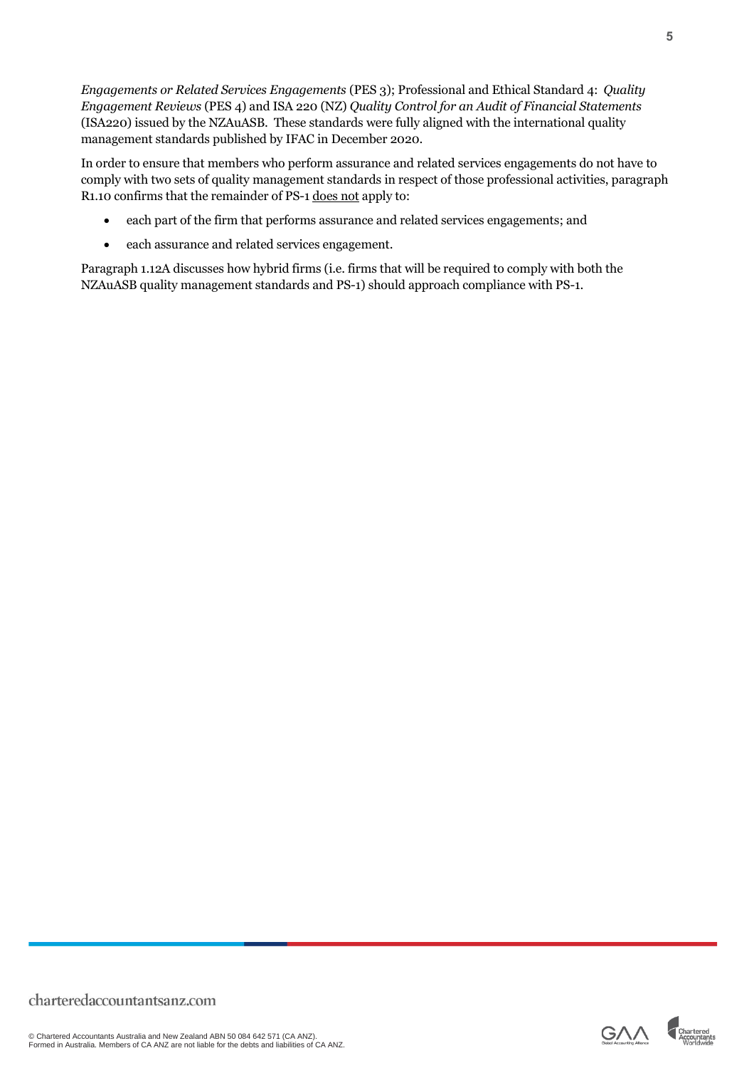*Engagements or Related Services Engagements* (PES 3); Professional and Ethical Standard 4: *Quality Engagement Reviews* (PES 4) and ISA 220 (NZ) *Quality Control for an Audit of Financial Statements* (ISA220) issued by the NZAuASB. These standards were fully aligned with the international quality management standards published by IFAC in December 2020.

In order to ensure that members who perform assurance and related services engagements do not have to comply with two sets of quality management standards in respect of those professional activities, paragraph R1.10 confirms that the remainder of PS-1 does not apply to:

- each part of the firm that performs assurance and related services engagements; and
- each assurance and related services engagement.

Paragraph 1.12A discusses how hybrid firms (i.e. firms that will be required to comply with both the NZAuASB quality management standards and PS-1) should approach compliance with PS-1.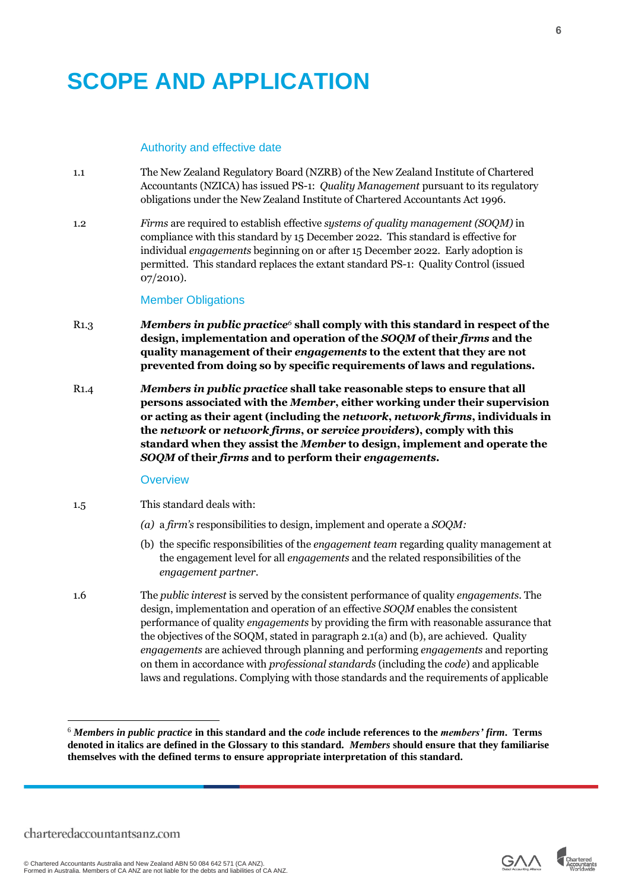# SCOPE AND APPLICATION

## Authority and effective date

1.1 The New Zealand Regulatory Board (NZRB) of the New Zealand Institute of Chartered Accountants (NZICA) has issued PS-1: *Quality Management* pursuant to its regulatory obligations under the New Zealand Institute of Chartered Accountants Act 1996.

1.2 *Firms* are required to establish effective *systems of quality management (SOQM)* in compliance with this standard by 15 December 2022. This standard is effective for individual *engagements* beginning on or after 15 December 2022. Early adoption is permitted. This standard replaces the extant standard PS-1: Quality Control (issued 07/2010).

## Member Obligations

R1.3 ***Members in public practice***[6] **shall comply with this standard in respect of the design, implementation and operation of the *SOQM* of their *firms* and the quality management of their *engagements* to the extent that they are not prevented from doing so by specific requirements of laws and regulations.**

R1.4 ***Members in public practice* shall take reasonable steps to ensure that all persons associated with the *Member*, either working under their supervision or acting as their agent (including the *network*, *network firms*, individuals in the *network* or *network firms*, or *service providers*), comply with this standard when they assist the *Member* to design, implement and operate the *SOQM* of their *firms* and to perform their *engagements*.**

## Overview

1.5 This standard deals with:

*(a)* a *firm's* responsibilities to design, implement and operate a *SOQM:*

(b) the specific responsibilities of the *engagement team* regarding quality management at the engagement level for all *engagements* and the related responsibilities of the *engagement partner*.

1.6 The *public interest* is served by the consistent performance of quality *engagements*. The design, implementation and operation of an effective *SOQM* enables the consistent performance of quality *engagements* by providing the firm with reasonable assurance that the objectives of the SOQM, stated in paragraph 2.1(a) and (b), are achieved. Quality *engagements* are achieved through planning and performing *engagements* and reporting on them in accordance with *professional standards* (including the *code*) and applicable laws and regulations. Complying with those standards and the requirements of applicable

[6] ***Members in public practice* in this standard and the *code* include references to the *members' firm*. Terms denoted in italics are defined in the Glossary to this standard. *Members* should ensure that they familiarise themselves with the defined terms to ensure appropriate interpretation of this standard.**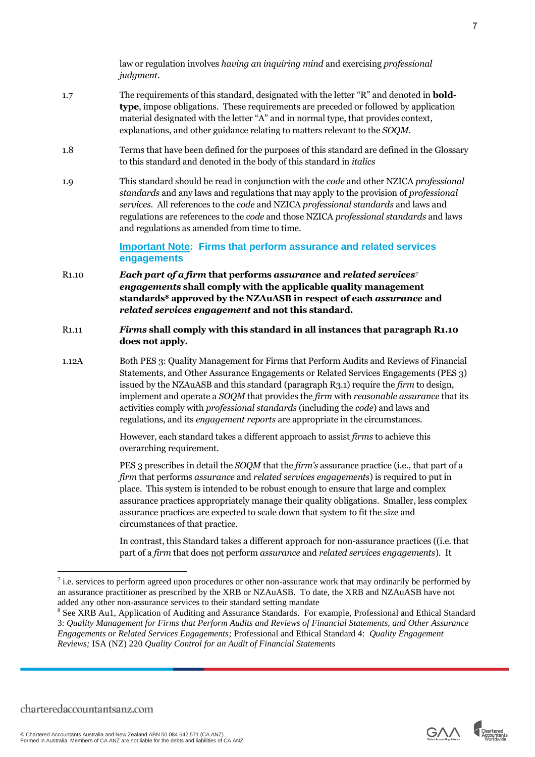law or regulation involves *having an inquiring mind* and exercising *professional judgment*.

1.7 The requirements of this standard, designated with the letter "R" and denoted in **bold-type**, impose obligations. These requirements are preceded or followed by application material designated with the letter "A" and in normal type, that provides context, explanations, and other guidance relating to matters relevant to the *SOQM*.

1.8 Terms that have been defined for the purposes of this standard are defined in the Glossary to this standard and denoted in the body of this standard in *italics*

1.9 This standard should be read in conjunction with the *code* and other NZICA *professional standards* and any laws and regulations that may apply to the provision of *professional services*. All references to the *code* and NZICA *professional standards* and laws and regulations are references to the *code* and those NZICA *professional standards* and laws and regulations as amended from time to time.

### Important Note: Firms that perform assurance and related services engagements

R1.10 ***Each part of a firm* that performs *assurance* and *related services*[7] *engagements* shall comply with the applicable quality management standards[8] approved by the NZAuASB in respect of each *assurance* and *related services engagement* and not this standard.**

R1.11 ***Firms* shall comply with this standard in all instances that paragraph R1.10 does not apply.**

1.12A Both PES 3: Quality Management for Firms that Perform Audits and Reviews of Financial Statements, and Other Assurance Engagements or Related Services Engagements (PES 3) issued by the NZAuASB and this standard (paragraph R3.1) require the *firm* to design, implement and operate a *SOQM* that provides the *firm* with *reasonable assurance* that its activities comply with *professional standards* (including the *code*) and laws and regulations, and its *engagement reports* are appropriate in the circumstances.

However, each standard takes a different approach to assist *firms* to achieve this overarching requirement.

PES 3 prescribes in detail the *SOQM* that the *firm's* assurance practice (i.e., that part of a *firm* that performs *assurance* and *related services engagements*) is required to put in place. This system is intended to be robust enough to ensure that large and complex assurance practices appropriately manage their quality obligations. Smaller, less complex assurance practices are expected to scale down that system to fit the size and circumstances of that practice.

In contrast, this Standard takes a different approach for non-assurance practices ((i.e. that part of a *firm* that does not perform *assurance* and *related services engagements*). It

---

[7] i.e. services to perform agreed upon procedures or other non-assurance work that may ordinarily be performed by an assurance practitioner as prescribed by the XRB or NZAuASB. To date, the XRB and NZAuASB have not added any other non-assurance services to their standard setting mandate

[8] See XRB Au1, Application of Auditing and Assurance Standards. For example, Professional and Ethical Standard 3: *Quality Management for Firms that Perform Audits and Reviews of Financial Statements, and Other Assurance Engagements or Related Services Engagements;* Professional and Ethical Standard 4: *Quality Engagement Reviews;* ISA (NZ) 220 *Quality Control for an Audit of Financial Statements*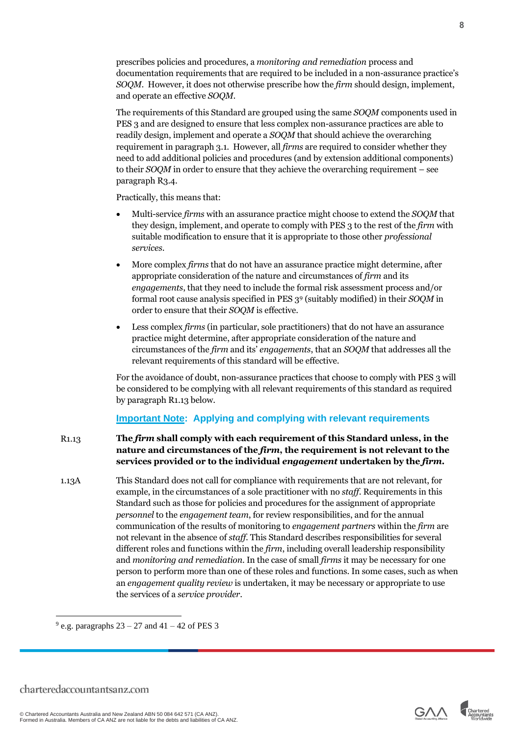prescribes policies and procedures, a *monitoring and remediation* process and documentation requirements that are required to be included in a non-assurance practice's *SOQM*. However, it does not otherwise prescribe how the *firm* should design, implement, and operate an effective *SOQM*.

The requirements of this Standard are grouped using the same *SOQM* components used in PES 3 and are designed to ensure that less complex non-assurance practices are able to readily design, implement and operate a *SOQM* that should achieve the overarching requirement in paragraph 3.1. However, all *firms* are required to consider whether they need to add additional policies and procedures (and by extension additional components) to their *SOQM* in order to ensure that they achieve the overarching requirement – see paragraph R3.4.

Practically, this means that:

- Multi-service *firms* with an assurance practice might choose to extend the *SOQM* that they design, implement, and operate to comply with PES 3 to the rest of the *firm* with suitable modification to ensure that it is appropriate to those other *professional services*.
- More complex *firms* that do not have an assurance practice might determine, after appropriate consideration of the nature and circumstances of *firm* and its *engagements*, that they need to include the formal risk assessment process and/or formal root cause analysis specified in PES 3[9] (suitably modified) in their *SOQM* in order to ensure that their *SOQM* is effective.
- Less complex *firms* (in particular, sole practitioners) that do not have an assurance practice might determine, after appropriate consideration of the nature and circumstances of the *firm* and its' *engagements*, that an *SOQM* that addresses all the relevant requirements of this standard will be effective.

For the avoidance of doubt, non-assurance practices that choose to comply with PES 3 will be considered to be complying with all relevant requirements of this standard as required by paragraph R1.13 below.

**Important Note: Applying and complying with relevant requirements**

R1.13 **The *firm* shall comply with each requirement of this Standard unless, in the nature and circumstances of the *firm*, the requirement is not relevant to the services provided or to the individual *engagement* undertaken by the *firm*.**

1.13A This Standard does not call for compliance with requirements that are not relevant, for example, in the circumstances of a sole practitioner with no *staff*. Requirements in this Standard such as those for policies and procedures for the assignment of appropriate *personnel* to the *engagement team*, for review responsibilities, and for the annual communication of the results of monitoring to *engagement partners* within the *firm* are not relevant in the absence of *staff*. This Standard describes responsibilities for several different roles and functions within the *firm*, including overall leadership responsibility and *monitoring and remediation*. In the case of small *firms* it may be necessary for one person to perform more than one of these roles and functions. In some cases, such as when an *engagement quality review* is undertaken, it may be necessary or appropriate to use the services of a *service provider*.

[9] e.g. paragraphs 23 – 27 and 41 – 42 of PES 3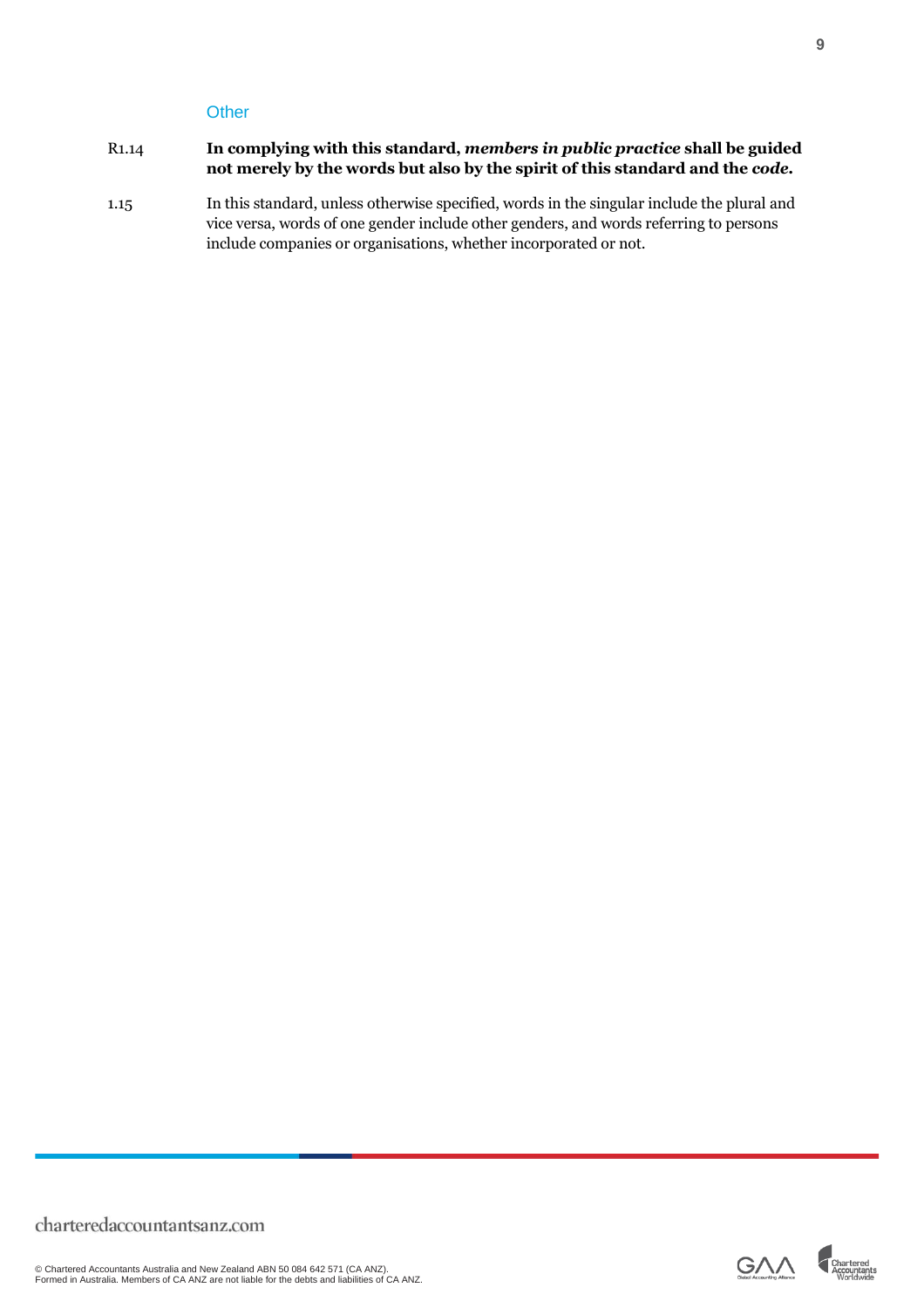### Other

R1.14 **In complying with this standard, *members in public practice* shall be guided not merely by the words but also by the spirit of this standard and the *code*.**

1.15 In this standard, unless otherwise specified, words in the singular include the plural and vice versa, words of one gender include other genders, and words referring to persons include companies or organisations, whether incorporated or not.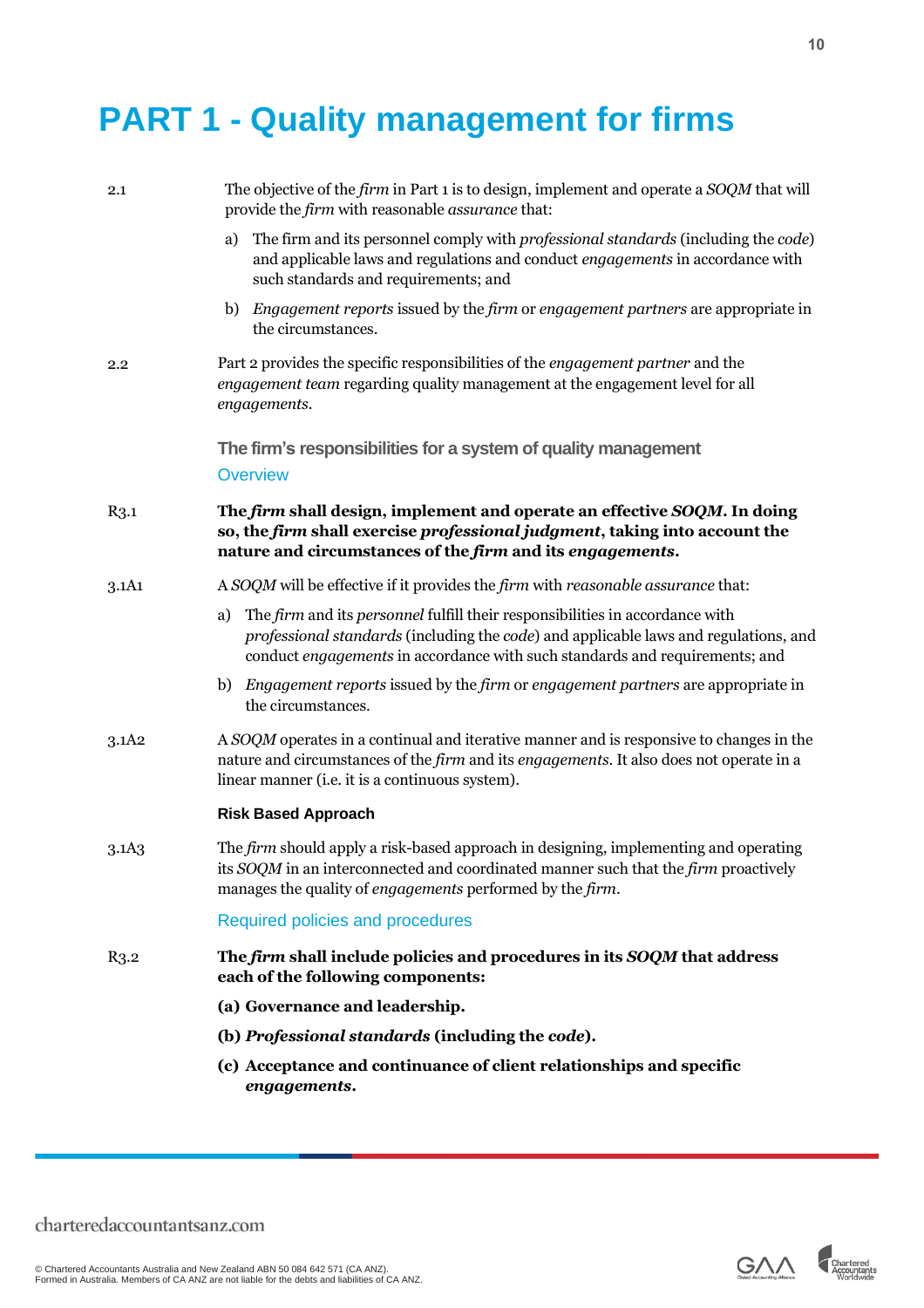# PART 1 - Quality management for firms

2.1 The objective of the *firm* in Part 1 is to design, implement and operate a *SOQM* that will provide the *firm* with reasonable *assurance* that:

a) The firm and its personnel comply with *professional standards* (including the *code*) and applicable laws and regulations and conduct *engagements* in accordance with such standards and requirements; and

b) *Engagement reports* issued by the *firm* or *engagement partners* are appropriate in the circumstances.

2.2 Part 2 provides the specific responsibilities of the *engagement partner* and the *engagement team* regarding quality management at the engagement level for all *engagements*.

## The firm's responsibilities for a system of quality management

### Overview

R3.1 **The *firm* shall design, implement and operate an effective *SOQM*. In doing so, the *firm* shall exercise *professional judgment*, taking into account the nature and circumstances of the *firm* and its *engagements*.**

3.1A1 A *SOQM* will be effective if it provides the *firm* with *reasonable assurance* that:

a) The *firm* and its *personnel* fulfill their responsibilities in accordance with *professional standards* (including the *code*) and applicable laws and regulations, and conduct *engagements* in accordance with such standards and requirements; and

b) *Engagement reports* issued by the *firm* or *engagement partners* are appropriate in the circumstances.

3.1A2 A *SOQM* operates in a continual and iterative manner and is responsive to changes in the nature and circumstances of the *firm* and its *engagements*. It also does not operate in a linear manner (i.e. it is a continuous system).

#### Risk Based Approach

3.1A3 The *firm* should apply a risk-based approach in designing, implementing and operating its *SOQM* in an interconnected and coordinated manner such that the *firm* proactively manages the quality of *engagements* performed by the *firm*.

### Required policies and procedures

R3.2 **The *firm* shall include policies and procedures in its *SOQM* that address each of the following components:**

**(a) Governance and leadership.**

**(b) *Professional standards* (including the *code*).**

**(c) Acceptance and continuance of client relationships and specific *engagements*.**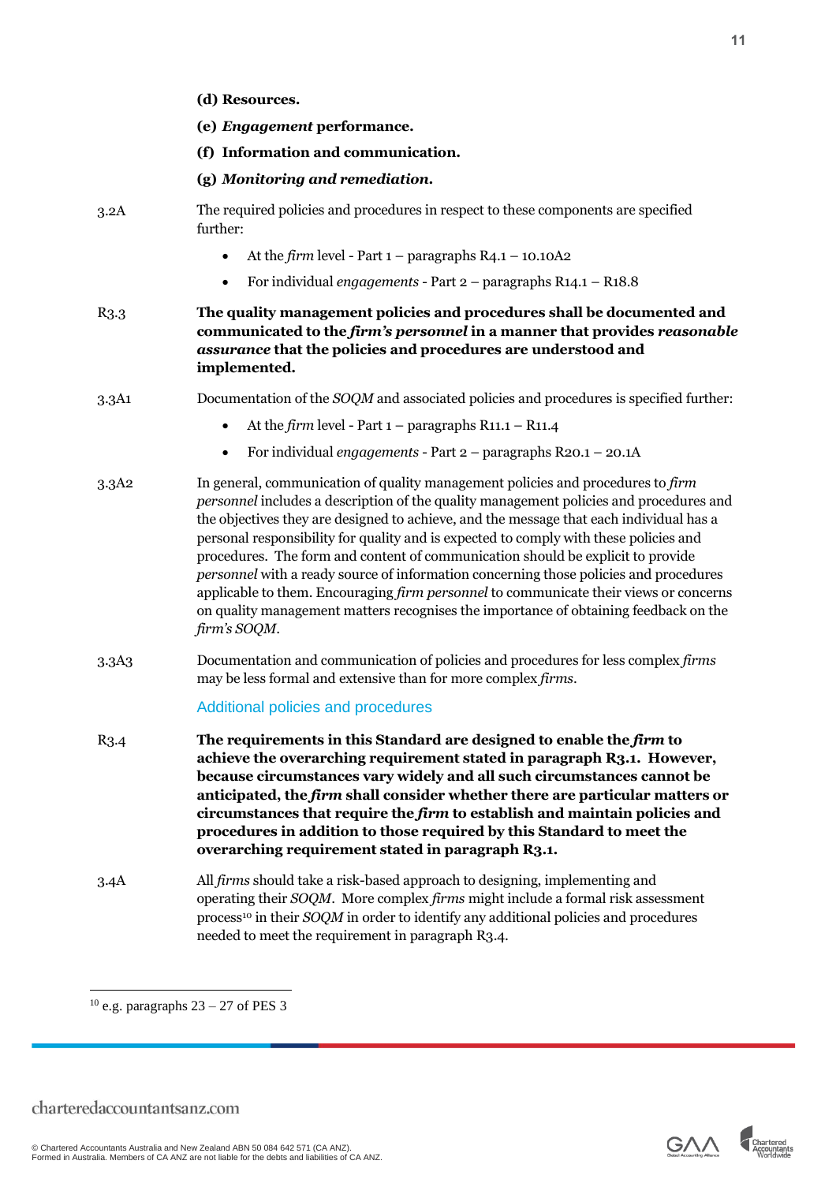**(d) Resources.**

**(e) *Engagement* performance.**

**(f) Information and communication.**

**(g) *Monitoring and remediation.***

3.2A The required policies and procedures in respect to these components are specified further:

- At the *firm* level - Part 1 – paragraphs R4.1 – 10.10A2
- For individual *engagements* - Part 2 – paragraphs R14.1 – R18.8

R3.3 **The quality management policies and procedures shall be documented and communicated to the *firm's personnel* in a manner that provides *reasonable assurance* that the policies and procedures are understood and implemented.**

3.3A1 Documentation of the *SOQM* and associated policies and procedures is specified further:

- At the *firm* level - Part 1 – paragraphs R11.1 – R11.4
- For individual *engagements* - Part 2 – paragraphs R20.1 – 20.1A

3.3A2 In general, communication of quality management policies and procedures to *firm personnel* includes a description of the quality management policies and procedures and the objectives they are designed to achieve, and the message that each individual has a personal responsibility for quality and is expected to comply with these policies and procedures. The form and content of communication should be explicit to provide *personnel* with a ready source of information concerning those policies and procedures applicable to them. Encouraging *firm personnel* to communicate their views or concerns on quality management matters recognises the importance of obtaining feedback on the *firm's SOQM*.

3.3A3 Documentation and communication of policies and procedures for less complex *firms* may be less formal and extensive than for more complex *firms*.

### Additional policies and procedures

R3.4 **The requirements in this Standard are designed to enable the *firm* to achieve the overarching requirement stated in paragraph R3.1. However, because circumstances vary widely and all such circumstances cannot be anticipated, the *firm* shall consider whether there are particular matters or circumstances that require the *firm* to establish and maintain policies and procedures in addition to those required by this Standard to meet the overarching requirement stated in paragraph R3.1.**

3.4A All *firms* should take a risk-based approach to designing, implementing and operating their *SOQM*. More complex *firms* might include a formal risk assessment process[10] in their *SOQM* in order to identify any additional policies and procedures needed to meet the requirement in paragraph R3.4.

[10] e.g. paragraphs 23 – 27 of PES 3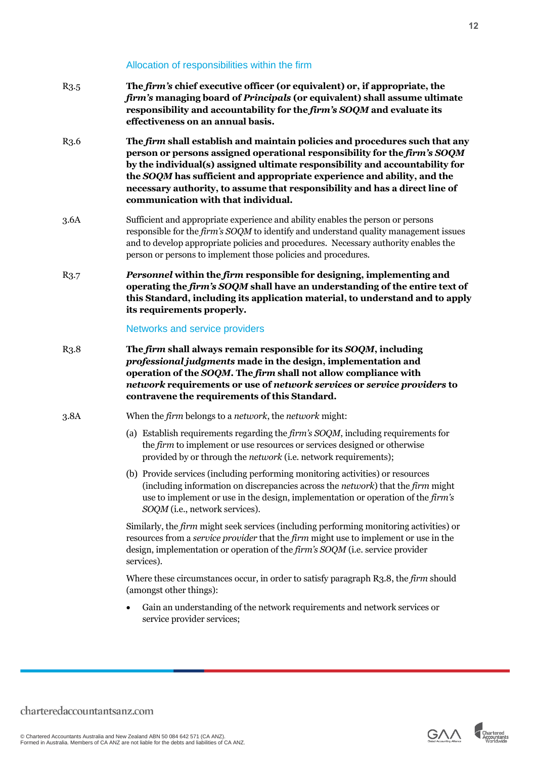### Allocation of responsibilities within the firm

R3.5 **The *firm's* chief executive officer (or equivalent) or, if appropriate, the *firm's* managing board of *Principals* (or equivalent) shall assume ultimate responsibility and accountability for the *firm's SOQM* and evaluate its effectiveness on an annual basis.**

R3.6 **The *firm* shall establish and maintain policies and procedures such that any person or persons assigned operational responsibility for the *firm's SOQM* by the individual(s) assigned ultimate responsibility and accountability for the *SOQM* has sufficient and appropriate experience and ability, and the necessary authority, to assume that responsibility and has a direct line of communication with that individual.**

3.6A Sufficient and appropriate experience and ability enables the person or persons responsible for the *firm's SOQM* to identify and understand quality management issues and to develop appropriate policies and procedures. Necessary authority enables the person or persons to implement those policies and procedures.

R3.7 ***Personnel* within the *firm* responsible for designing, implementing and operating the *firm's SOQM* shall have an understanding of the entire text of this Standard, including its application material, to understand and to apply its requirements properly.**

### Networks and service providers

R3.8 **The *firm* shall always remain responsible for its *SOQM*, including *professional judgments* made in the design, implementation and operation of the *SOQM*. The *firm* shall not allow compliance with *network* requirements or use of *network services* or *service providers* to contravene the requirements of this Standard.**

3.8A When the *firm* belongs to a *network*, the *network* might:

(a) Establish requirements regarding the *firm's SOQM*, including requirements for the *firm* to implement or use resources or services designed or otherwise provided by or through the *network* (i.e. network requirements);

(b) Provide services (including performing monitoring activities) or resources (including information on discrepancies across the *network*) that the *firm* might use to implement or use in the design, implementation or operation of the *firm's SOQM* (i.e., network services).

Similarly, the *firm* might seek services (including performing monitoring activities) or resources from a *service provider* that the *firm* might use to implement or use in the design, implementation or operation of the *firm's SOQM* (i.e. service provider services).

Where these circumstances occur, in order to satisfy paragraph R3.8, the *firm* should (amongst other things):

- Gain an understanding of the network requirements and network services or service provider services;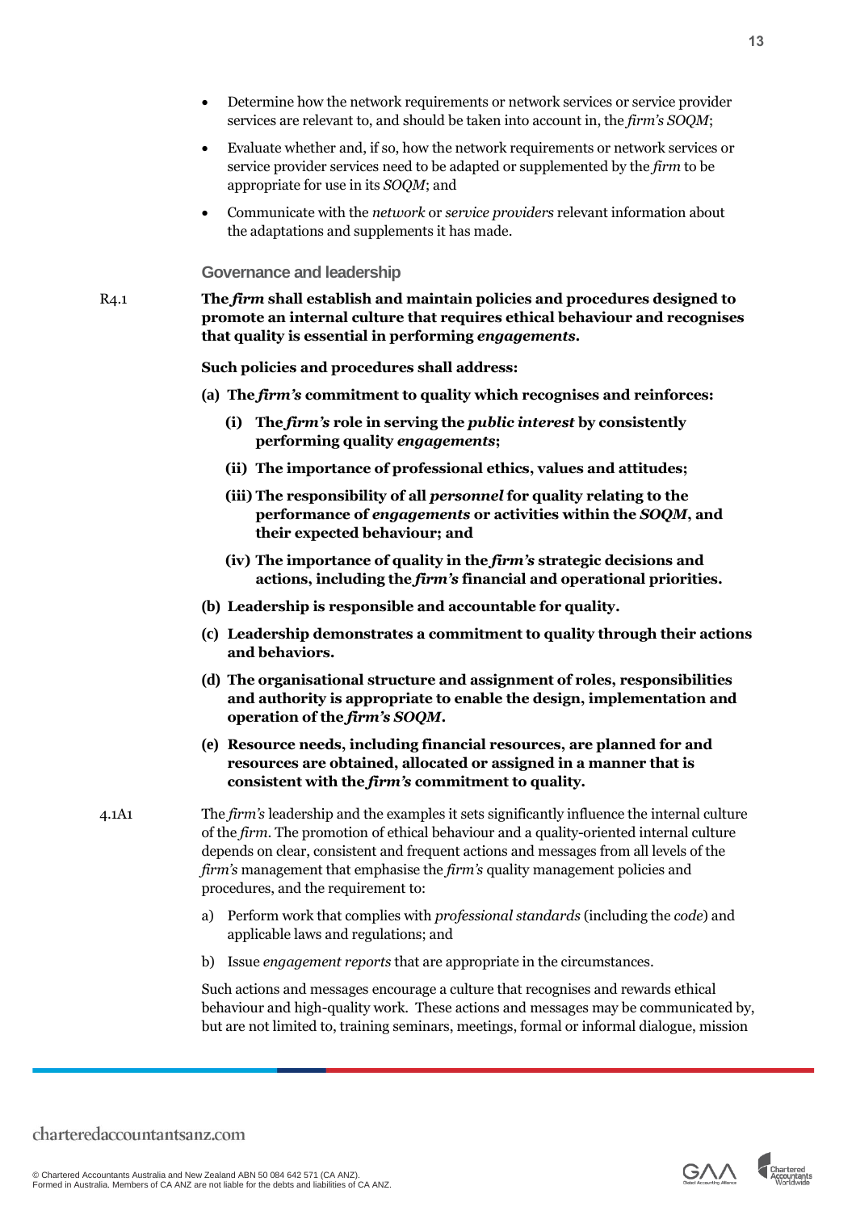- Determine how the network requirements or network services or service provider services are relevant to, and should be taken into account in, the *firm's SOQM*;
- Evaluate whether and, if so, how the network requirements or network services or service provider services need to be adapted or supplemented by the *firm* to be appropriate for use in its *SOQM*; and
- Communicate with the *network* or *service providers* relevant information about the adaptations and supplements it has made.

### Governance and leadership

R4.1 **The *firm* shall establish and maintain policies and procedures designed to promote an internal culture that requires ethical behaviour and recognises that quality is essential in performing *engagements*.**

**Such policies and procedures shall address:**

**(a) The *firm's* commitment to quality which recognises and reinforces:**

**(i) The *firm's* role in serving the *public interest* by consistently performing quality *engagements*;**

**(ii) The importance of professional ethics, values and attitudes;**

**(iii) The responsibility of all *personnel* for quality relating to the performance of *engagements* or activities within the *SOQM*, and their expected behaviour; and**

**(iv) The importance of quality in the *firm's* strategic decisions and actions, including the *firm's* financial and operational priorities.**

**(b) Leadership is responsible and accountable for quality.**

**(c) Leadership demonstrates a commitment to quality through their actions and behaviors.**

**(d) The organisational structure and assignment of roles, responsibilities and authority is appropriate to enable the design, implementation and operation of the *firm's SOQM*.**

**(e) Resource needs, including financial resources, are planned for and resources are obtained, allocated or assigned in a manner that is consistent with the *firm's* commitment to quality.**

4.1A1 The *firm's* leadership and the examples it sets significantly influence the internal culture of the *firm*. The promotion of ethical behaviour and a quality-oriented internal culture depends on clear, consistent and frequent actions and messages from all levels of the *firm's* management that emphasise the *firm's* quality management policies and procedures, and the requirement to:

a) Perform work that complies with *professional standards* (including the *code*) and applicable laws and regulations; and

b) Issue *engagement reports* that are appropriate in the circumstances.

Such actions and messages encourage a culture that recognises and rewards ethical behaviour and high-quality work. These actions and messages may be communicated by, but are not limited to, training seminars, meetings, formal or informal dialogue, mission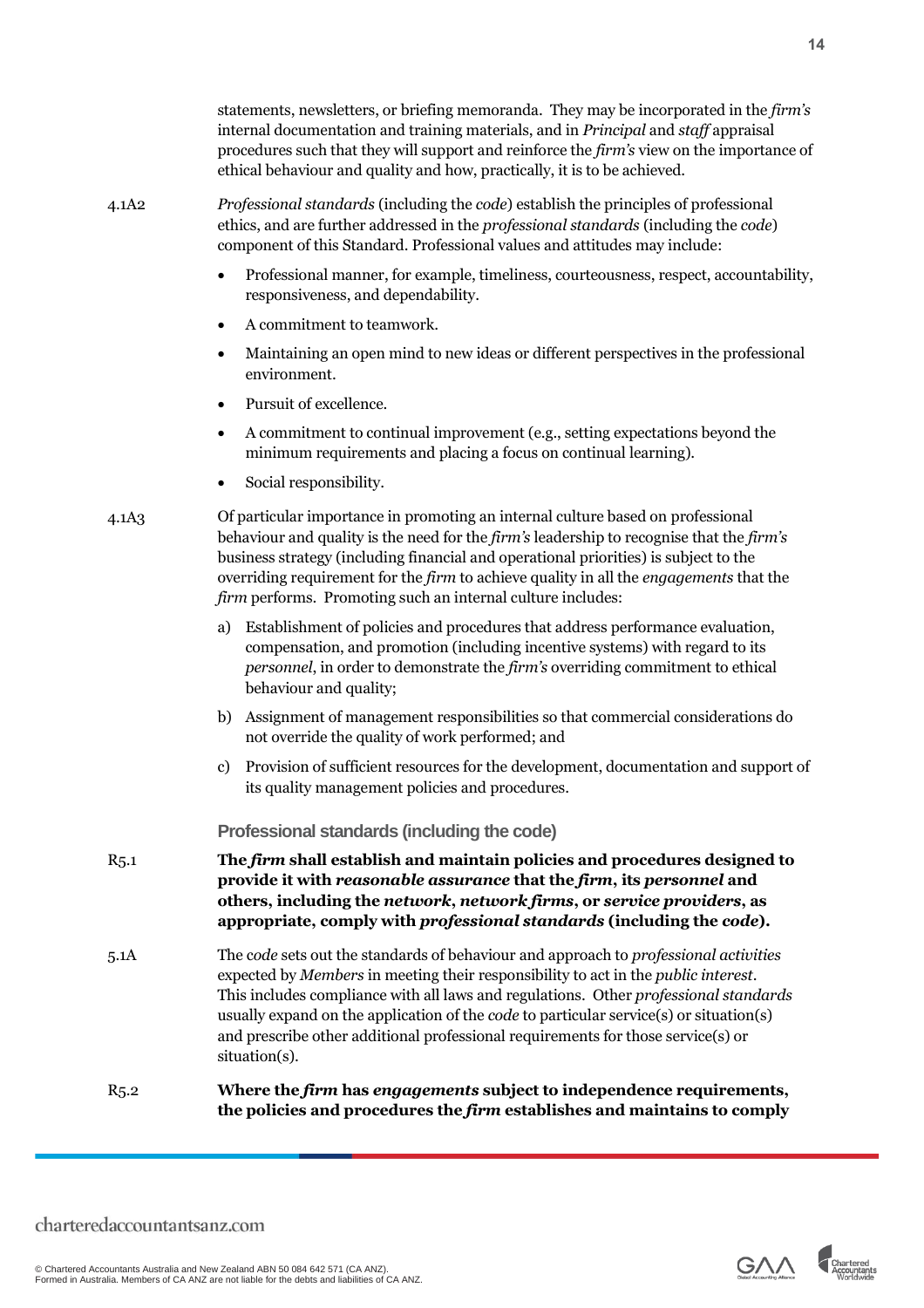statements, newsletters, or briefing memoranda. They may be incorporated in the *firm's* internal documentation and training materials, and in *Principal* and *staff* appraisal procedures such that they will support and reinforce the *firm's* view on the importance of ethical behaviour and quality and how, practically, it is to be achieved.

4.1A2 *Professional standards* (including the *code*) establish the principles of professional ethics, and are further addressed in the *professional standards* (including the *code*) component of this Standard. Professional values and attitudes may include:

- Professional manner, for example, timeliness, courteousness, respect, accountability, responsiveness, and dependability.
- A commitment to teamwork.
- Maintaining an open mind to new ideas or different perspectives in the professional environment.
- Pursuit of excellence.
- A commitment to continual improvement (e.g., setting expectations beyond the minimum requirements and placing a focus on continual learning).
- Social responsibility.

4.1A3 Of particular importance in promoting an internal culture based on professional behaviour and quality is the need for the *firm's* leadership to recognise that the *firm's* business strategy (including financial and operational priorities) is subject to the overriding requirement for the *firm* to achieve quality in all the *engagements* that the *firm* performs. Promoting such an internal culture includes:

a) Establishment of policies and procedures that address performance evaluation, compensation, and promotion (including incentive systems) with regard to its *personnel*, in order to demonstrate the *firm's* overriding commitment to ethical behaviour and quality;

b) Assignment of management responsibilities so that commercial considerations do not override the quality of work performed; and

c) Provision of sufficient resources for the development, documentation and support of its quality management policies and procedures.

### Professional standards (including the code)

R5.1 **The *firm* shall establish and maintain policies and procedures designed to provide it with *reasonable assurance* that the *firm*, its *personnel* and others, including the *network*, *network firms*, or *service providers*, as appropriate, comply with *professional standards* (including the *code*).**

5.1A The *code* sets out the standards of behaviour and approach to *professional activities* expected by *Members* in meeting their responsibility to act in the *public interest*. This includes compliance with all laws and regulations. Other *professional standards* usually expand on the application of the *code* to particular service(s) or situation(s) and prescribe other additional professional requirements for those service(s) or situation(s).

R5.2 **Where the *firm* has *engagements* subject to independence requirements, the policies and procedures the *firm* establishes and maintains to comply**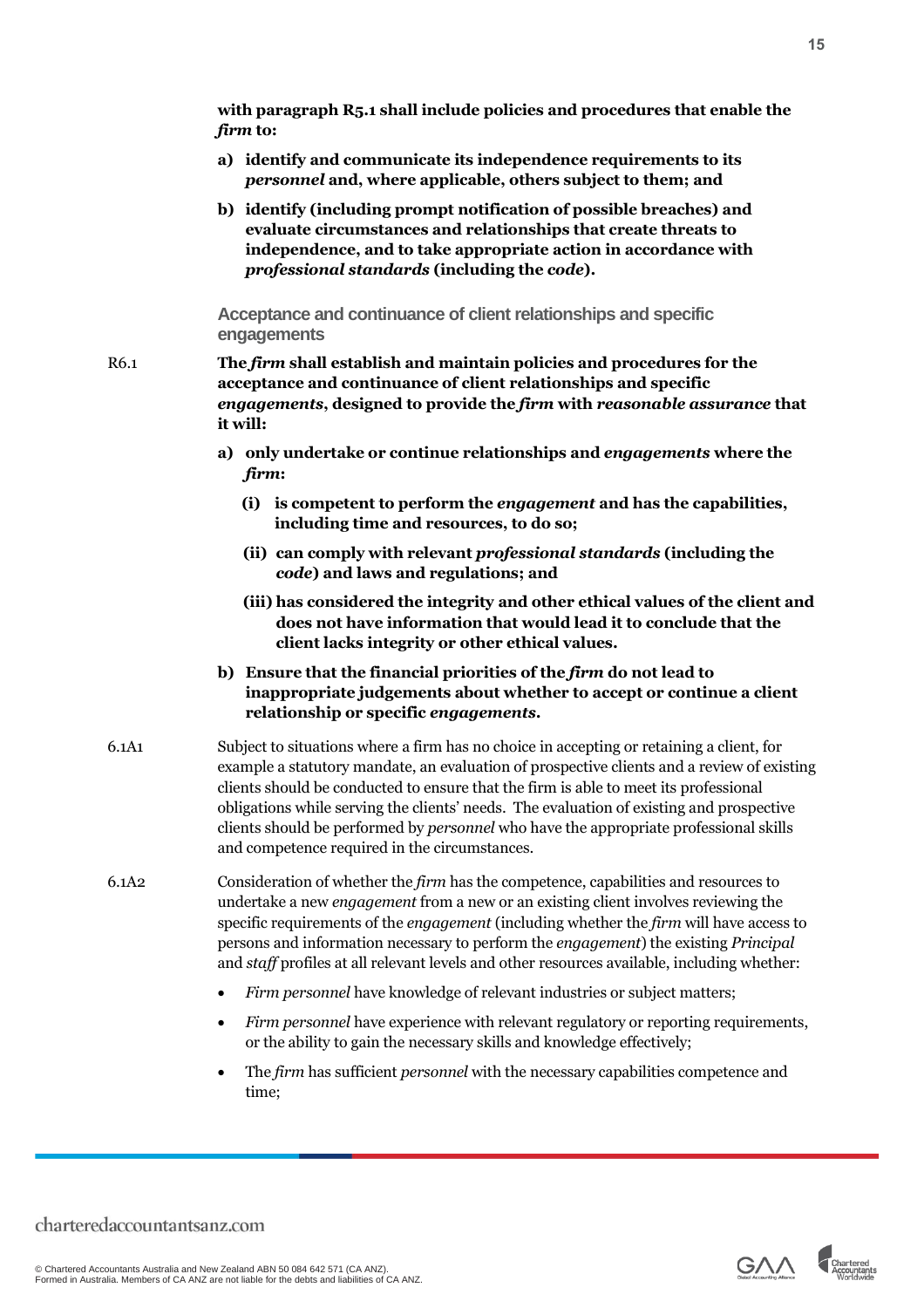**with paragraph R5.1 shall include policies and procedures that enable the *firm* to:**

**a) identify and communicate its independence requirements to its *personnel* and, where applicable, others subject to them; and**

**b) identify (including prompt notification of possible breaches) and evaluate circumstances and relationships that create threats to independence, and to take appropriate action in accordance with *professional standards* (including the *code*).**

### Acceptance and continuance of client relationships and specific engagements

R6.1 **The *firm* shall establish and maintain policies and procedures for the acceptance and continuance of client relationships and specific *engagements*, designed to provide the *firm* with *reasonable assurance* that it will:**

**a) only undertake or continue relationships and *engagements* where the *firm*:**

**(i) is competent to perform the *engagement* and has the capabilities, including time and resources, to do so;**

**(ii) can comply with relevant *professional standards* (including the *code*) and laws and regulations; and**

**(iii) has considered the integrity and other ethical values of the client and does not have information that would lead it to conclude that the client lacks integrity or other ethical values.**

**b) Ensure that the financial priorities of the *firm* do not lead to inappropriate judgements about whether to accept or continue a client relationship or specific *engagements*.**

6.1A1 Subject to situations where a firm has no choice in accepting or retaining a client, for example a statutory mandate, an evaluation of prospective clients and a review of existing clients should be conducted to ensure that the firm is able to meet its professional obligations while serving the clients' needs. The evaluation of existing and prospective clients should be performed by *personnel* who have the appropriate professional skills and competence required in the circumstances.

6.1A2 Consideration of whether the *firm* has the competence, capabilities and resources to undertake a new *engagement* from a new or an existing client involves reviewing the specific requirements of the *engagement* (including whether the *firm* will have access to persons and information necessary to perform the *engagement*) the existing *Principal* and *staff* profiles at all relevant levels and other resources available, including whether:

- *Firm personnel* have knowledge of relevant industries or subject matters;
- *Firm personnel* have experience with relevant regulatory or reporting requirements, or the ability to gain the necessary skills and knowledge effectively;
- The *firm* has sufficient *personnel* with the necessary capabilities competence and time;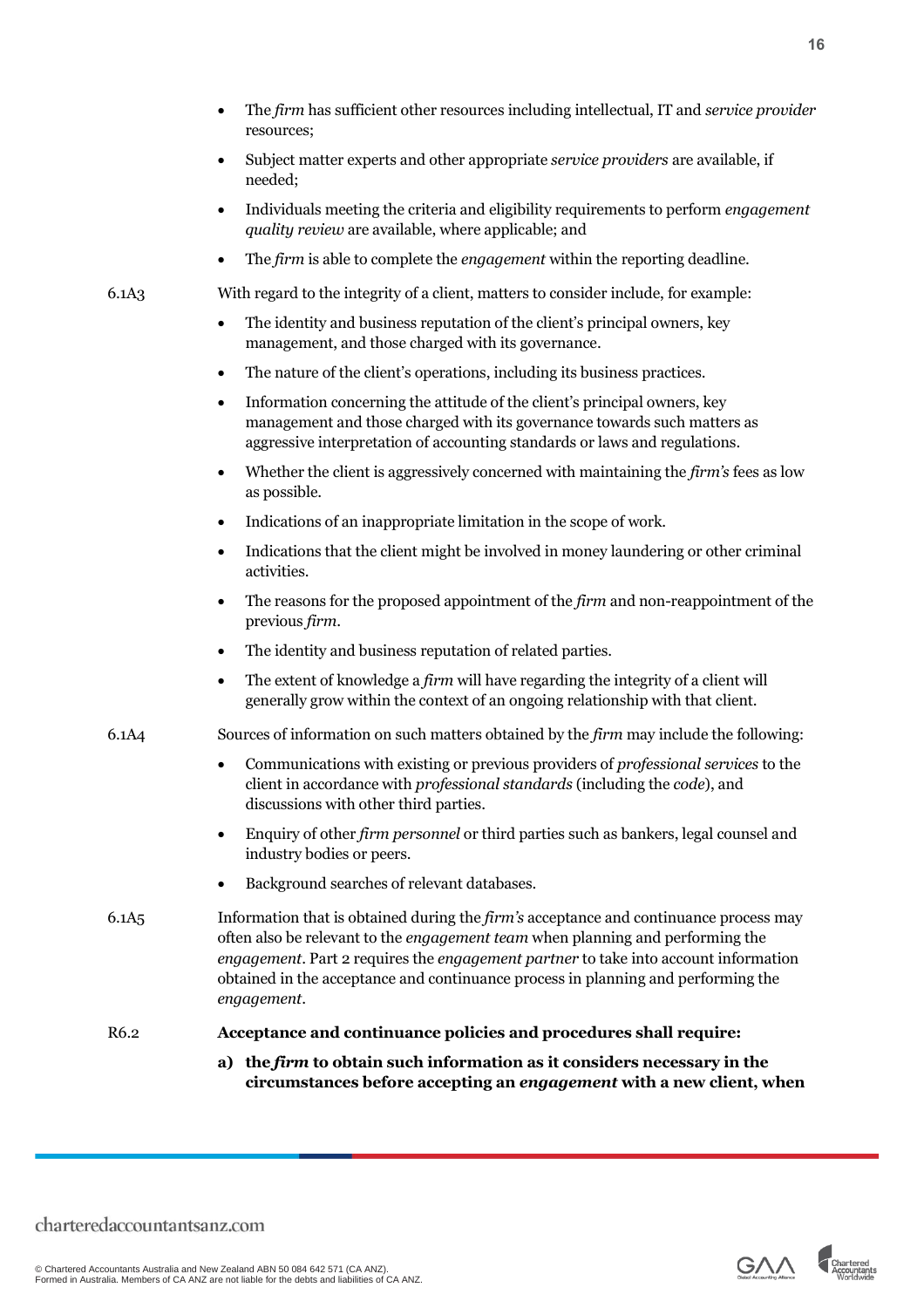- The *firm* has sufficient other resources including intellectual, IT and *service provider* resources;
- Subject matter experts and other appropriate *service providers* are available, if needed;
- Individuals meeting the criteria and eligibility requirements to perform *engagement quality review* are available, where applicable; and
- The *firm* is able to complete the *engagement* within the reporting deadline.

6.1A3 With regard to the integrity of a client, matters to consider include, for example:

- The identity and business reputation of the client's principal owners, key management, and those charged with its governance.
- The nature of the client's operations, including its business practices.
- Information concerning the attitude of the client's principal owners, key management and those charged with its governance towards such matters as aggressive interpretation of accounting standards or laws and regulations.
- Whether the client is aggressively concerned with maintaining the *firm's* fees as low as possible.
- Indications of an inappropriate limitation in the scope of work.
- Indications that the client might be involved in money laundering or other criminal activities.
- The reasons for the proposed appointment of the *firm* and non-reappointment of the previous *firm*.
- The identity and business reputation of related parties.
- The extent of knowledge a *firm* will have regarding the integrity of a client will generally grow within the context of an ongoing relationship with that client.

6.1A4 Sources of information on such matters obtained by the *firm* may include the following:

- Communications with existing or previous providers of *professional services* to the client in accordance with *professional standards* (including the *code*), and discussions with other third parties.
- Enquiry of other *firm personnel* or third parties such as bankers, legal counsel and industry bodies or peers.
- Background searches of relevant databases.

6.1A5 Information that is obtained during the *firm's* acceptance and continuance process may often also be relevant to the *engagement team* when planning and performing the *engagement*. Part 2 requires the *engagement partner* to take into account information obtained in the acceptance and continuance process in planning and performing the *engagement*.

R6.2 **Acceptance and continuance policies and procedures shall require:**

**a) the *firm* to obtain such information as it considers necessary in the circumstances before accepting an *engagement* with a new client, when**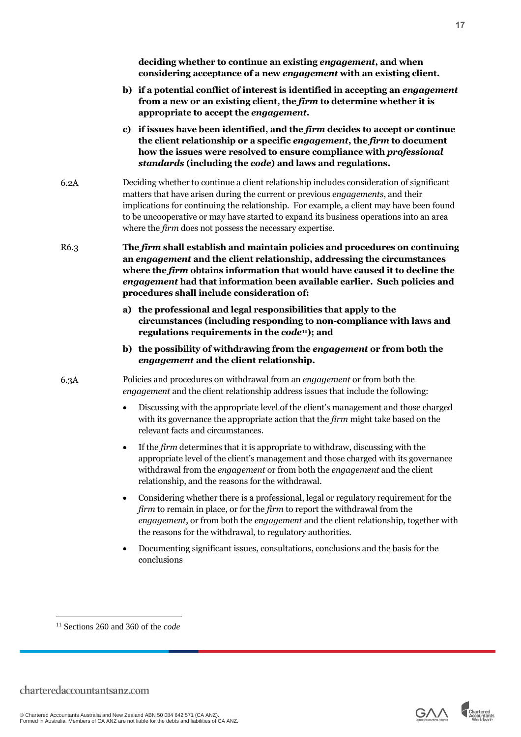**deciding whether to continue an existing *engagement*, and when considering acceptance of a new *engagement* with an existing client.**

**b) if a potential conflict of interest is identified in accepting an *engagement* from a new or an existing client, the *firm* to determine whether it is appropriate to accept the *engagement*.**

**c) if issues have been identified, and the *firm* decides to accept or continue the client relationship or a specific *engagement*, the *firm* to document how the issues were resolved to ensure compliance with *professional standards* (including the *code*) and laws and regulations.**

6.2A Deciding whether to continue a client relationship includes consideration of significant matters that have arisen during the current or previous *engagements*, and their implications for continuing the relationship. For example, a client may have been found to be uncooperative or may have started to expand its business operations into an area where the *firm* does not possess the necessary expertise.

R6.3 **The *firm* shall establish and maintain policies and procedures on continuing an *engagement* and the client relationship, addressing the circumstances where the *firm* obtains information that would have caused it to decline the *engagement* had that information been available earlier. Such policies and procedures shall include consideration of:**

**a) the professional and legal responsibilities that apply to the circumstances (including responding to non-compliance with laws and regulations requirements in the *code*[11]); and**

**b) the possibility of withdrawing from the *engagement* or from both the *engagement* and the client relationship.**

6.3A Policies and procedures on withdrawal from an *engagement* or from both the *engagement* and the client relationship address issues that include the following:

- Discussing with the appropriate level of the client's management and those charged with its governance the appropriate action that the *firm* might take based on the relevant facts and circumstances.
- If the *firm* determines that it is appropriate to withdraw, discussing with the appropriate level of the client's management and those charged with its governance withdrawal from the *engagement* or from both the *engagement* and the client relationship, and the reasons for the withdrawal.
- Considering whether there is a professional, legal or regulatory requirement for the *firm* to remain in place, or for the *firm* to report the withdrawal from the *engagement*, or from both the *engagement* and the client relationship, together with the reasons for the withdrawal, to regulatory authorities.
- Documenting significant issues, consultations, conclusions and the basis for the conclusions

[11] Sections 260 and 360 of the *code*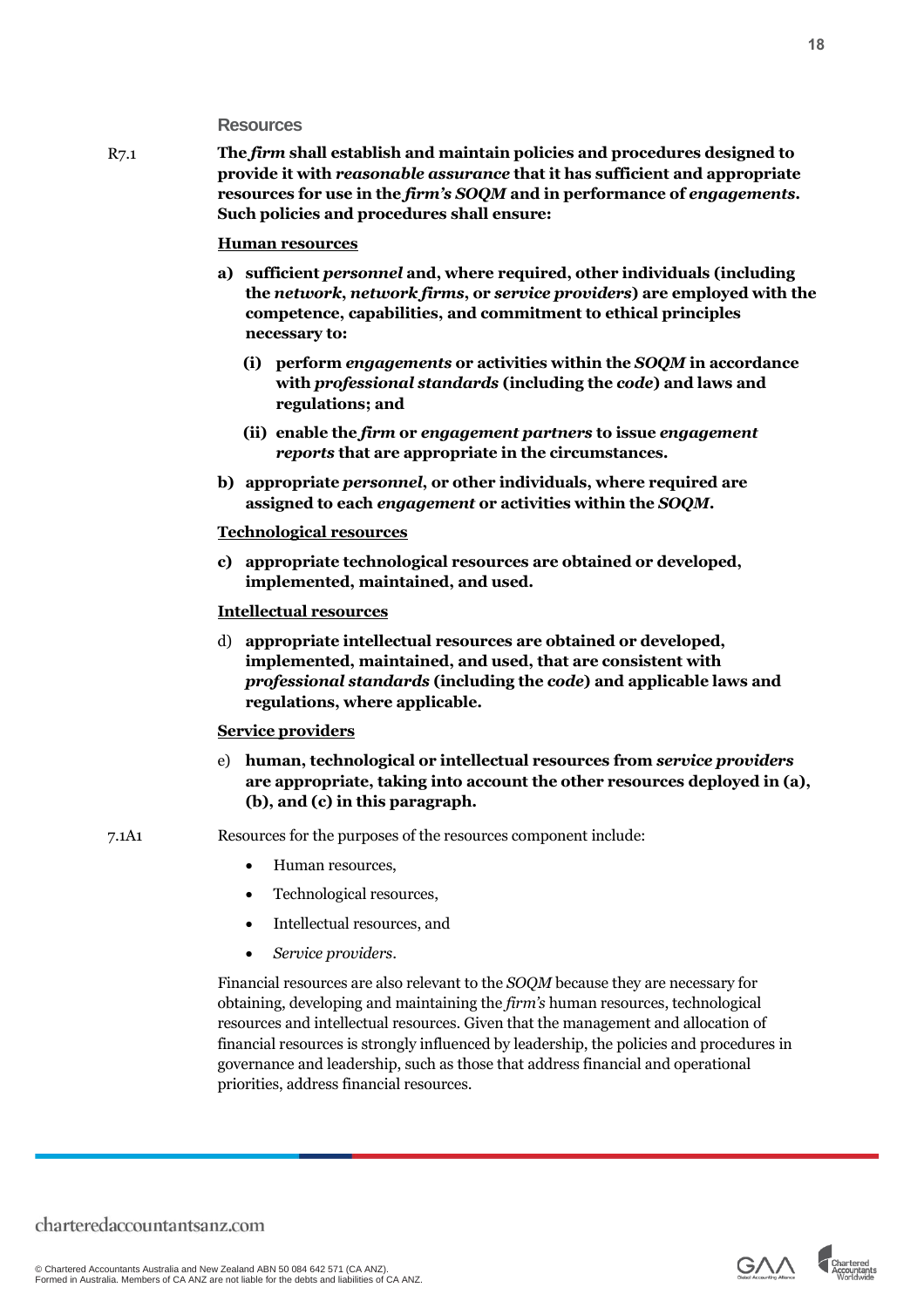### Resources

R7.1 **The *firm* shall establish and maintain policies and procedures designed to provide it with *reasonable assurance* that it has sufficient and appropriate resources for use in the *firm's SOQM* and in performance of *engagements*. Such policies and procedures shall ensure:**

<u>**Human resources**</u>

a) **sufficient *personnel* and, where required, other individuals (including the *network*, *network firms*, or *service providers*) are employed with the competence, capabilities, and commitment to ethical principles necessary to:**

   (i) **perform *engagements* or activities within the *SOQM* in accordance with *professional standards* (including the *code*) and laws and regulations; and**

   (ii) **enable the *firm* or *engagement partners* to issue *engagement reports* that are appropriate in the circumstances.**

b) **appropriate *personnel*, or other individuals, where required are assigned to each *engagement* or activities within the *SOQM*.**

<u>**Technological resources**</u>

c) **appropriate technological resources are obtained or developed, implemented, maintained, and used.**

<u>**Intellectual resources**</u>

d) **appropriate intellectual resources are obtained or developed, implemented, maintained, and used, that are consistent with *professional standards* (including the *code*) and applicable laws and regulations, where applicable.**

<u>**Service providers**</u>

e) **human, technological or intellectual resources from *service providers* are appropriate, taking into account the other resources deployed in (a), (b), and (c) in this paragraph.**

7.1A1 Resources for the purposes of the resources component include:

- Human resources,
- Technological resources,
- Intellectual resources, and
- *Service providers*.

Financial resources are also relevant to the *SOQM* because they are necessary for obtaining, developing and maintaining the *firm's* human resources, technological resources and intellectual resources. Given that the management and allocation of financial resources is strongly influenced by leadership, the policies and procedures in governance and leadership, such as those that address financial and operational priorities, address financial resources.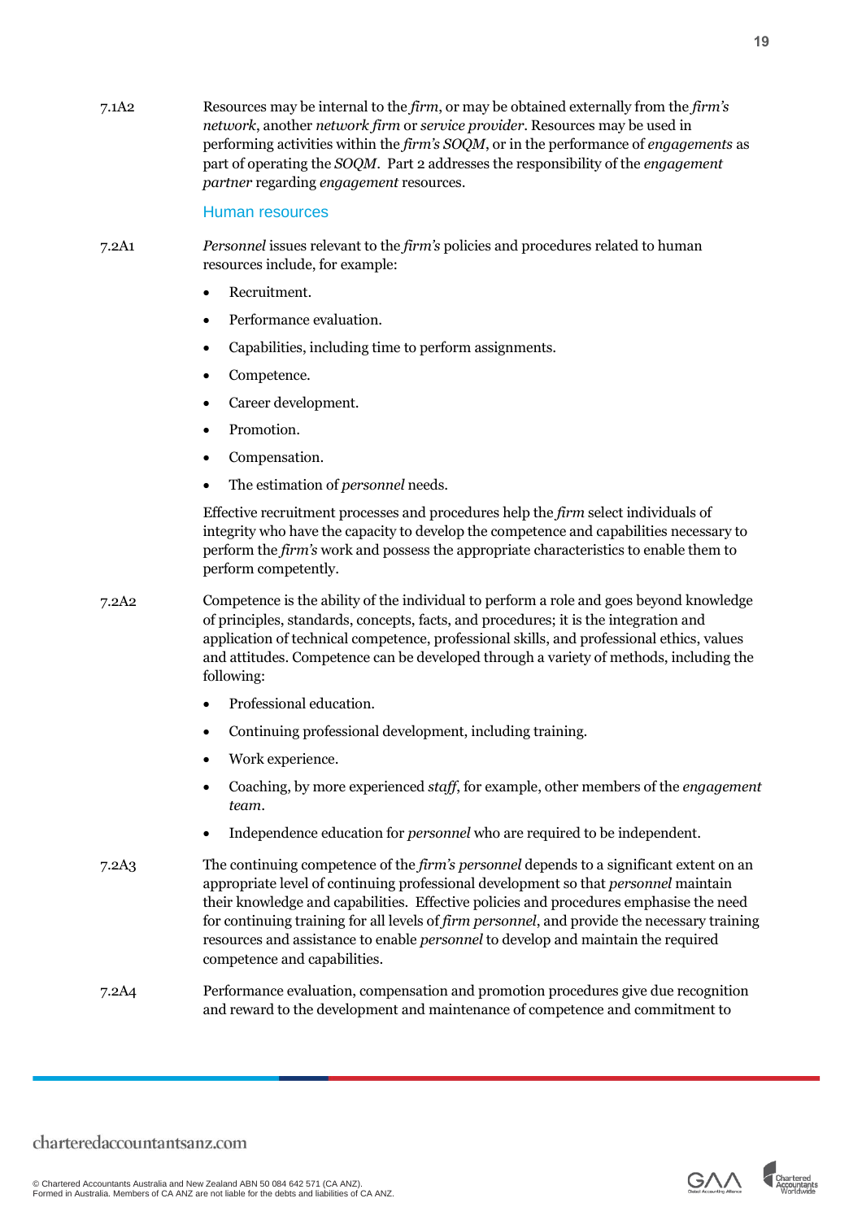7.1A2 Resources may be internal to the *firm*, or may be obtained externally from the *firm's network*, another *network firm* or *service provider*. Resources may be used in performing activities within the *firm's SOQM*, or in the performance of *engagements* as part of operating the *SOQM*. Part 2 addresses the responsibility of the *engagement partner* regarding *engagement* resources.

### Human resources

7.2A1 *Personnel* issues relevant to the *firm's* policies and procedures related to human resources include, for example:

- Recruitment.
- Performance evaluation.
- Capabilities, including time to perform assignments.
- Competence.
- Career development.
- Promotion.
- Compensation.
- The estimation of *personnel* needs.

Effective recruitment processes and procedures help the *firm* select individuals of integrity who have the capacity to develop the competence and capabilities necessary to perform the *firm's* work and possess the appropriate characteristics to enable them to perform competently.

7.2A2 Competence is the ability of the individual to perform a role and goes beyond knowledge of principles, standards, concepts, facts, and procedures; it is the integration and application of technical competence, professional skills, and professional ethics, values and attitudes. Competence can be developed through a variety of methods, including the following:

- Professional education.
- Continuing professional development, including training.
- Work experience.
- Coaching, by more experienced *staff*, for example, other members of the *engagement team*.
- Independence education for *personnel* who are required to be independent.

7.2A3 The continuing competence of the *firm's personnel* depends to a significant extent on an appropriate level of continuing professional development so that *personnel* maintain their knowledge and capabilities. Effective policies and procedures emphasise the need for continuing training for all levels of *firm personnel*, and provide the necessary training resources and assistance to enable *personnel* to develop and maintain the required competence and capabilities.

7.2A4 Performance evaluation, compensation and promotion procedures give due recognition and reward to the development and maintenance of competence and commitment to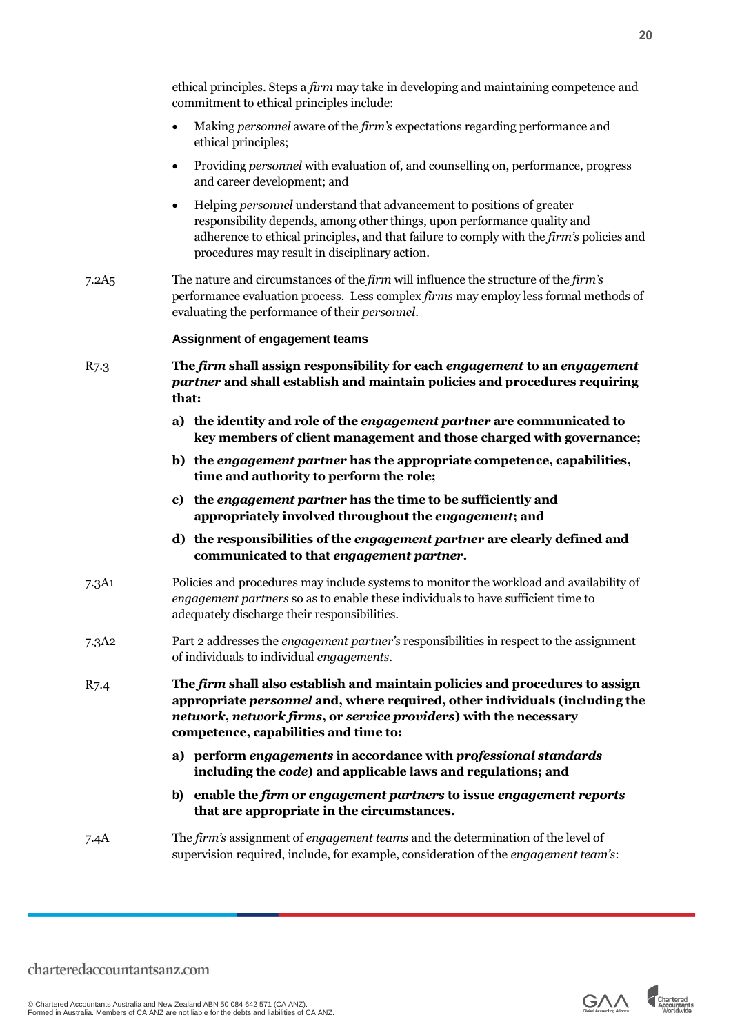ethical principles. Steps a *firm* may take in developing and maintaining competence and commitment to ethical principles include:

- Making *personnel* aware of the *firm's* expectations regarding performance and ethical principles;
- Providing *personnel* with evaluation of, and counselling on, performance, progress and career development; and
- Helping *personnel* understand that advancement to positions of greater responsibility depends, among other things, upon performance quality and adherence to ethical principles, and that failure to comply with the *firm's* policies and procedures may result in disciplinary action.

7.2A5 The nature and circumstances of the *firm* will influence the structure of the *firm's* performance evaluation process. Less complex *firms* may employ less formal methods of evaluating the performance of their *personnel*.

#### Assignment of engagement teams

R7.3 **The *firm* shall assign responsibility for each *engagement* to an *engagement partner* and shall establish and maintain policies and procedures requiring that:**

**a) the identity and role of the *engagement partner* are communicated to key members of client management and those charged with governance;**

**b) the *engagement partner* has the appropriate competence, capabilities, time and authority to perform the role;**

**c) the *engagement partner* has the time to be sufficiently and appropriately involved throughout the *engagement*; and**

**d) the responsibilities of the *engagement partner* are clearly defined and communicated to that *engagement partner*.**

7.3A1 Policies and procedures may include systems to monitor the workload and availability of *engagement partners* so as to enable these individuals to have sufficient time to adequately discharge their responsibilities.

7.3A2 Part 2 addresses the *engagement partner's* responsibilities in respect to the assignment of individuals to individual *engagements*.

R7.4 **The *firm* shall also establish and maintain policies and procedures to assign appropriate *personnel* and, where required, other individuals (including the *network*, *network firms*, or *service providers*) with the necessary competence, capabilities and time to:**

**a) perform *engagements* in accordance with *professional standards* including the *code*) and applicable laws and regulations; and**

**b) enable the *firm* or *engagement partners* to issue *engagement reports* that are appropriate in the circumstances.**

7.4A The *firm's* assignment of *engagement teams* and the determination of the level of supervision required, include, for example, consideration of the *engagement team's*: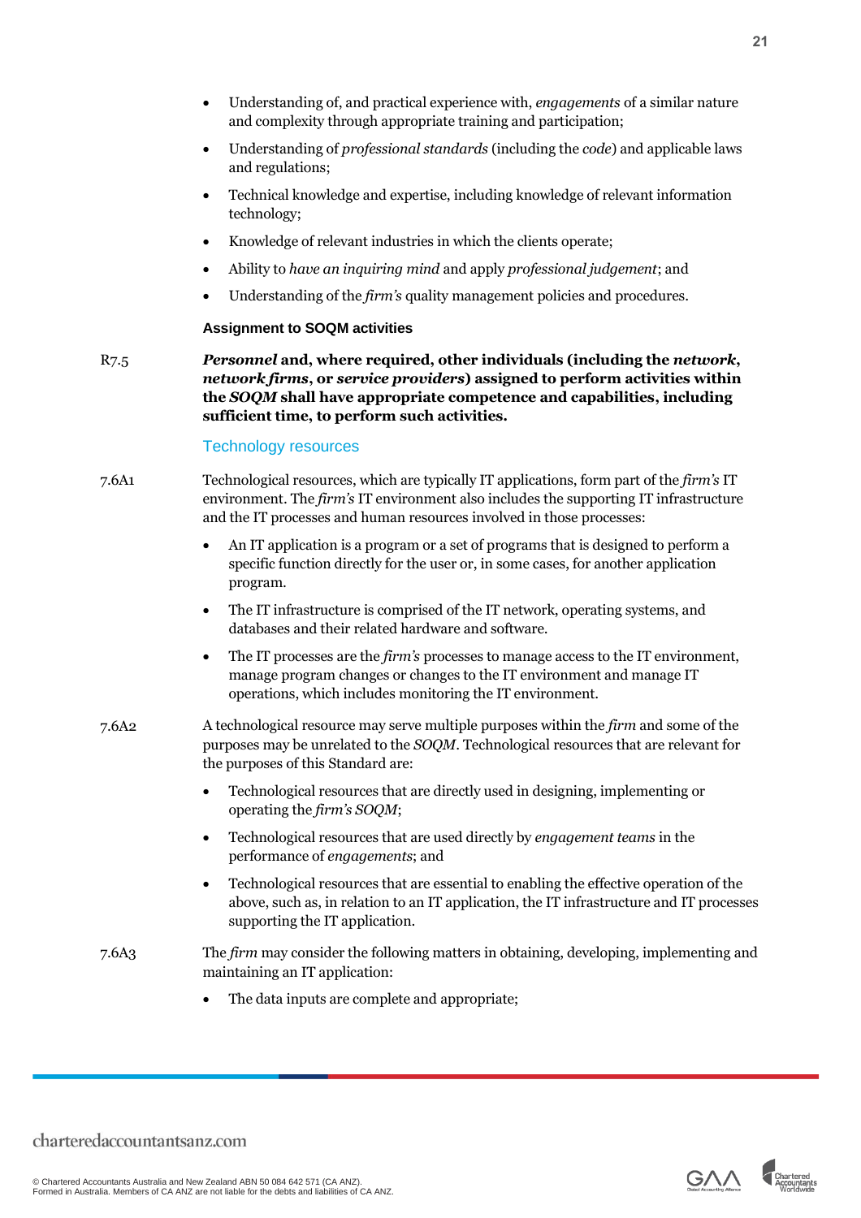- Understanding of, and practical experience with, *engagements* of a similar nature and complexity through appropriate training and participation;
- Understanding of *professional standards* (including the *code*) and applicable laws and regulations;
- Technical knowledge and expertise, including knowledge of relevant information technology;
- Knowledge of relevant industries in which the clients operate;
- Ability to *have an inquiring mind* and apply *professional judgement*; and
- Understanding of the *firm's* quality management policies and procedures.

#### Assignment to SOQM activities

R7.5 ***Personnel*** **and, where required, other individuals (including the** ***network*****,** ***network firms*****, or** ***service providers*****) assigned to perform activities within the** ***SOQM*** **shall have appropriate competence and capabilities, including sufficient time, to perform such activities.**

### Technology resources

7.6A1 Technological resources, which are typically IT applications, form part of the *firm's* IT environment. The *firm's* IT environment also includes the supporting IT infrastructure and the IT processes and human resources involved in those processes:

- An IT application is a program or a set of programs that is designed to perform a specific function directly for the user or, in some cases, for another application program.
- The IT infrastructure is comprised of the IT network, operating systems, and databases and their related hardware and software.
- The IT processes are the *firm's* processes to manage access to the IT environment, manage program changes or changes to the IT environment and manage IT operations, which includes monitoring the IT environment.

7.6A2 A technological resource may serve multiple purposes within the *firm* and some of the purposes may be unrelated to the *SOQM*. Technological resources that are relevant for the purposes of this Standard are:

- Technological resources that are directly used in designing, implementing or operating the *firm's SOQM*;
- Technological resources that are used directly by *engagement teams* in the performance of *engagements*; and
- Technological resources that are essential to enabling the effective operation of the above, such as, in relation to an IT application, the IT infrastructure and IT processes supporting the IT application.

7.6A3 The *firm* may consider the following matters in obtaining, developing, implementing and maintaining an IT application:

- The data inputs are complete and appropriate;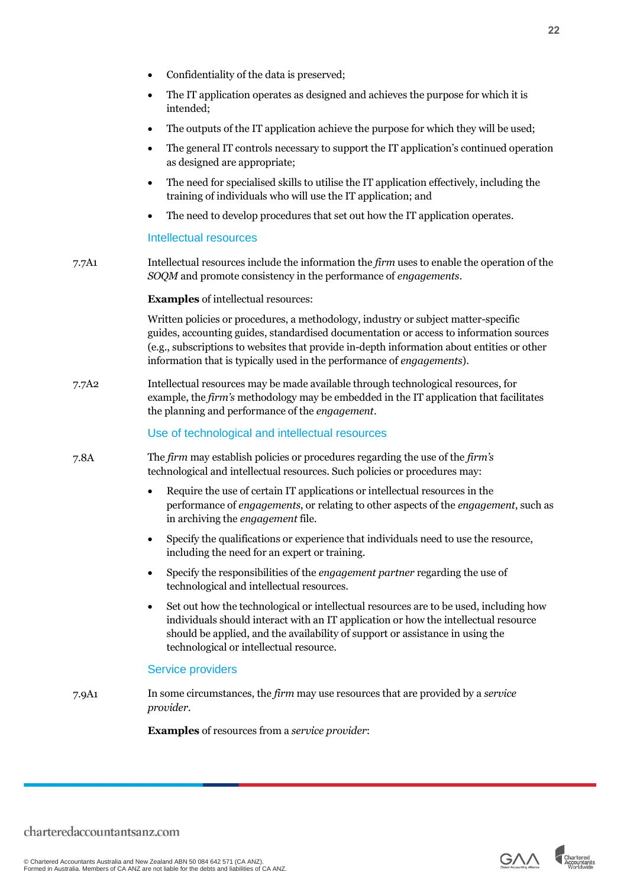- Confidentiality of the data is preserved;
- The IT application operates as designed and achieves the purpose for which it is intended;
- The outputs of the IT application achieve the purpose for which they will be used;
- The general IT controls necessary to support the IT application's continued operation as designed are appropriate;
- The need for specialised skills to utilise the IT application effectively, including the training of individuals who will use the IT application; and
- The need to develop procedures that set out how the IT application operates.

### Intellectual resources

7.7A1 Intellectual resources include the information the *firm* uses to enable the operation of the *SOQM* and promote consistency in the performance of *engagements*.

**Examples** of intellectual resources:

Written policies or procedures, a methodology, industry or subject matter-specific guides, accounting guides, standardised documentation or access to information sources (e.g., subscriptions to websites that provide in-depth information about entities or other information that is typically used in the performance of *engagements*).

7.7A2 Intellectual resources may be made available through technological resources, for example, the *firm's* methodology may be embedded in the IT application that facilitates the planning and performance of the *engagement*.

### Use of technological and intellectual resources

7.8A The *firm* may establish policies or procedures regarding the use of the *firm's* technological and intellectual resources. Such policies or procedures may:

- Require the use of certain IT applications or intellectual resources in the performance of *engagements*, or relating to other aspects of the *engagement*, such as in archiving the *engagement* file.
- Specify the qualifications or experience that individuals need to use the resource, including the need for an expert or training.
- Specify the responsibilities of the *engagement partner* regarding the use of technological and intellectual resources.
- Set out how the technological or intellectual resources are to be used, including how individuals should interact with an IT application or how the intellectual resource should be applied, and the availability of support or assistance in using the technological or intellectual resource.

### Service providers

7.9A1 In some circumstances, the *firm* may use resources that are provided by a *service provider*.

**Examples** of resources from a *service provider*: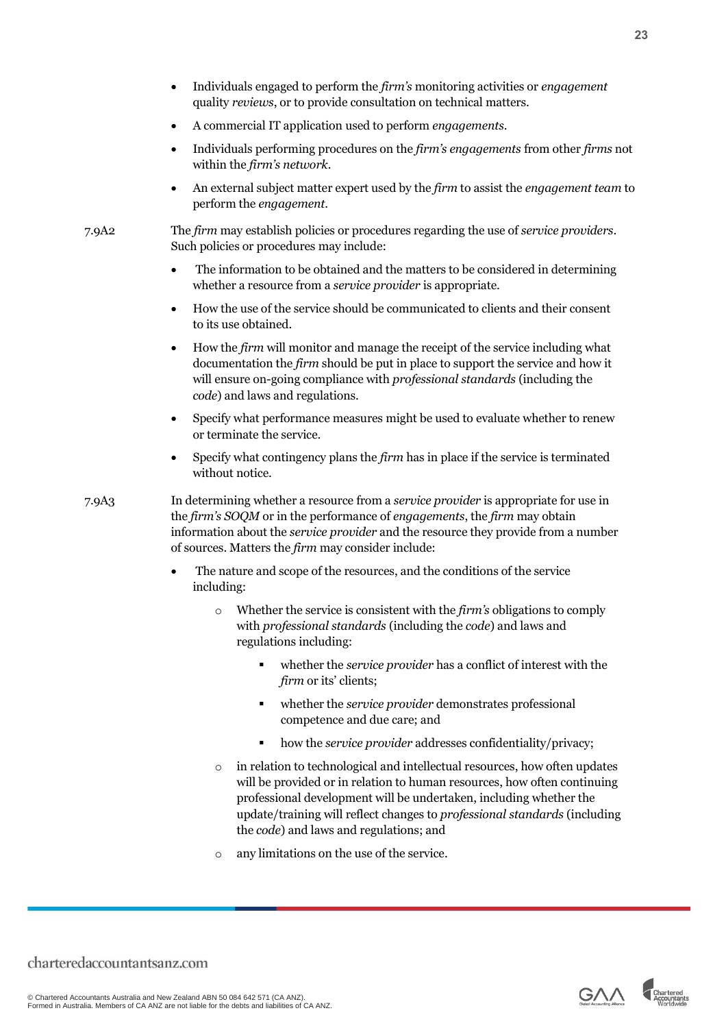- Individuals engaged to perform the *firm's* monitoring activities or *engagement* quality *reviews*, or to provide consultation on technical matters.
- A commercial IT application used to perform *engagements*.
- Individuals performing procedures on the *firm's engagements* from other *firms* not within the *firm's network*.
- An external subject matter expert used by the *firm* to assist the *engagement team* to perform the *engagement*.

7.9A2 The *firm* may establish policies or procedures regarding the use of *service providers*. Such policies or procedures may include:

- The information to be obtained and the matters to be considered in determining whether a resource from a *service provider* is appropriate.
- How the use of the service should be communicated to clients and their consent to its use obtained.
- How the *firm* will monitor and manage the receipt of the service including what documentation the *firm* should be put in place to support the service and how it will ensure on-going compliance with *professional standards* (including the *code*) and laws and regulations.
- Specify what performance measures might be used to evaluate whether to renew or terminate the service.
- Specify what contingency plans the *firm* has in place if the service is terminated without notice.

7.9A3 In determining whether a resource from a *service provider* is appropriate for use in the *firm's SOQM* or in the performance of *engagements*, the *firm* may obtain information about the *service provider* and the resource they provide from a number of sources. Matters the *firm* may consider include:

- The nature and scope of the resources, and the conditions of the service including:
    - Whether the service is consistent with the *firm's* obligations to comply with *professional standards* (including the *code*) and laws and regulations including:
        - whether the *service provider* has a conflict of interest with the *firm* or its' clients;
        - whether the *service provider* demonstrates professional competence and due care; and
        - how the *service provider* addresses confidentiality/privacy;
    - in relation to technological and intellectual resources, how often updates will be provided or in relation to human resources, how often continuing professional development will be undertaken, including whether the update/training will reflect changes to *professional standards* (including the *code*) and laws and regulations; and
    - any limitations on the use of the service.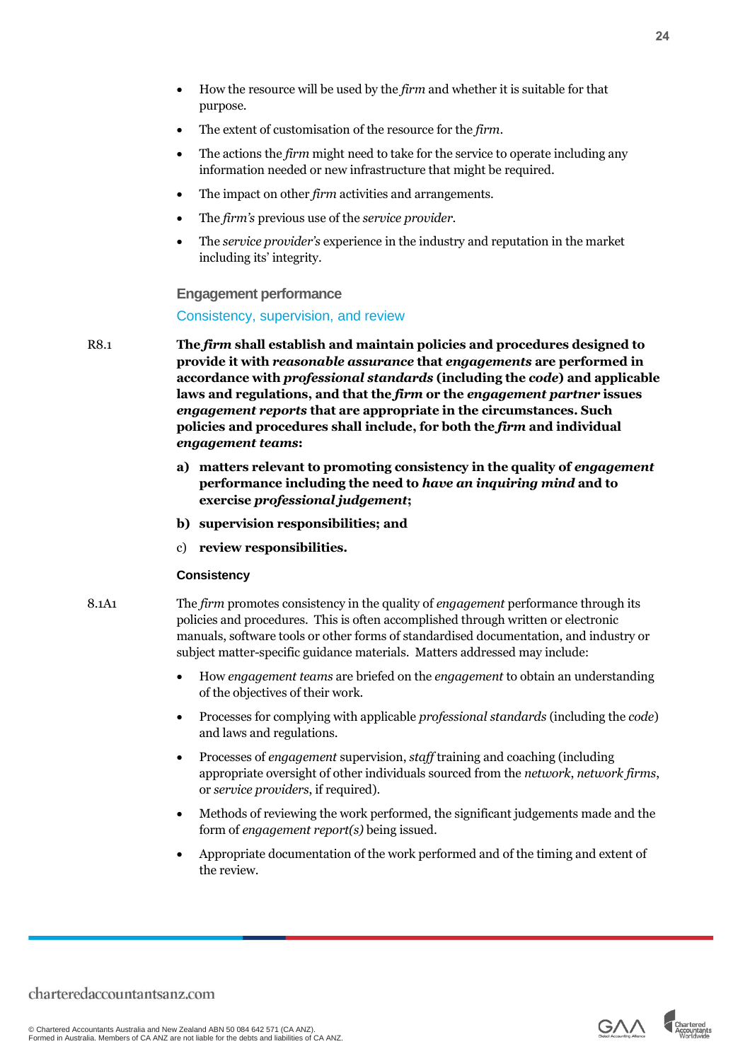- How the resource will be used by the *firm* and whether it is suitable for that purpose.
- The extent of customisation of the resource for the *firm*.
- The actions the *firm* might need to take for the service to operate including any information needed or new infrastructure that might be required.
- The impact on other *firm* activities and arrangements.
- The *firm's* previous use of the *service provider*.
- The *service provider's* experience in the industry and reputation in the market including its' integrity.

## Engagement performance

### Consistency, supervision, and review

R8.1 **The *firm* shall establish and maintain policies and procedures designed to provide it with *reasonable assurance* that *engagements* are performed in accordance with *professional standards* (including the *code*) and applicable laws and regulations, and that the *firm* or the *engagement partner* issues *engagement reports* that are appropriate in the circumstances. Such policies and procedures shall include, for both the *firm* and individual *engagement teams*:**

**a) matters relevant to promoting consistency in the quality of *engagement* performance including the need to *have an inquiring mind* and to exercise *professional judgement*;**

**b) supervision responsibilities; and**

c) **review responsibilities.**

#### Consistency

8.1A1 The *firm* promotes consistency in the quality of *engagement* performance through its policies and procedures. This is often accomplished through written or electronic manuals, software tools or other forms of standardised documentation, and industry or subject matter-specific guidance materials. Matters addressed may include:

- How *engagement teams* are briefed on the *engagement* to obtain an understanding of the objectives of their work.
- Processes for complying with applicable *professional standards* (including the *code*) and laws and regulations.
- Processes of *engagement* supervision, *staff* training and coaching (including appropriate oversight of other individuals sourced from the *network*, *network firms*, or *service providers*, if required).
- Methods of reviewing the work performed, the significant judgements made and the form of *engagement report(s)* being issued.
- Appropriate documentation of the work performed and of the timing and extent of the review.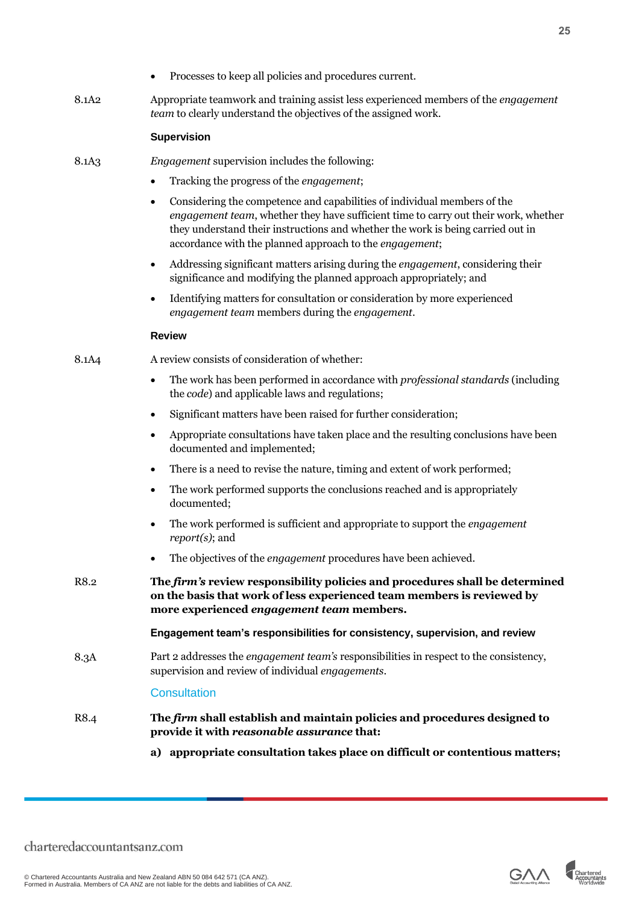- Processes to keep all policies and procedures current.

8.1A2 Appropriate teamwork and training assist less experienced members of the *engagement team* to clearly understand the objectives of the assigned work.

**Supervision**

8.1A3 *Engagement* supervision includes the following:

- Tracking the progress of the *engagement*;
- Considering the competence and capabilities of individual members of the *engagement team*, whether they have sufficient time to carry out their work, whether they understand their instructions and whether the work is being carried out in accordance with the planned approach to the *engagement*;
- Addressing significant matters arising during the *engagement*, considering their significance and modifying the planned approach appropriately; and
- Identifying matters for consultation or consideration by more experienced *engagement team* members during the *engagement*.

**Review**

8.1A4 A review consists of consideration of whether:

- The work has been performed in accordance with *professional standards* (including the *code*) and applicable laws and regulations;
- Significant matters have been raised for further consideration;
- Appropriate consultations have taken place and the resulting conclusions have been documented and implemented;
- There is a need to revise the nature, timing and extent of work performed;
- The work performed supports the conclusions reached and is appropriately documented;
- The work performed is sufficient and appropriate to support the *engagement report(s)*; and
- The objectives of the *engagement* procedures have been achieved.

R8.2 **The *firm's* review responsibility policies and procedures shall be determined on the basis that work of less experienced team members is reviewed by more experienced *engagement team* members.**

**Engagement team's responsibilities for consistency, supervision, and review**

8.3A Part 2 addresses the *engagement team's* responsibilities in respect to the consistency, supervision and review of individual *engagements*.

### Consultation

R8.4 **The *firm* shall establish and maintain policies and procedures designed to provide it with *reasonable assurance* that:**

**a) appropriate consultation takes place on difficult or contentious matters;**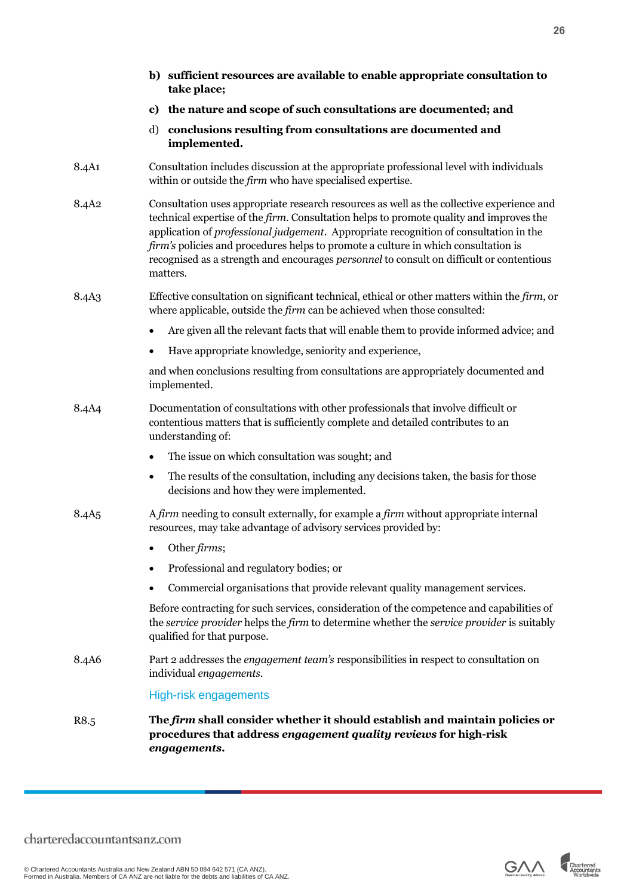**b) sufficient resources are available to enable appropriate consultation to take place;**

**c) the nature and scope of such consultations are documented; and**

d) **conclusions resulting from consultations are documented and implemented.**

8.4A1 Consultation includes discussion at the appropriate professional level with individuals within or outside the *firm* who have specialised expertise.

8.4A2 Consultation uses appropriate research resources as well as the collective experience and technical expertise of the *firm*. Consultation helps to promote quality and improves the application of *professional judgement*. Appropriate recognition of consultation in the *firm's* policies and procedures helps to promote a culture in which consultation is recognised as a strength and encourages *personnel* to consult on difficult or contentious matters.

8.4A3 Effective consultation on significant technical, ethical or other matters within the *firm*, or where applicable, outside the *firm* can be achieved when those consulted:

- Are given all the relevant facts that will enable them to provide informed advice; and
- Have appropriate knowledge, seniority and experience,

and when conclusions resulting from consultations are appropriately documented and implemented.

8.4A4 Documentation of consultations with other professionals that involve difficult or contentious matters that is sufficiently complete and detailed contributes to an understanding of:

- The issue on which consultation was sought; and
- The results of the consultation, including any decisions taken, the basis for those decisions and how they were implemented.

8.4A5 A *firm* needing to consult externally, for example a *firm* without appropriate internal resources, may take advantage of advisory services provided by:

- Other *firms*;
- Professional and regulatory bodies; or
- Commercial organisations that provide relevant quality management services.

Before contracting for such services, consideration of the competence and capabilities of the *service provider* helps the *firm* to determine whether the *service provider* is suitably qualified for that purpose.

8.4A6 Part 2 addresses the *engagement team's* responsibilities in respect to consultation on individual *engagements*.

### High-risk engagements

R8.5 **The *firm* shall consider whether it should establish and maintain policies or procedures that address *engagement quality reviews* for high-risk *engagements*.**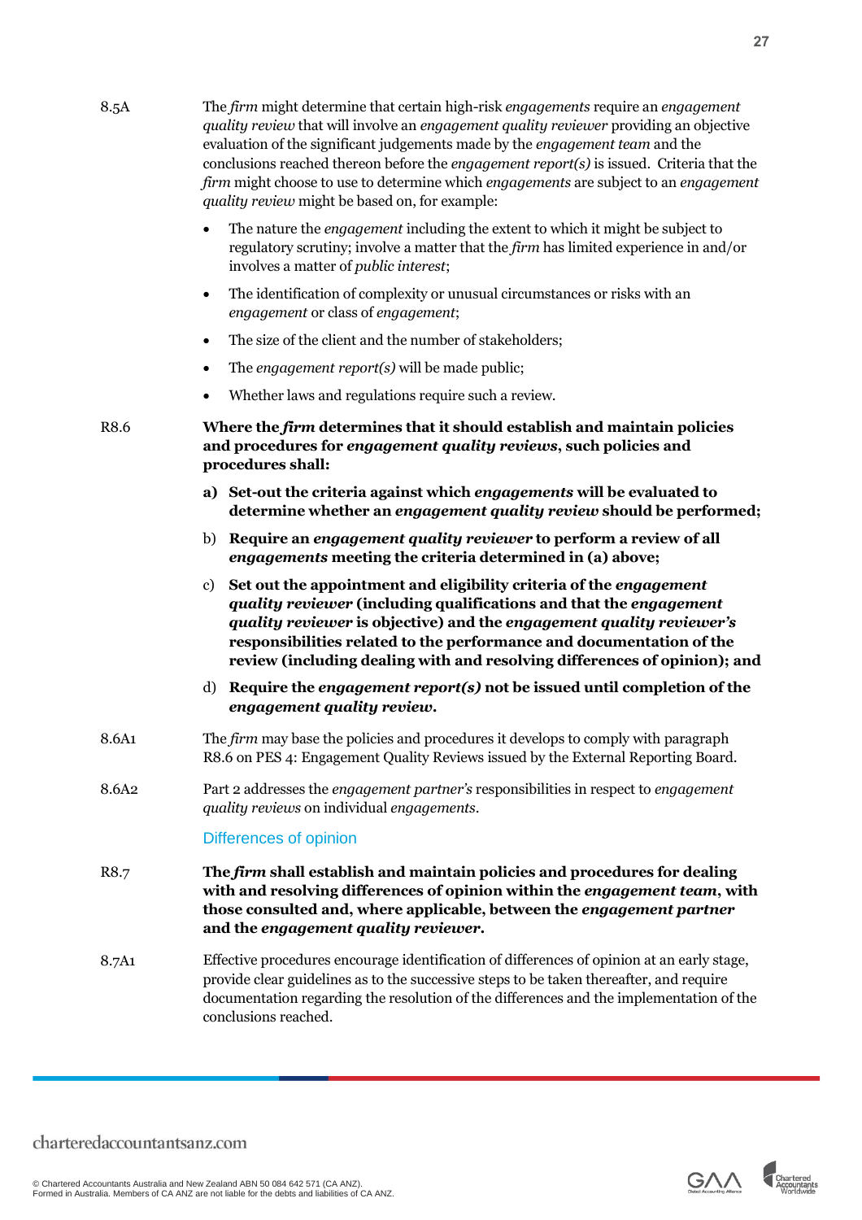8.5A The *firm* might determine that certain high-risk *engagements* require an *engagement quality review* that will involve an *engagement quality reviewer* providing an objective evaluation of the significant judgements made by the *engagement team* and the conclusions reached thereon before the *engagement report(s)* is issued. Criteria that the *firm* might choose to use to determine which *engagements* are subject to an *engagement quality review* might be based on, for example:

- The nature the *engagement* including the extent to which it might be subject to regulatory scrutiny; involve a matter that the *firm* has limited experience in and/or involves a matter of *public interest*;
- The identification of complexity or unusual circumstances or risks with an *engagement* or class of *engagement*;
- The size of the client and the number of stakeholders;
- The *engagement report(s)* will be made public;
- Whether laws and regulations require such a review.

R8.6 **Where the *firm* determines that it should establish and maintain policies and procedures for *engagement quality reviews*, such policies and procedures shall:**

a) **Set-out the criteria against which *engagements* will be evaluated to determine whether an *engagement quality review* should be performed;**

b) **Require an *engagement quality reviewer* to perform a review of all *engagements* meeting the criteria determined in (a) above;**

c) **Set out the appointment and eligibility criteria of the *engagement quality reviewer* (including qualifications and that the *engagement quality reviewer* is objective) and the *engagement quality reviewer's* responsibilities related to the performance and documentation of the review (including dealing with and resolving differences of opinion); and**

d) **Require the *engagement report(s)* not be issued until completion of the *engagement quality review*.**

8.6A1 The *firm* may base the policies and procedures it develops to comply with paragraph R8.6 on PES 4: Engagement Quality Reviews issued by the External Reporting Board.

8.6A2 Part 2 addresses the *engagement partner's* responsibilities in respect to *engagement quality reviews* on individual *engagements*.

### Differences of opinion

R8.7 **The *firm* shall establish and maintain policies and procedures for dealing with and resolving differences of opinion within the *engagement team*, with those consulted and, where applicable, between the *engagement partner* and the *engagement quality reviewer*.**

8.7A1 Effective procedures encourage identification of differences of opinion at an early stage, provide clear guidelines as to the successive steps to be taken thereafter, and require documentation regarding the resolution of the differences and the implementation of the conclusions reached.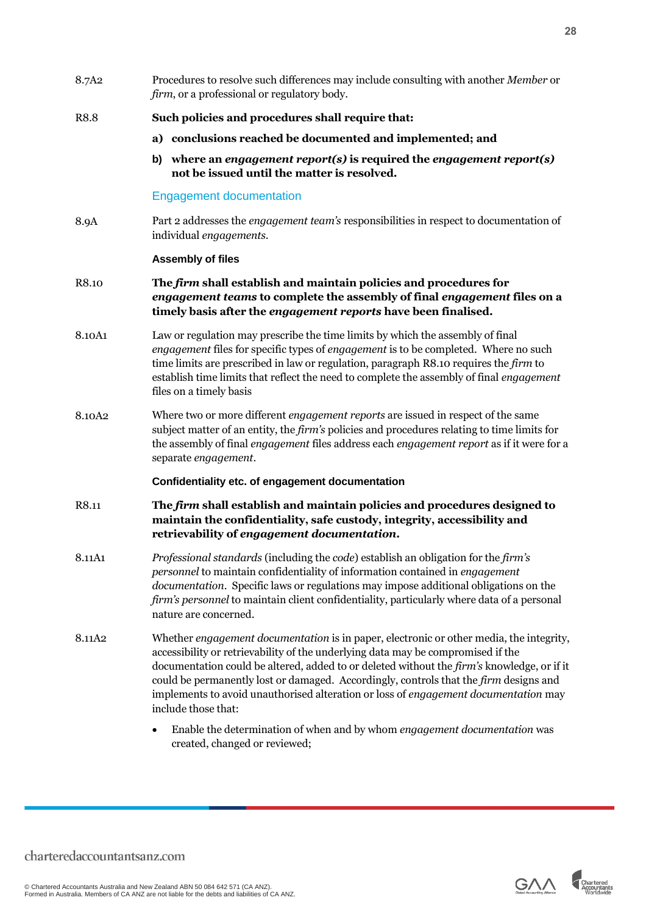8.7A2 Procedures to resolve such differences may include consulting with another *Member* or *firm*, or a professional or regulatory body.

R8.8 **Such policies and procedures shall require that:**

**a) conclusions reached be documented and implemented; and**

**b) where an *engagement report(s)* is required the *engagement report(s)* not be issued until the matter is resolved.**

## Engagement documentation

8.9A Part 2 addresses the *engagement team's* responsibilities in respect to documentation of individual *engagements*.

### Assembly of files

R8.10 **The *firm* shall establish and maintain policies and procedures for *engagement teams* to complete the assembly of final *engagement* files on a timely basis after the *engagement reports* have been finalised.**

8.10A1 Law or regulation may prescribe the time limits by which the assembly of final *engagement* files for specific types of *engagement* is to be completed. Where no such time limits are prescribed in law or regulation, paragraph R8.10 requires the *firm* to establish time limits that reflect the need to complete the assembly of final *engagement* files on a timely basis

8.10A2 Where two or more different *engagement reports* are issued in respect of the same subject matter of an entity, the *firm's* policies and procedures relating to time limits for the assembly of final *engagement* files address each *engagement report* as if it were for a separate *engagement*.

### Confidentiality etc. of engagement documentation

R8.11 **The *firm* shall establish and maintain policies and procedures designed to maintain the confidentiality, safe custody, integrity, accessibility and retrievability of *engagement documentation*.**

8.11A1 *Professional standards* (including the *code*) establish an obligation for the *firm's personnel* to maintain confidentiality of information contained in *engagement documentation*. Specific laws or regulations may impose additional obligations on the *firm's personnel* to maintain client confidentiality, particularly where data of a personal nature are concerned.

8.11A2 Whether *engagement documentation* is in paper, electronic or other media, the integrity, accessibility or retrievability of the underlying data may be compromised if the documentation could be altered, added to or deleted without the *firm's* knowledge, or if it could be permanently lost or damaged. Accordingly, controls that the *firm* designs and implements to avoid unauthorised alteration or loss of *engagement documentation* may include those that:

- Enable the determination of when and by whom *engagement documentation* was created, changed or reviewed;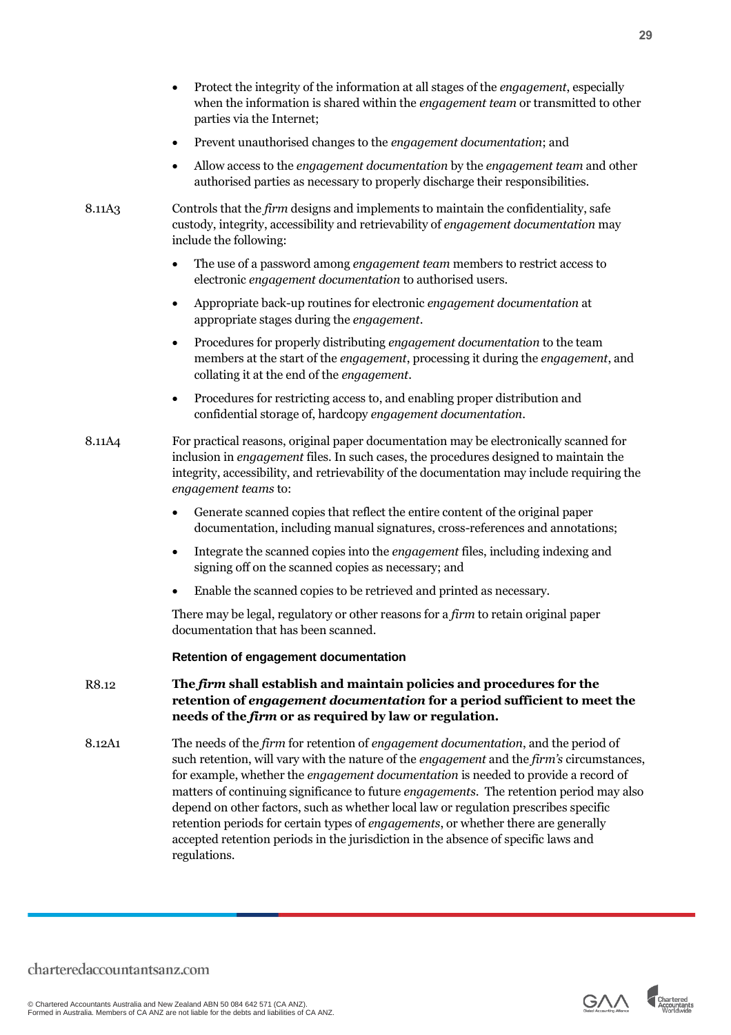- Protect the integrity of the information at all stages of the *engagement*, especially when the information is shared within the *engagement team* or transmitted to other parties via the Internet;
- Prevent unauthorised changes to the *engagement documentation*; and
- Allow access to the *engagement documentation* by the *engagement team* and other authorised parties as necessary to properly discharge their responsibilities.

8.11A3 Controls that the *firm* designs and implements to maintain the confidentiality, safe custody, integrity, accessibility and retrievability of *engagement documentation* may include the following:

- The use of a password among *engagement team* members to restrict access to electronic *engagement documentation* to authorised users.
- Appropriate back-up routines for electronic *engagement documentation* at appropriate stages during the *engagement*.
- Procedures for properly distributing *engagement documentation* to the team members at the start of the *engagement*, processing it during the *engagement*, and collating it at the end of the *engagement*.
- Procedures for restricting access to, and enabling proper distribution and confidential storage of, hardcopy *engagement documentation*.

8.11A4 For practical reasons, original paper documentation may be electronically scanned for inclusion in *engagement* files. In such cases, the procedures designed to maintain the integrity, accessibility, and retrievability of the documentation may include requiring the *engagement teams* to:

- Generate scanned copies that reflect the entire content of the original paper documentation, including manual signatures, cross-references and annotations;
- Integrate the scanned copies into the *engagement* files, including indexing and signing off on the scanned copies as necessary; and
- Enable the scanned copies to be retrieved and printed as necessary.

There may be legal, regulatory or other reasons for a *firm* to retain original paper documentation that has been scanned.

#### Retention of engagement documentation

R8.12 **The *firm* shall establish and maintain policies and procedures for the retention of *engagement documentation* for a period sufficient to meet the needs of the *firm* or as required by law or regulation.**

8.12A1 The needs of the *firm* for retention of *engagement documentation*, and the period of such retention, will vary with the nature of the *engagement* and the *firm's* circumstances, for example, whether the *engagement documentation* is needed to provide a record of matters of continuing significance to future *engagements*. The retention period may also depend on other factors, such as whether local law or regulation prescribes specific retention periods for certain types of *engagements*, or whether there are generally accepted retention periods in the jurisdiction in the absence of specific laws and regulations.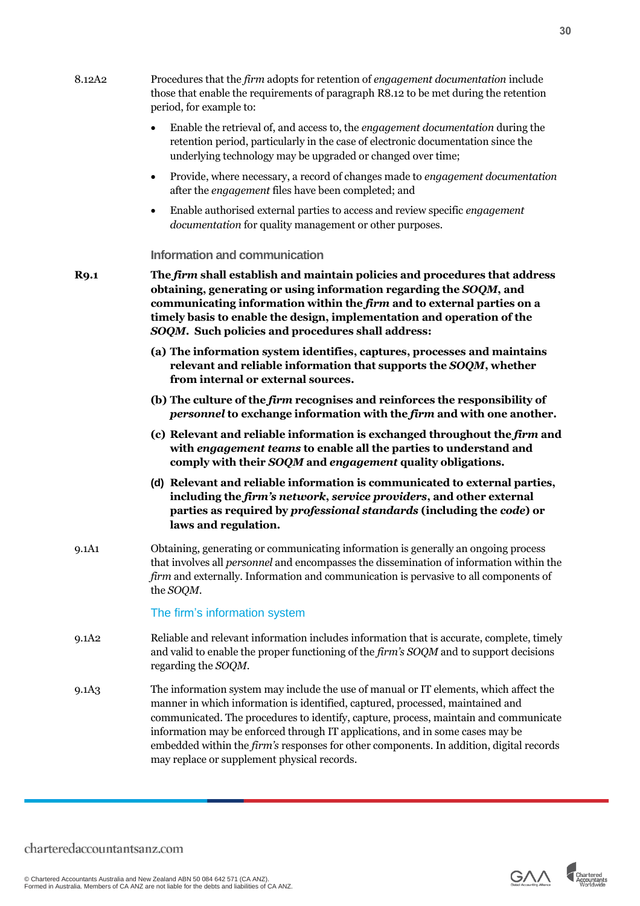8.12A2 Procedures that the *firm* adopts for retention of *engagement documentation* include those that enable the requirements of paragraph R8.12 to be met during the retention period, for example to:

- Enable the retrieval of, and access to, the *engagement documentation* during the retention period, particularly in the case of electronic documentation since the underlying technology may be upgraded or changed over time;
- Provide, where necessary, a record of changes made to *engagement documentation* after the *engagement* files have been completed; and
- Enable authorised external parties to access and review specific *engagement documentation* for quality management or other purposes.

### Information and communication

**R9.1 The *firm* shall establish and maintain policies and procedures that address obtaining, generating or using information regarding the *SOQM*, and communicating information within the *firm* and to external parties on a timely basis to enable the design, implementation and operation of the *SOQM*. Such policies and procedures shall address:**

**(a) The information system identifies, captures, processes and maintains relevant and reliable information that supports the *SOQM*, whether from internal or external sources.**

**(b) The culture of the *firm* recognises and reinforces the responsibility of *personnel* to exchange information with the *firm* and with one another.**

**(c) Relevant and reliable information is exchanged throughout the *firm* and with *engagement teams* to enable all the parties to understand and comply with their *SOQM* and *engagement* quality obligations.**

**(d) Relevant and reliable information is communicated to external parties, including the *firm's network*, *service providers*, and other external parties as required by *professional standards* (including the *code*) or laws and regulation.**

9.1A1 Obtaining, generating or communicating information is generally an ongoing process that involves all *personnel* and encompasses the dissemination of information within the *firm* and externally. Information and communication is pervasive to all components of the *SOQM*.

#### The firm's information system

9.1A2 Reliable and relevant information includes information that is accurate, complete, timely and valid to enable the proper functioning of the *firm's SOQM* and to support decisions regarding the *SOQM*.

9.1A3 The information system may include the use of manual or IT elements, which affect the manner in which information is identified, captured, processed, maintained and communicated. The procedures to identify, capture, process, maintain and communicate information may be enforced through IT applications, and in some cases may be embedded within the *firm's* responses for other components. In addition, digital records may replace or supplement physical records.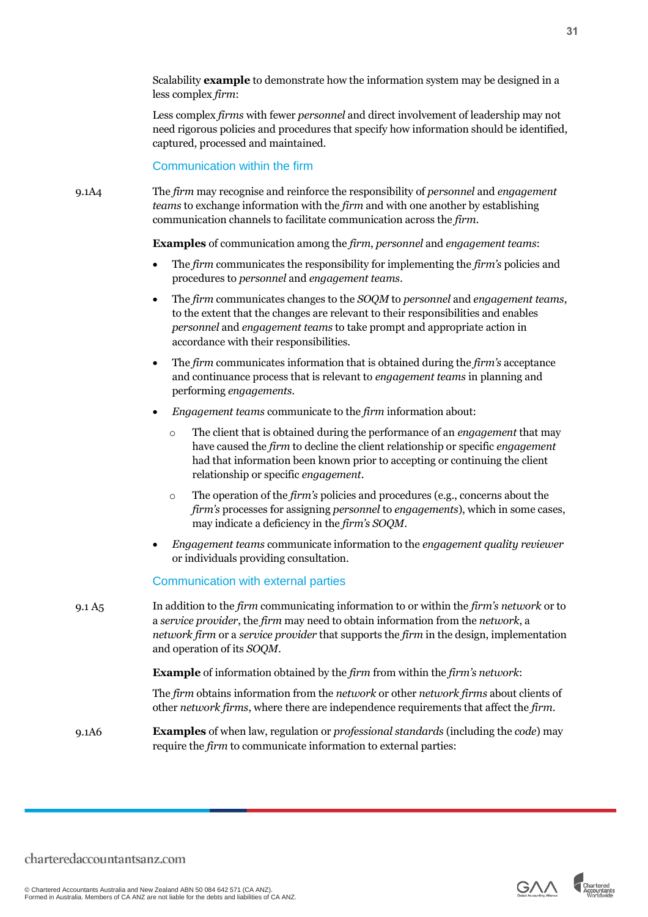Scalability **example** to demonstrate how the information system may be designed in a less complex *firm*:

Less complex *firms* with fewer *personnel* and direct involvement of leadership may not need rigorous policies and procedures that specify how information should be identified, captured, processed and maintained.

### Communication within the firm

9.1A4 The *firm* may recognise and reinforce the responsibility of *personnel* and *engagement teams* to exchange information with the *firm* and with one another by establishing communication channels to facilitate communication across the *firm*.

**Examples** of communication among the *firm*, *personnel* and *engagement teams*:

- The *firm* communicates the responsibility for implementing the *firm's* policies and procedures to *personnel* and *engagement teams*.
- The *firm* communicates changes to the *SOQM* to *personnel* and *engagement teams*, to the extent that the changes are relevant to their responsibilities and enables *personnel* and *engagement teams* to take prompt and appropriate action in accordance with their responsibilities.
- The *firm* communicates information that is obtained during the *firm's* acceptance and continuance process that is relevant to *engagement teams* in planning and performing *engagements*.
- *Engagement teams* communicate to the *firm* information about:
  - The client that is obtained during the performance of an *engagement* that may have caused the *firm* to decline the client relationship or specific *engagement* had that information been known prior to accepting or continuing the client relationship or specific *engagement*.
  - The operation of the *firm's* policies and procedures (e.g., concerns about the *firm's* processes for assigning *personnel* to *engagements*), which in some cases, may indicate a deficiency in the *firm's SOQM*.
- *Engagement teams* communicate information to the *engagement quality reviewer* or individuals providing consultation.

### Communication with external parties

9.1 A5 In addition to the *firm* communicating information to or within the *firm's network* or to a *service provider*, the *firm* may need to obtain information from the *network*, a *network firm* or a *service provider* that supports the *firm* in the design, implementation and operation of its *SOQM*.

**Example** of information obtained by the *firm* from within the *firm's network*:

The *firm* obtains information from the *network* or other *network firms* about clients of other *network firms*, where there are independence requirements that affect the *firm*.

9.1A6 **Examples** of when law, regulation or *professional standards* (including the *code*) may require the *firm* to communicate information to external parties: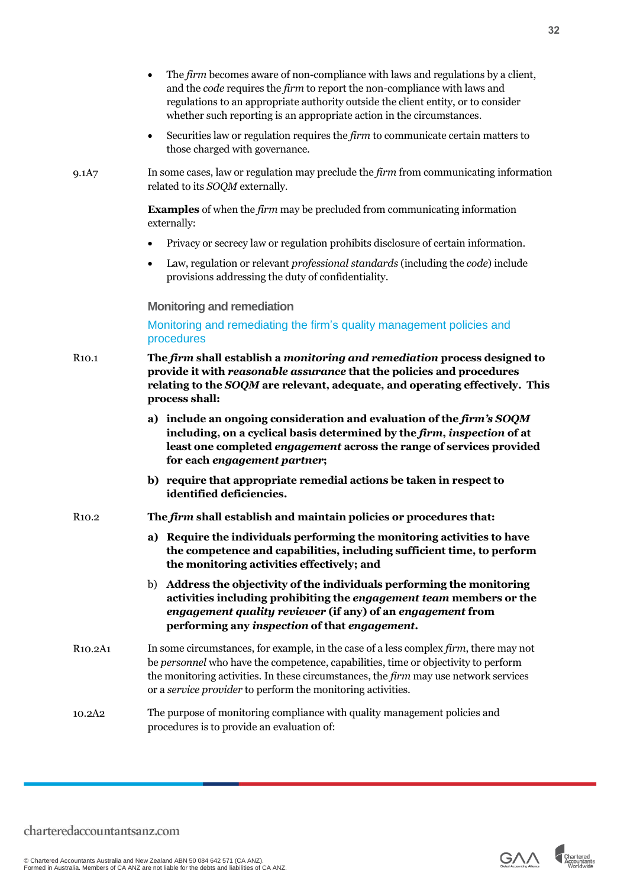- The *firm* becomes aware of non-compliance with laws and regulations by a client, and the *code* requires the *firm* to report the non-compliance with laws and regulations to an appropriate authority outside the client entity, or to consider whether such reporting is an appropriate action in the circumstances.
- Securities law or regulation requires the *firm* to communicate certain matters to those charged with governance.

9.1A7 In some cases, law or regulation may preclude the *firm* from communicating information related to its *SOQM* externally.

**Examples** of when the *firm* may be precluded from communicating information externally:

- Privacy or secrecy law or regulation prohibits disclosure of certain information.
- Law, regulation or relevant *professional standards* (including the *code*) include provisions addressing the duty of confidentiality.

## Monitoring and remediation

### Monitoring and remediating the firm's quality management policies and procedures

R10.1 **The *firm* shall establish a *monitoring and remediation* process designed to provide it with *reasonable assurance* that the policies and procedures relating to the *SOQM* are relevant, adequate, and operating effectively. This process shall:**

**a) include an ongoing consideration and evaluation of the *firm's SOQM* including, on a cyclical basis determined by the *firm*, *inspection* of at least one completed *engagement* across the range of services provided for each *engagement partner*;**

**b) require that appropriate remedial actions be taken in respect to identified deficiencies.**

R10.2 **The *firm* shall establish and maintain policies or procedures that:**

**a) Require the individuals performing the monitoring activities to have the competence and capabilities, including sufficient time, to perform the monitoring activities effectively; and**

b) **Address the objectivity of the individuals performing the monitoring activities including prohibiting the *engagement team* members or the *engagement quality reviewer* (if any) of an *engagement* from performing any *inspection* of that *engagement*.**

R10.2A1 In some circumstances, for example, in the case of a less complex *firm*, there may not be *personnel* who have the competence, capabilities, time or objectivity to perform the monitoring activities. In these circumstances, the *firm* may use network services or a *service provider* to perform the monitoring activities.

10.2A2 The purpose of monitoring compliance with quality management policies and procedures is to provide an evaluation of: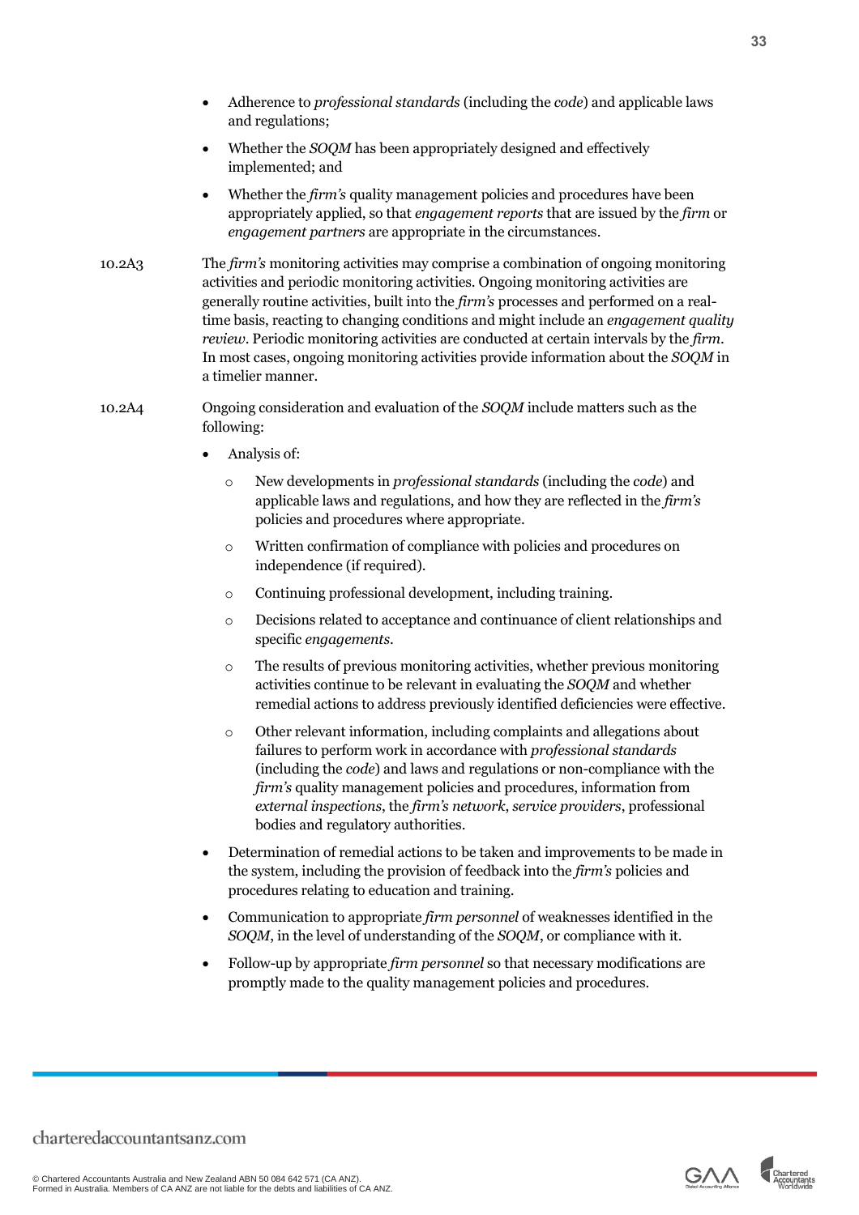- Adherence to *professional standards* (including the *code*) and applicable laws and regulations;
- Whether the *SOQM* has been appropriately designed and effectively implemented; and
- Whether the *firm's* quality management policies and procedures have been appropriately applied, so that *engagement reports* that are issued by the *firm* or *engagement partners* are appropriate in the circumstances.

10.2A3 The *firm's* monitoring activities may comprise a combination of ongoing monitoring activities and periodic monitoring activities. Ongoing monitoring activities are generally routine activities, built into the *firm's* processes and performed on a real-time basis, reacting to changing conditions and might include an *engagement quality review*. Periodic monitoring activities are conducted at certain intervals by the *firm*. In most cases, ongoing monitoring activities provide information about the *SOQM* in a timelier manner.

10.2A4 Ongoing consideration and evaluation of the *SOQM* include matters such as the following:

- Analysis of:
  - New developments in *professional standards* (including the *code*) and applicable laws and regulations, and how they are reflected in the *firm's* policies and procedures where appropriate.
  - Written confirmation of compliance with policies and procedures on independence (if required).
  - Continuing professional development, including training.
  - Decisions related to acceptance and continuance of client relationships and specific *engagements*.
  - The results of previous monitoring activities, whether previous monitoring activities continue to be relevant in evaluating the *SOQM* and whether remedial actions to address previously identified deficiencies were effective.
  - Other relevant information, including complaints and allegations about failures to perform work in accordance with *professional standards* (including the *code*) and laws and regulations or non-compliance with the *firm's* quality management policies and procedures, information from *external inspections*, the *firm's network*, *service providers*, professional bodies and regulatory authorities.
- Determination of remedial actions to be taken and improvements to be made in the system, including the provision of feedback into the *firm's* policies and procedures relating to education and training.
- Communication to appropriate *firm personnel* of weaknesses identified in the *SOQM*, in the level of understanding of the *SOQM*, or compliance with it.
- Follow-up by appropriate *firm personnel* so that necessary modifications are promptly made to the quality management policies and procedures.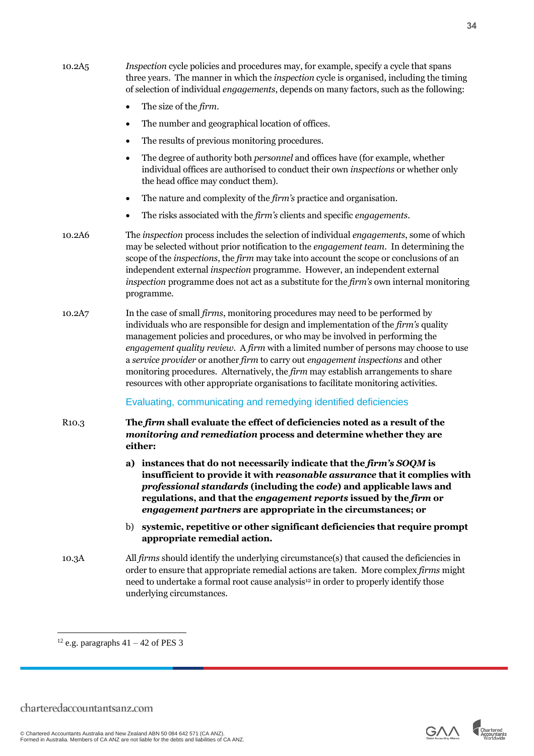10.2A5 *Inspection* cycle policies and procedures may, for example, specify a cycle that spans three years. The manner in which the *inspection* cycle is organised, including the timing of selection of individual *engagements*, depends on many factors, such as the following:

- The size of the *firm*.
- The number and geographical location of offices.
- The results of previous monitoring procedures.
- The degree of authority both *personnel* and offices have (for example, whether individual offices are authorised to conduct their own *inspections* or whether only the head office may conduct them).
- The nature and complexity of the *firm's* practice and organisation.
- The risks associated with the *firm's* clients and specific *engagements*.

10.2A6 The *inspection* process includes the selection of individual *engagements*, some of which may be selected without prior notification to the *engagement team*. In determining the scope of the *inspections*, the *firm* may take into account the scope or conclusions of an independent external *inspection* programme. However, an independent external *inspection* programme does not act as a substitute for the *firm's* own internal monitoring programme.

10.2A7 In the case of small *firms*, monitoring procedures may need to be performed by individuals who are responsible for design and implementation of the *firm's* quality management policies and procedures, or who may be involved in performing the *engagement quality review*. A *firm* with a limited number of persons may choose to use a *service provider* or another *firm* to carry out *engagement inspections* and other monitoring procedures. Alternatively, the *firm* may establish arrangements to share resources with other appropriate organisations to facilitate monitoring activities.

### Evaluating, communicating and remedying identified deficiencies

R10.3 **The *firm* shall evaluate the effect of deficiencies noted as a result of the *monitoring and remediation* process and determine whether they are either:**

**a) instances that do not necessarily indicate that the *firm's SOQM* is insufficient to provide it with *reasonable assurance* that it complies with *professional standards* (including the *code*) and applicable laws and regulations, and that the *engagement reports* issued by the *firm* or *engagement partners* are appropriate in the circumstances; or**

b) **systemic, repetitive or other significant deficiencies that require prompt appropriate remedial action.**

10.3A All *firms* should identify the underlying circumstance(s) that caused the deficiencies in order to ensure that appropriate remedial actions are taken. More complex *firms* might need to undertake a formal root cause analysis[12] in order to properly identify those underlying circumstances.

[12] e.g. paragraphs 41 – 42 of PES 3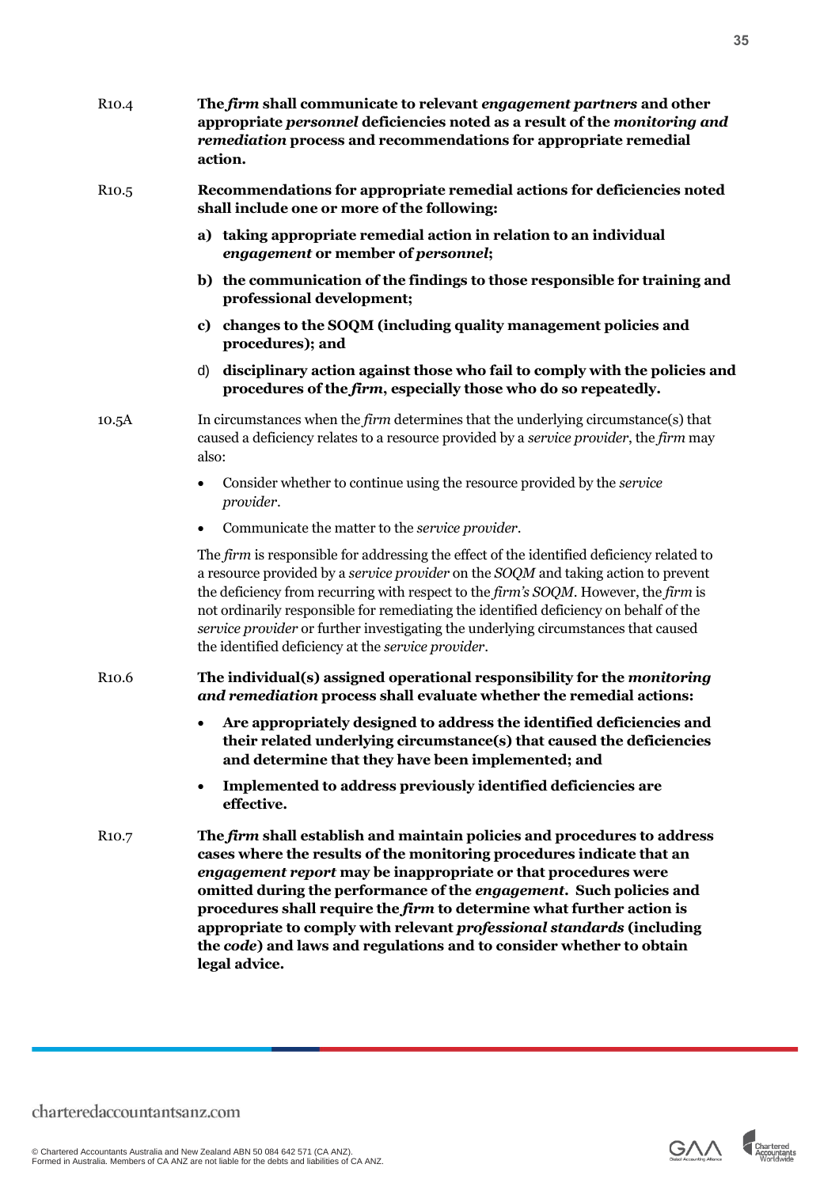R10.4 **The *firm* shall communicate to relevant *engagement partners* and other appropriate *personnel* deficiencies noted as a result of the *monitoring and remediation* process and recommendations for appropriate remedial action.**

R10.5 **Recommendations for appropriate remedial actions for deficiencies noted shall include one or more of the following:**

**a) taking appropriate remedial action in relation to an individual *engagement* or member of *personnel*;**

**b) the communication of the findings to those responsible for training and professional development;**

**c) changes to the SOQM (including quality management policies and procedures); and**

d) **disciplinary action against those who fail to comply with the policies and procedures of the *firm*, especially those who do so repeatedly.**

10.5A In circumstances when the *firm* determines that the underlying circumstance(s) that caused a deficiency relates to a resource provided by a *service provider*, the *firm* may also:

- Consider whether to continue using the resource provided by the *service provider*.
- Communicate the matter to the *service provider*.

The *firm* is responsible for addressing the effect of the identified deficiency related to a resource provided by a *service provider* on the *SOQM* and taking action to prevent the deficiency from recurring with respect to the *firm's SOQM*. However, the *firm* is not ordinarily responsible for remediating the identified deficiency on behalf of the *service provider* or further investigating the underlying circumstances that caused the identified deficiency at the *service provider*.

R10.6 **The individual(s) assigned operational responsibility for the *monitoring and remediation* process shall evaluate whether the remedial actions:**

- **Are appropriately designed to address the identified deficiencies and their related underlying circumstance(s) that caused the deficiencies and determine that they have been implemented; and**
- **Implemented to address previously identified deficiencies are effective.**

R10.7 **The *firm* shall establish and maintain policies and procedures to address cases where the results of the monitoring procedures indicate that an *engagement report* may be inappropriate or that procedures were omitted during the performance of the *engagement*. Such policies and procedures shall require the *firm* to determine what further action is appropriate to comply with relevant *professional standards* (including the *code*) and laws and regulations and to consider whether to obtain legal advice.**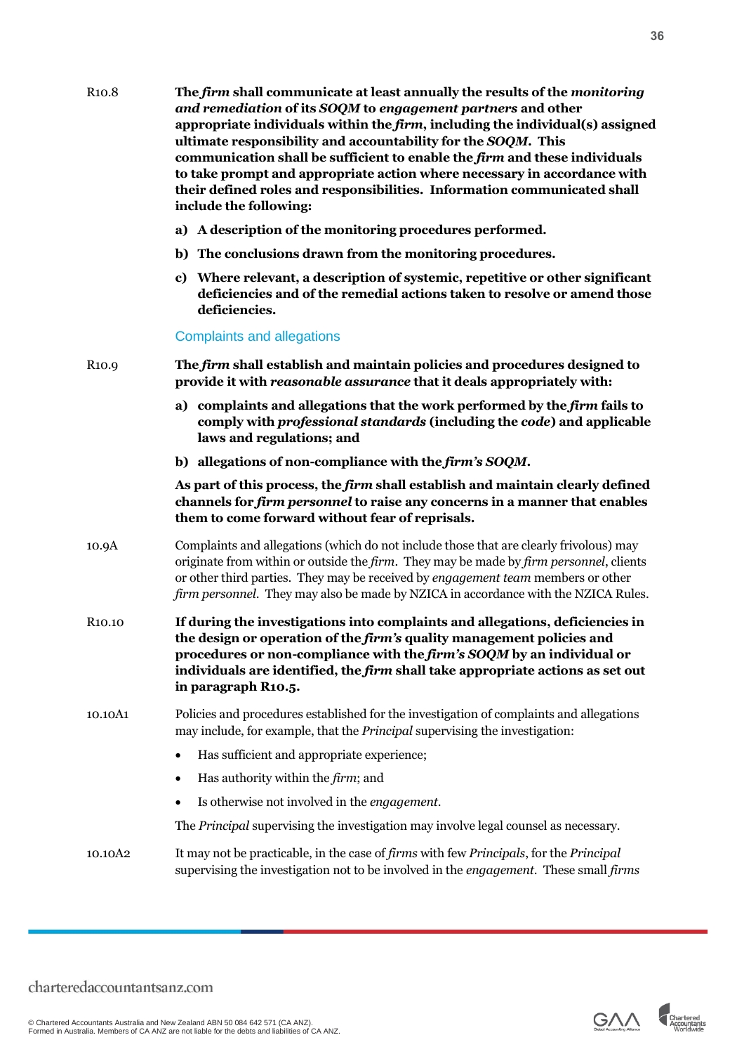R10.8 **The *firm* shall communicate at least annually the results of the *monitoring and remediation* of its *SOQM* to *engagement partners* and other appropriate individuals within the *firm*, including the individual(s) assigned ultimate responsibility and accountability for the *SOQM*. This communication shall be sufficient to enable the *firm* and these individuals to take prompt and appropriate action where necessary in accordance with their defined roles and responsibilities. Information communicated shall include the following:**

**a) A description of the monitoring procedures performed.**

**b) The conclusions drawn from the monitoring procedures.**

**c) Where relevant, a description of systemic, repetitive or other significant deficiencies and of the remedial actions taken to resolve or amend those deficiencies.**

### Complaints and allegations

R10.9 **The *firm* shall establish and maintain policies and procedures designed to provide it with *reasonable assurance* that it deals appropriately with:**

**a) complaints and allegations that the work performed by the *firm* fails to comply with *professional standards* (including the *code*) and applicable laws and regulations; and**

**b) allegations of non-compliance with the *firm's SOQM*.**

**As part of this process, the *firm* shall establish and maintain clearly defined channels for *firm personnel* to raise any concerns in a manner that enables them to come forward without fear of reprisals.**

10.9A Complaints and allegations (which do not include those that are clearly frivolous) may originate from within or outside the *firm*. They may be made by *firm personnel*, clients or other third parties. They may be received by *engagement team* members or other *firm personnel*. They may also be made by NZICA in accordance with the NZICA Rules.

R10.10 **If during the investigations into complaints and allegations, deficiencies in the design or operation of the *firm's* quality management policies and procedures or non-compliance with the *firm's SOQM* by an individual or individuals are identified, the *firm* shall take appropriate actions as set out in paragraph R10.5.**

10.10A1 Policies and procedures established for the investigation of complaints and allegations may include, for example, that the *Principal* supervising the investigation:

- Has sufficient and appropriate experience;
- Has authority within the *firm*; and
- Is otherwise not involved in the *engagement*.

The *Principal* supervising the investigation may involve legal counsel as necessary.

10.10A2 It may not be practicable, in the case of *firms* with few *Principals*, for the *Principal* supervising the investigation not to be involved in the *engagement*. These small *firms*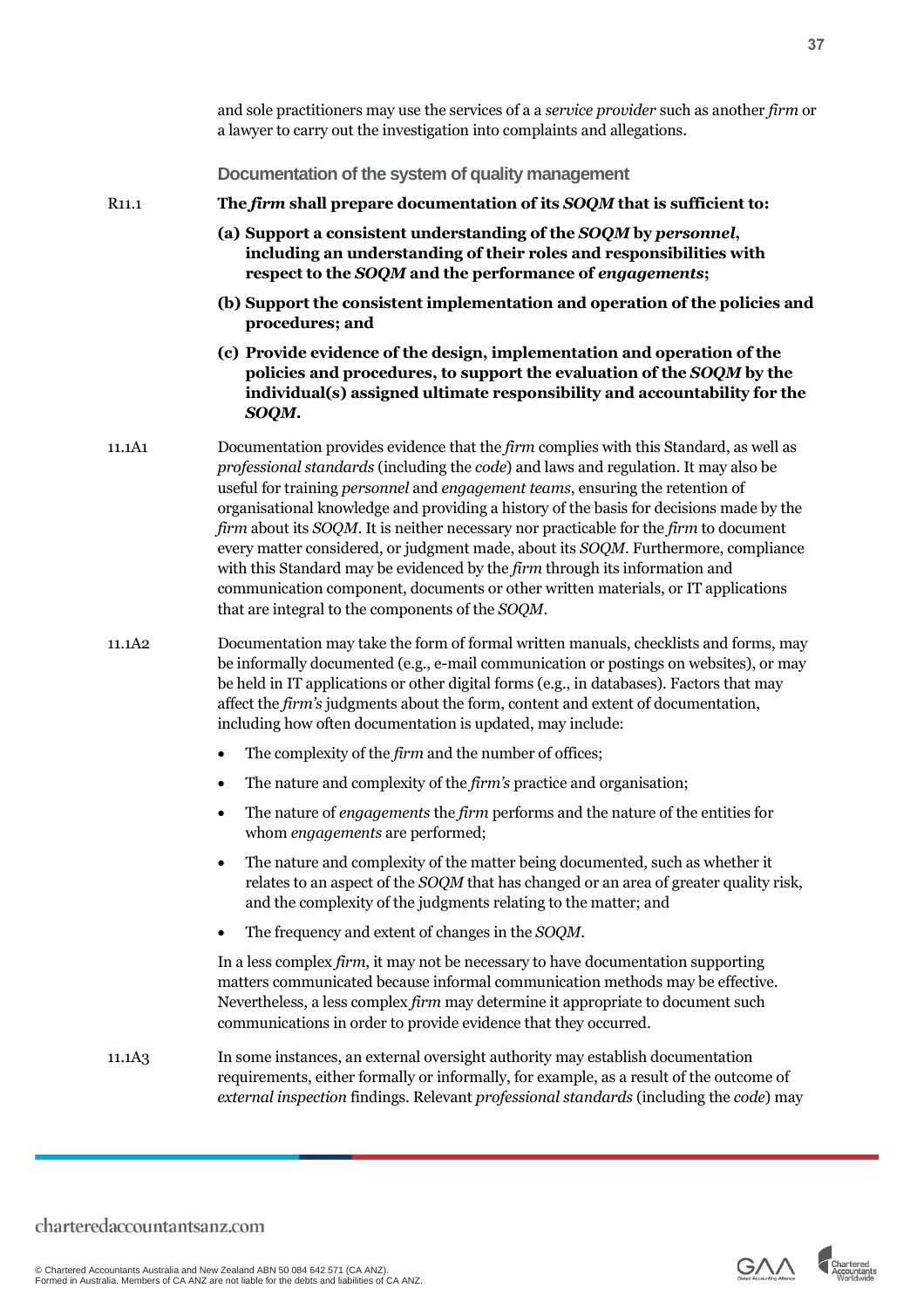and sole practitioners may use the services of a a *service provider* such as another *firm* or a lawyer to carry out the investigation into complaints and allegations.

### Documentation of the system of quality management

R11.1 **The *firm* shall prepare documentation of its *SOQM* that is sufficient to:**

**(a) Support a consistent understanding of the *SOQM* by *personnel*, including an understanding of their roles and responsibilities with respect to the *SOQM* and the performance of *engagements*;**

**(b) Support the consistent implementation and operation of the policies and procedures; and**

**(c) Provide evidence of the design, implementation and operation of the policies and procedures, to support the evaluation of the *SOQM* by the individual(s) assigned ultimate responsibility and accountability for the *SOQM*.**

11.1A1 Documentation provides evidence that the *firm* complies with this Standard, as well as *professional standards* (including the *code*) and laws and regulation. It may also be useful for training *personnel* and *engagement teams*, ensuring the retention of organisational knowledge and providing a history of the basis for decisions made by the *firm* about its *SOQM*. It is neither necessary nor practicable for the *firm* to document every matter considered, or judgment made, about its *SOQM*. Furthermore, compliance with this Standard may be evidenced by the *firm* through its information and communication component, documents or other written materials, or IT applications that are integral to the components of the *SOQM*.

11.1A2 Documentation may take the form of formal written manuals, checklists and forms, may be informally documented (e.g., e-mail communication or postings on websites), or may be held in IT applications or other digital forms (e.g., in databases). Factors that may affect the *firm's* judgments about the form, content and extent of documentation, including how often documentation is updated, may include:

- The complexity of the *firm* and the number of offices;
- The nature and complexity of the *firm's* practice and organisation;
- The nature of *engagements* the *firm* performs and the nature of the entities for whom *engagements* are performed;
- The nature and complexity of the matter being documented, such as whether it relates to an aspect of the *SOQM* that has changed or an area of greater quality risk, and the complexity of the judgments relating to the matter; and
- The frequency and extent of changes in the *SOQM*.

In a less complex *firm*, it may not be necessary to have documentation supporting matters communicated because informal communication methods may be effective. Nevertheless, a less complex *firm* may determine it appropriate to document such communications in order to provide evidence that they occurred.

11.1A3 In some instances, an external oversight authority may establish documentation requirements, either formally or informally, for example, as a result of the outcome of *external inspection* findings. Relevant *professional standards* (including the *code*) may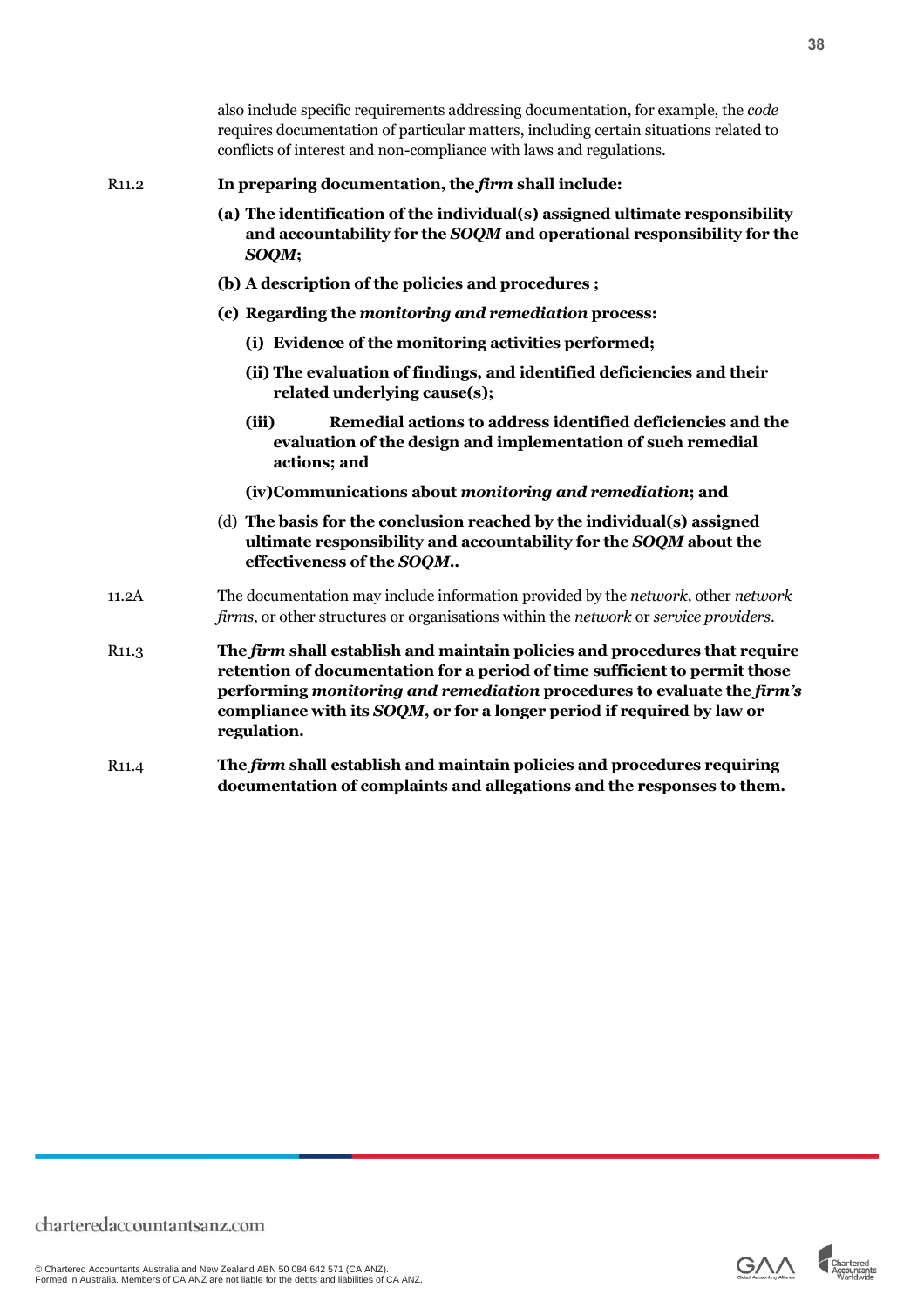also include specific requirements addressing documentation, for example, the *code* requires documentation of particular matters, including certain situations related to conflicts of interest and non-compliance with laws and regulations.

R11.2 **In preparing documentation, the *firm* shall include:**

**(a) The identification of the individual(s) assigned ultimate responsibility and accountability for the *SOQM* and operational responsibility for the *SOQM*;**

**(b) A description of the policies and procedures ;**

**(c) Regarding the *monitoring and remediation* process:**

**(i) Evidence of the monitoring activities performed;**

**(ii) The evaluation of findings, and identified deficiencies and their related underlying cause(s);**

**(iii) Remedial actions to address identified deficiencies and the evaluation of the design and implementation of such remedial actions; and**

**(iv)Communications about *monitoring and remediation*; and**

(d) **The basis for the conclusion reached by the individual(s) assigned ultimate responsibility and accountability for the *SOQM* about the effectiveness of the *SOQM*..**

11.2A The documentation may include information provided by the *network*, other *network firms*, or other structures or organisations within the *network* or *service providers*.

R11.3 **The *firm* shall establish and maintain policies and procedures that require retention of documentation for a period of time sufficient to permit those performing *monitoring and remediation* procedures to evaluate the *firm's* compliance with its *SOQM*, or for a longer period if required by law or regulation.**

R11.4 **The *firm* shall establish and maintain policies and procedures requiring documentation of complaints and allegations and the responses to them.**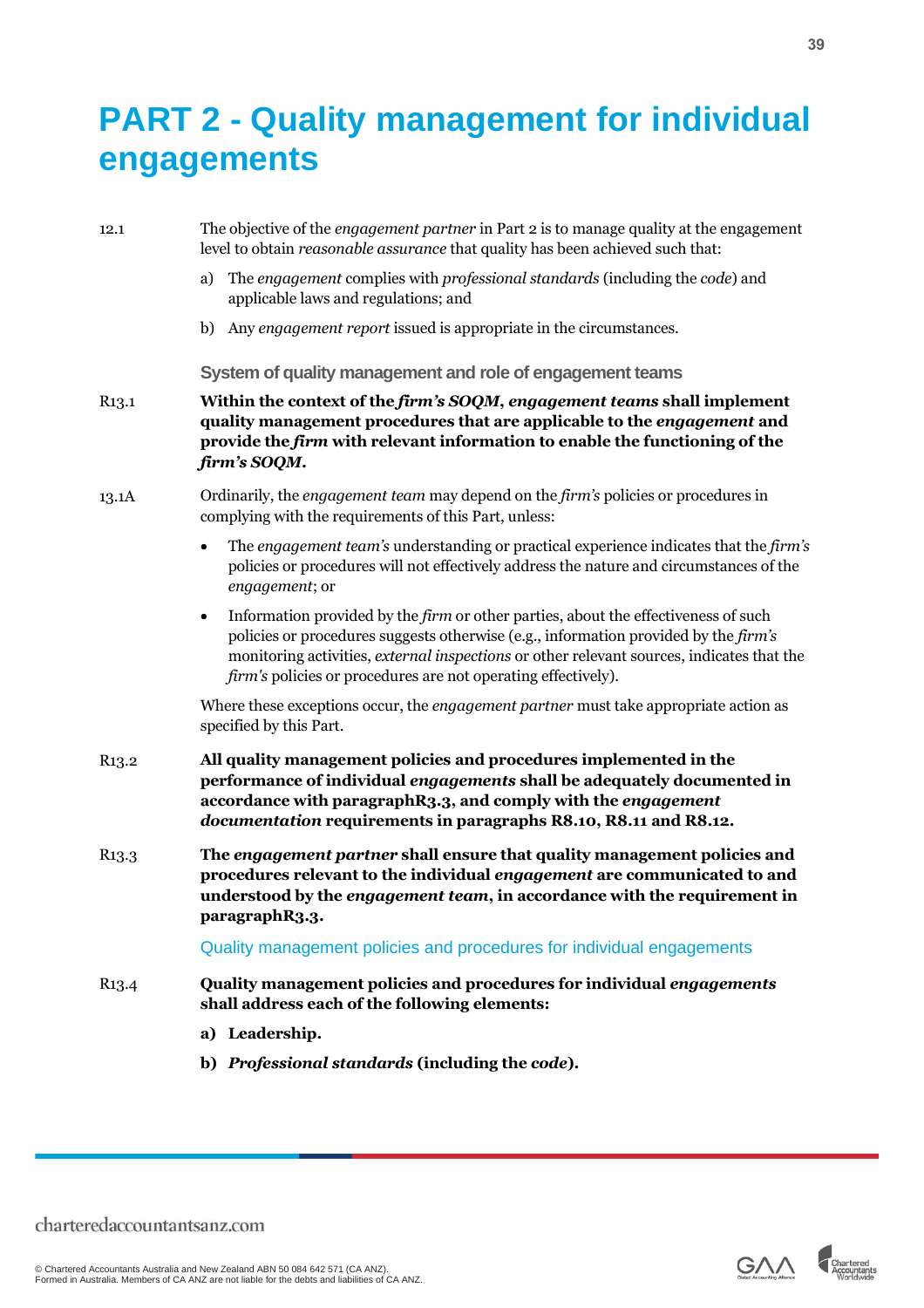# PART 2 - Quality management for individual engagements

12.1 The objective of the *engagement partner* in Part 2 is to manage quality at the engagement level to obtain *reasonable assurance* that quality has been achieved such that:

a) The *engagement* complies with *professional standards* (including the *code*) and applicable laws and regulations; and

b) Any *engagement report* issued is appropriate in the circumstances.

### System of quality management and role of engagement teams

**R13.1 Within the context of the *firm's SOQM*, *engagement teams* shall implement quality management procedures that are applicable to the *engagement* and provide the *firm* with relevant information to enable the functioning of the *firm's SOQM*.**

13.1A Ordinarily, the *engagement team* may depend on the *firm's* policies or procedures in complying with the requirements of this Part, unless:

- The *engagement team's* understanding or practical experience indicates that the *firm's* policies or procedures will not effectively address the nature and circumstances of the *engagement*; or
- Information provided by the *firm* or other parties, about the effectiveness of such policies or procedures suggests otherwise (e.g., information provided by the *firm's* monitoring activities, *external inspections* or other relevant sources, indicates that the *firm's* policies or procedures are not operating effectively).

Where these exceptions occur, the *engagement partner* must take appropriate action as specified by this Part.

**R13.2 All quality management policies and procedures implemented in the performance of individual *engagements* shall be adequately documented in accordance with paragraphR3.3, and comply with the *engagement documentation* requirements in paragraphs R8.10, R8.11 and R8.12.**

**R13.3 The *engagement partner* shall ensure that quality management policies and procedures relevant to the individual *engagement* are communicated to and understood by the *engagement team*, in accordance with the requirement in paragraphR3.3.**

### Quality management policies and procedures for individual engagements

**R13.4 Quality management policies and procedures for individual *engagements* shall address each of the following elements:**

**a) Leadership.**

**b) *Professional standards* (including the *code*).**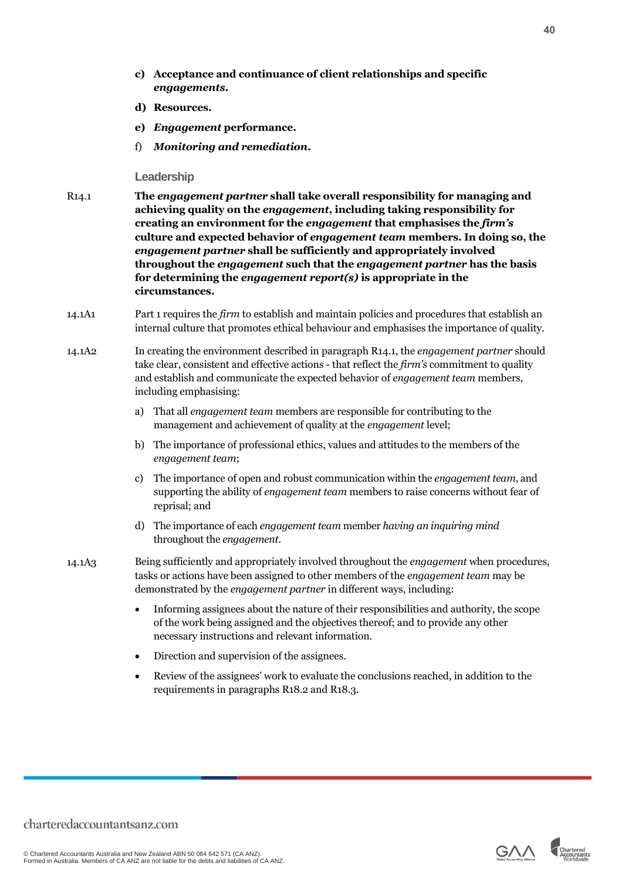c) **Acceptance and continuance of client relationships and specific *engagements*.**

d) **Resources.**

e) ***Engagement* performance.**

f) ***Monitoring and remediation*.**

### Leadership

R14.1 **The *engagement partner* shall take overall responsibility for managing and achieving quality on the *engagement*, including taking responsibility for creating an environment for the *engagement* that emphasises the *firm's* culture and expected behavior of *engagement team* members. In doing so, the *engagement partner* shall be sufficiently and appropriately involved throughout the *engagement* such that the *engagement partner* has the basis for determining the *engagement report(s)* is appropriate in the circumstances.**

14.1A1 Part 1 requires the *firm* to establish and maintain policies and procedures that establish an internal culture that promotes ethical behaviour and emphasises the importance of quality.

14.1A2 In creating the environment described in paragraph R14.1, the *engagement partner* should take clear, consistent and effective actions - that reflect the *firm's* commitment to quality and establish and communicate the expected behavior of *engagement team* members, including emphasising:

a) That all *engagement team* members are responsible for contributing to the management and achievement of quality at the *engagement* level;

b) The importance of professional ethics, values and attitudes to the members of the *engagement team*;

c) The importance of open and robust communication within the *engagement team*, and supporting the ability of *engagement team* members to raise concerns without fear of reprisal; and

d) The importance of each *engagement team* member *having an inquiring mind* throughout the *engagement*.

14.1A3 Being sufficiently and appropriately involved throughout the *engagement* when procedures, tasks or actions have been assigned to other members of the *engagement team* may be demonstrated by the *engagement partner* in different ways, including:

- Informing assignees about the nature of their responsibilities and authority, the scope of the work being assigned and the objectives thereof; and to provide any other necessary instructions and relevant information.
- Direction and supervision of the assignees.
- Review of the assignees' work to evaluate the conclusions reached, in addition to the requirements in paragraphs R18.2 and R18.3.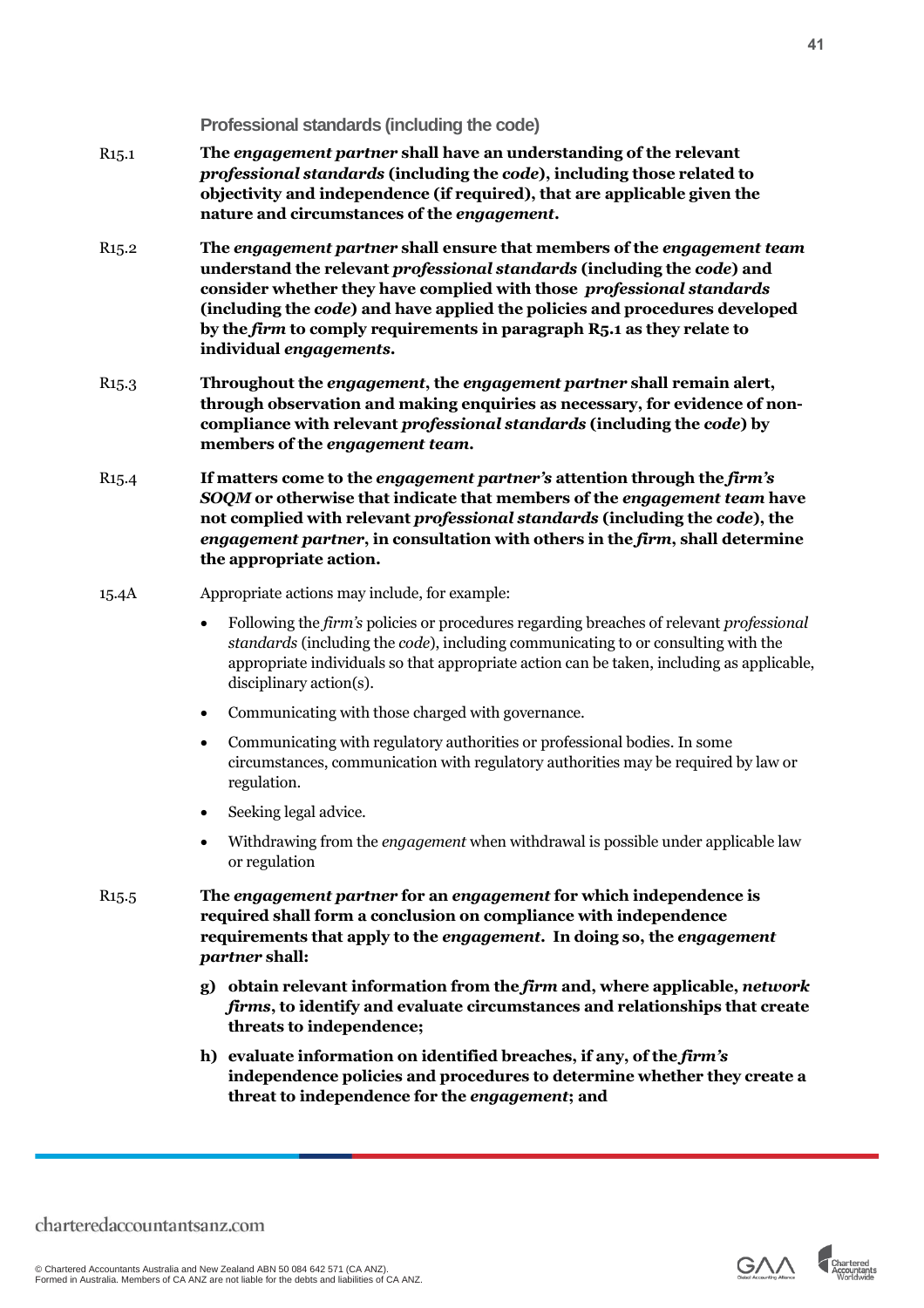### Professional standards (including the code)

R15.1 **The *engagement partner* shall have an understanding of the relevant *professional standards* (including the *code*), including those related to objectivity and independence (if required), that are applicable given the nature and circumstances of the *engagement*.**

R15.2 **The *engagement partner* shall ensure that members of the *engagement team* understand the relevant *professional standards* (including the *code*) and consider whether they have complied with those *professional standards* (including the *code*) and have applied the policies and procedures developed by the *firm* to comply requirements in paragraph R5.1 as they relate to individual *engagements*.**

R15.3 **Throughout the *engagement*, the *engagement partner* shall remain alert, through observation and making enquiries as necessary, for evidence of non-compliance with relevant *professional standards* (including the *code*) by members of the *engagement team*.**

R15.4 **If matters come to the *engagement partner's* attention through the *firm's SOQM* or otherwise that indicate that members of the *engagement team* have not complied with relevant *professional standards* (including the *code*), the *engagement partner*, in consultation with others in the *firm*, shall determine the appropriate action.**

15.4A Appropriate actions may include, for example:

- Following the *firm's* policies or procedures regarding breaches of relevant *professional standards* (including the *code*), including communicating to or consulting with the appropriate individuals so that appropriate action can be taken, including as applicable, disciplinary action(s).
- Communicating with those charged with governance.
- Communicating with regulatory authorities or professional bodies. In some circumstances, communication with regulatory authorities may be required by law or regulation.
- Seeking legal advice.
- Withdrawing from the *engagement* when withdrawal is possible under applicable law or regulation

R15.5 **The *engagement partner* for an *engagement* for which independence is required shall form a conclusion on compliance with independence requirements that apply to the *engagement*. In doing so, the *engagement partner* shall:**

g) **obtain relevant information from the *firm* and, where applicable, *network firms*, to identify and evaluate circumstances and relationships that create threats to independence;**

h) **evaluate information on identified breaches, if any, of the *firm's* independence policies and procedures to determine whether they create a threat to independence for the *engagement*; and**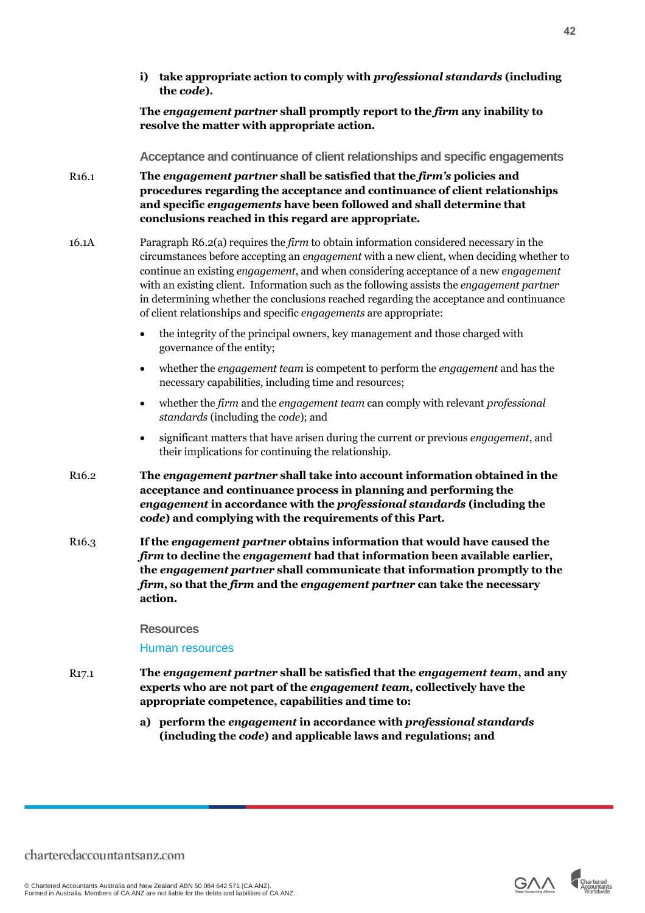**i) take appropriate action to comply with *professional standards* (including the *code*).**

**The *engagement partner* shall promptly report to the *firm* any inability to resolve the matter with appropriate action.**

### Acceptance and continuance of client relationships and specific engagements

R16.1 **The *engagement partner* shall be satisfied that the *firm's* policies and procedures regarding the acceptance and continuance of client relationships and specific *engagements* have been followed and shall determine that conclusions reached in this regard are appropriate.**

16.1A Paragraph R6.2(a) requires the *firm* to obtain information considered necessary in the circumstances before accepting an *engagement* with a new client, when deciding whether to continue an existing *engagement*, and when considering acceptance of a new *engagement* with an existing client. Information such as the following assists the *engagement partner* in determining whether the conclusions reached regarding the acceptance and continuance of client relationships and specific *engagements* are appropriate:

- the integrity of the principal owners, key management and those charged with governance of the entity;
- whether the *engagement team* is competent to perform the *engagement* and has the necessary capabilities, including time and resources;
- whether the *firm* and the *engagement team* can comply with relevant *professional standards* (including the *code*); and
- significant matters that have arisen during the current or previous *engagement*, and their implications for continuing the relationship.

R16.2 **The *engagement partner* shall take into account information obtained in the acceptance and continuance process in planning and performing the *engagement* in accordance with the *professional standards* (including the *code*) and complying with the requirements of this Part.**

R16.3 **If the *engagement partner* obtains information that would have caused the *firm* to decline the *engagement* had that information been available earlier, the *engagement partner* shall communicate that information promptly to the *firm*, so that the *firm* and the *engagement partner* can take the necessary action.**

### Resources

#### Human resources

R17.1 **The *engagement partner* shall be satisfied that the *engagement team*, and any experts who are not part of the *engagement team*, collectively have the appropriate competence, capabilities and time to:**

**a) perform the *engagement* in accordance with *professional standards* (including the *code*) and applicable laws and regulations; and**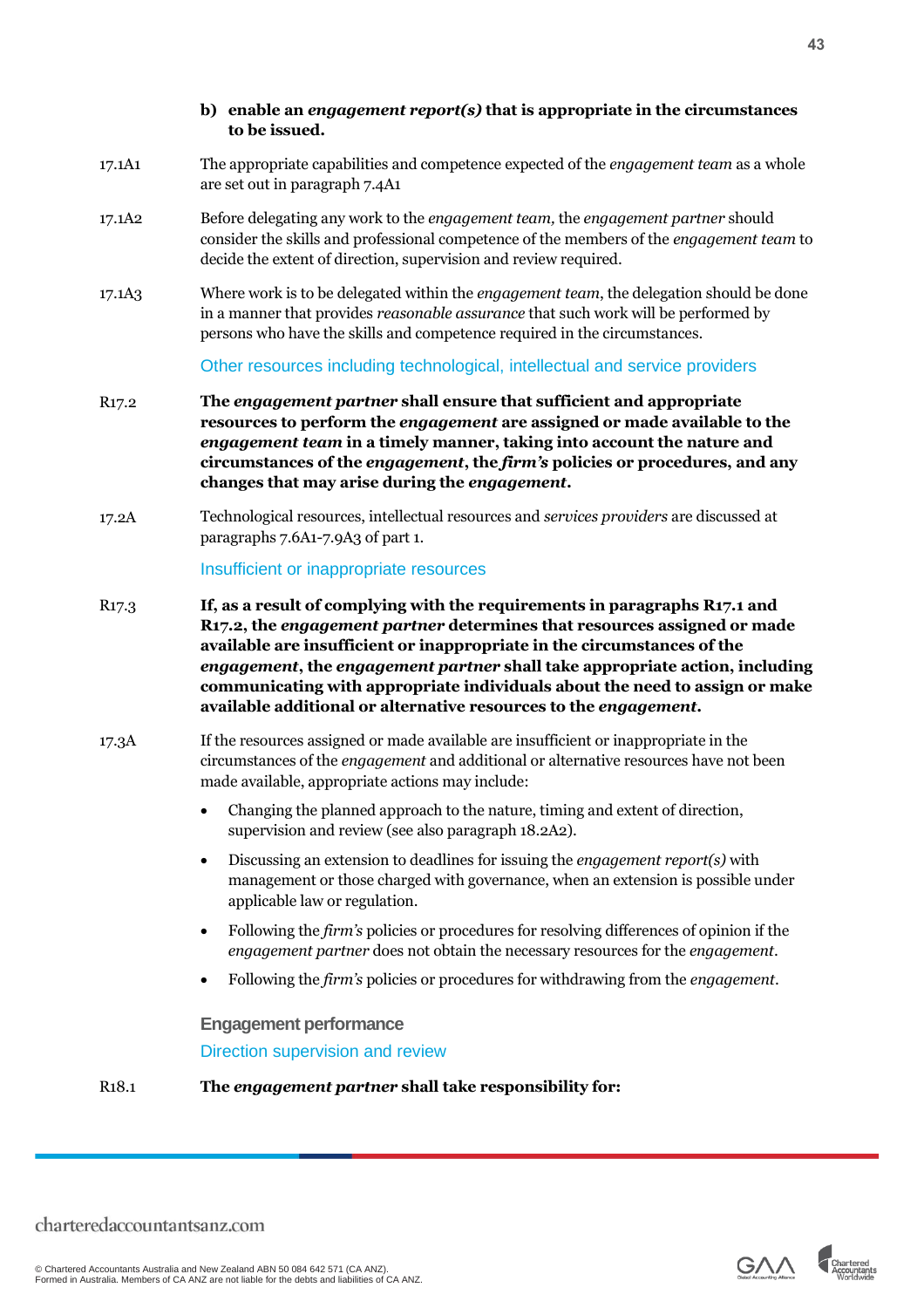**b) enable an *engagement report(s)* that is appropriate in the circumstances to be issued.**

17.1A1 The appropriate capabilities and competence expected of the *engagement team* as a whole are set out in paragraph 7.4A1

17.1A2 Before delegating any work to the *engagement team,* the *engagement partner* should consider the skills and professional competence of the members of the *engagement team* to decide the extent of direction, supervision and review required.

17.1A3 Where work is to be delegated within the *engagement team*, the delegation should be done in a manner that provides *reasonable assurance* that such work will be performed by persons who have the skills and competence required in the circumstances.

### Other resources including technological, intellectual and service providers

R17.2 **The *engagement partner* shall ensure that sufficient and appropriate resources to perform the *engagement* are assigned or made available to the *engagement team* in a timely manner, taking into account the nature and circumstances of the *engagement*, the *firm's* policies or procedures, and any changes that may arise during the *engagement*.**

17.2A Technological resources, intellectual resources and *services providers* are discussed at paragraphs 7.6A1-7.9A3 of part 1.

### Insufficient or inappropriate resources

R17.3 **If, as a result of complying with the requirements in paragraphs R17.1 and R17.2, the *engagement partner* determines that resources assigned or made available are insufficient or inappropriate in the circumstances of the *engagement*, the *engagement partner* shall take appropriate action, including communicating with appropriate individuals about the need to assign or make available additional or alternative resources to the *engagement*.**

17.3A If the resources assigned or made available are insufficient or inappropriate in the circumstances of the *engagement* and additional or alternative resources have not been made available, appropriate actions may include:

- Changing the planned approach to the nature, timing and extent of direction, supervision and review (see also paragraph 18.2A2).
- Discussing an extension to deadlines for issuing the *engagement report(s)* with management or those charged with governance, when an extension is possible under applicable law or regulation.
- Following the *firm's* policies or procedures for resolving differences of opinion if the *engagement partner* does not obtain the necessary resources for the *engagement*.
- Following the *firm's* policies or procedures for withdrawing from the *engagement*.

## Engagement performance

### Direction supervision and review

R18.1 **The *engagement partner* shall take responsibility for:**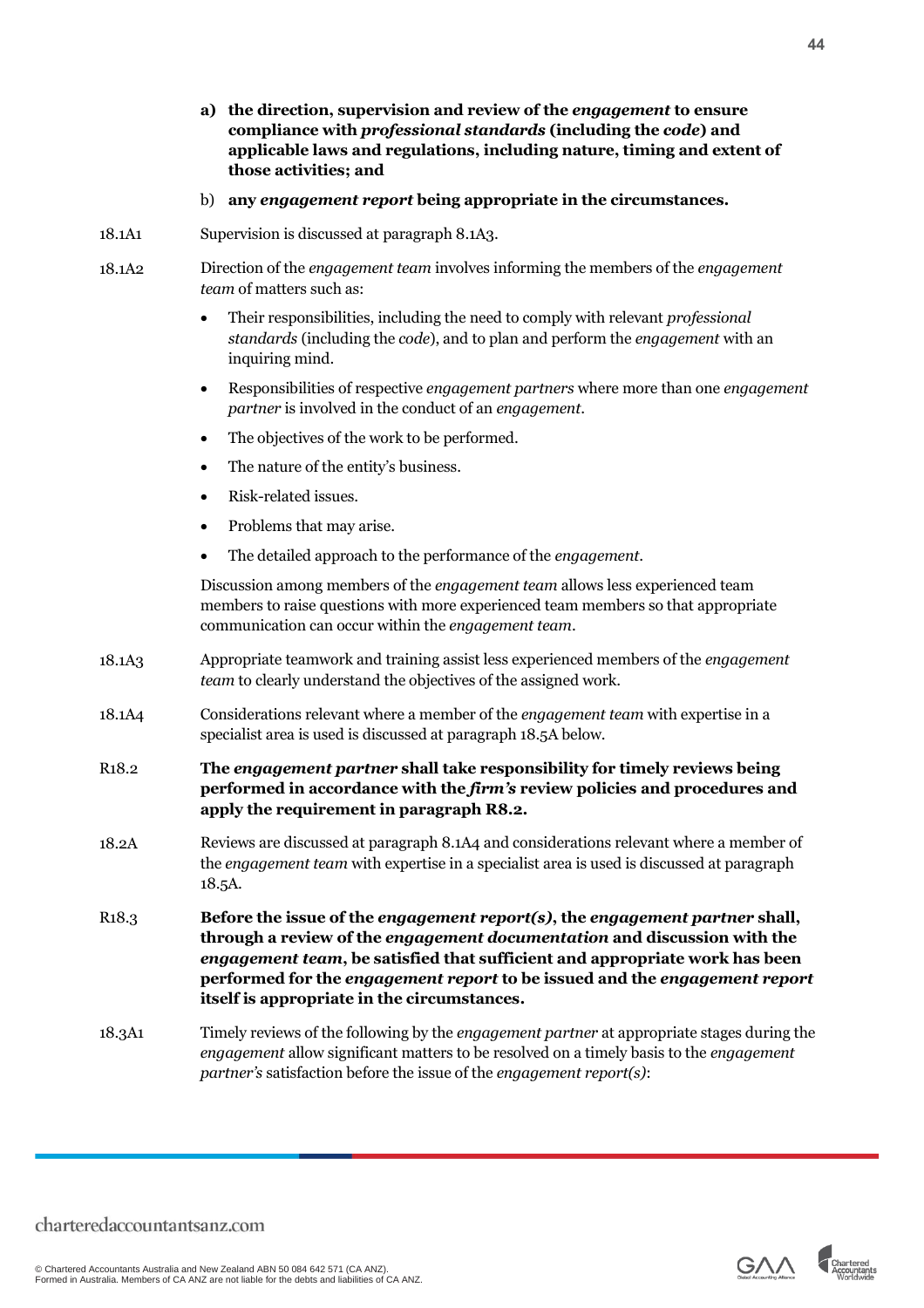**a) the direction, supervision and review of the *engagement* to ensure compliance with *professional standards* (including the *code*) and applicable laws and regulations, including nature, timing and extent of those activities; and**

b) **any *engagement report* being appropriate in the circumstances.**

18.1A1 Supervision is discussed at paragraph 8.1A3.

18.1A2 Direction of the *engagement team* involves informing the members of the *engagement team* of matters such as:

- Their responsibilities, including the need to comply with relevant *professional standards* (including the *code*), and to plan and perform the *engagement* with an inquiring mind.
- Responsibilities of respective *engagement partners* where more than one *engagement partner* is involved in the conduct of an *engagement*.
- The objectives of the work to be performed.
- The nature of the entity's business.
- Risk-related issues.
- Problems that may arise.
- The detailed approach to the performance of the *engagement*.

Discussion among members of the *engagement team* allows less experienced team members to raise questions with more experienced team members so that appropriate communication can occur within the *engagement team*.

18.1A3 Appropriate teamwork and training assist less experienced members of the *engagement team* to clearly understand the objectives of the assigned work.

18.1A4 Considerations relevant where a member of the *engagement team* with expertise in a specialist area is used is discussed at paragraph 18.5A below.

**R18.2 The *engagement partner* shall take responsibility for timely reviews being performed in accordance with the *firm's* review policies and procedures and apply the requirement in paragraph R8.2.**

18.2A Reviews are discussed at paragraph 8.1A4 and considerations relevant where a member of the *engagement team* with expertise in a specialist area is used is discussed at paragraph 18.5A.

**R18.3 Before the issue of the *engagement report(s)*, the *engagement partner* shall, through a review of the *engagement documentation* and discussion with the *engagement team*, be satisfied that sufficient and appropriate work has been performed for the *engagement report* to be issued and the *engagement report* itself is appropriate in the circumstances.**

18.3A1 Timely reviews of the following by the *engagement partner* at appropriate stages during the *engagement* allow significant matters to be resolved on a timely basis to the *engagement partner's* satisfaction before the issue of the *engagement report(s)*: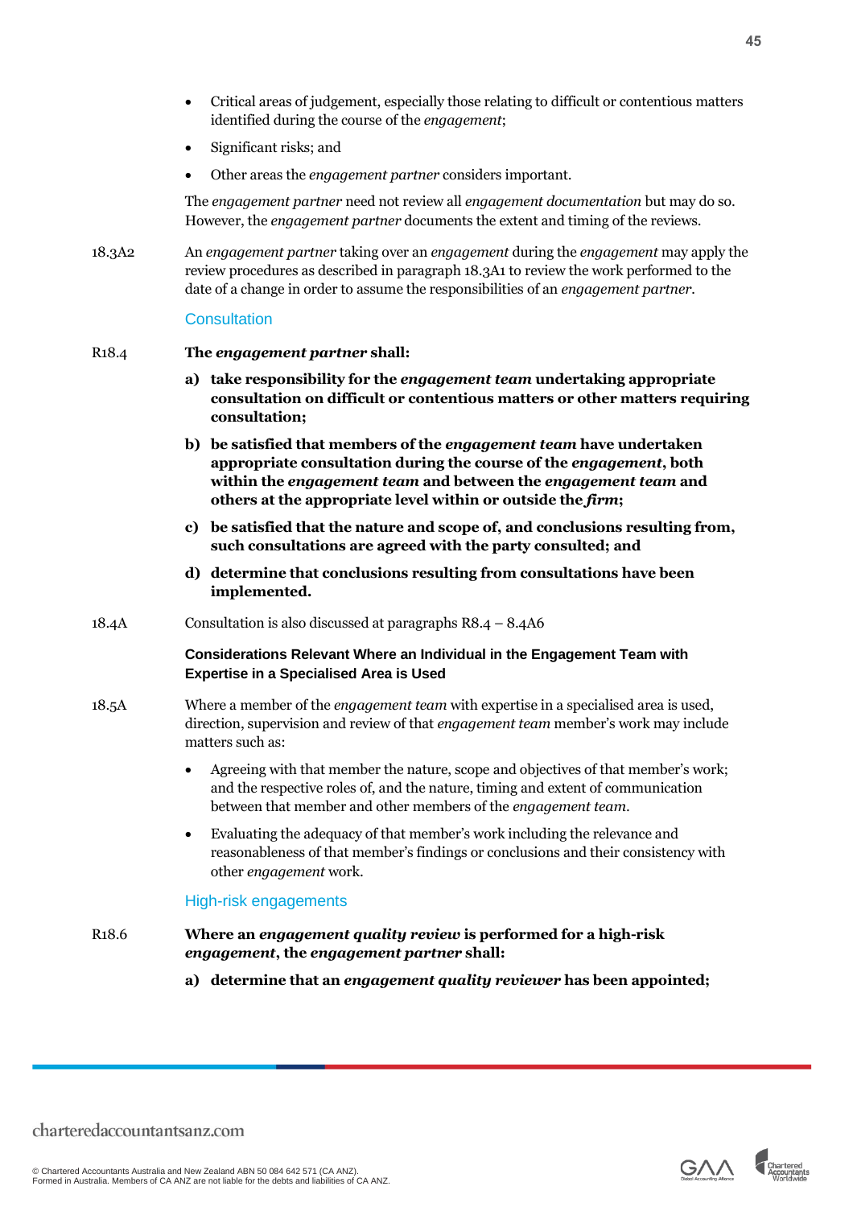- Critical areas of judgement, especially those relating to difficult or contentious matters identified during the course of the *engagement*;
- Significant risks; and
- Other areas the *engagement partner* considers important.

The *engagement partner* need not review all *engagement documentation* but may do so. However, the *engagement partner* documents the extent and timing of the reviews.

18.3A2 An *engagement partner* taking over an *engagement* during the *engagement* may apply the review procedures as described in paragraph 18.3A1 to review the work performed to the date of a change in order to assume the responsibilities of an *engagement partner*.

### Consultation

R18.4 **The *engagement partner* shall:**

**a) take responsibility for the *engagement team* undertaking appropriate consultation on difficult or contentious matters or other matters requiring consultation;**

**b) be satisfied that members of the *engagement team* have undertaken appropriate consultation during the course of the *engagement*, both within the *engagement team* and between the *engagement team* and others at the appropriate level within or outside the *firm*;**

**c) be satisfied that the nature and scope of, and conclusions resulting from, such consultations are agreed with the party consulted; and**

**d) determine that conclusions resulting from consultations have been implemented.**

18.4A Consultation is also discussed at paragraphs R8.4 – 8.4A6

#### Considerations Relevant Where an Individual in the Engagement Team with Expertise in a Specialised Area is Used

18.5A Where a member of the *engagement team* with expertise in a specialised area is used, direction, supervision and review of that *engagement team* member's work may include matters such as:

- Agreeing with that member the nature, scope and objectives of that member's work; and the respective roles of, and the nature, timing and extent of communication between that member and other members of the *engagement team*.
- Evaluating the adequacy of that member's work including the relevance and reasonableness of that member's findings or conclusions and their consistency with other *engagement* work.

### High-risk engagements

R18.6 **Where an *engagement quality review* is performed for a high-risk *engagement*, the *engagement partner* shall:**

**a) determine that an *engagement quality reviewer* has been appointed;**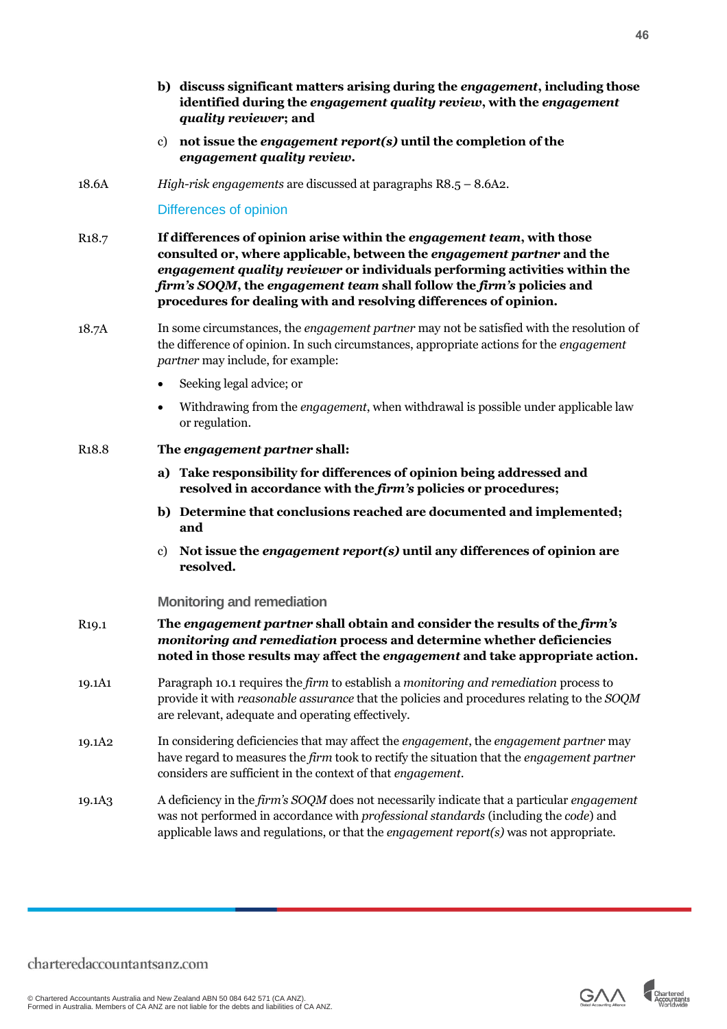b) **discuss significant matters arising during the *engagement*, including those identified during the *engagement quality review*, with the *engagement quality reviewer*; and**

c) **not issue the *engagement report(s)* until the completion of the *engagement quality review*.**

18.6A *High-risk engagements* are discussed at paragraphs R8.5 – 8.6A2.

### Differences of opinion

R18.7 **If differences of opinion arise within the *engagement team*, with those consulted or, where applicable, between the *engagement partner* and the *engagement quality reviewer* or individuals performing activities within the *firm's SOQM*, the *engagement team* shall follow the *firm's* policies and procedures for dealing with and resolving differences of opinion.**

18.7A In some circumstances, the *engagement partner* may not be satisfied with the resolution of the difference of opinion. In such circumstances, appropriate actions for the *engagement partner* may include, for example:

- Seeking legal advice; or
- Withdrawing from the *engagement*, when withdrawal is possible under applicable law or regulation.

R18.8 **The *engagement partner* shall:**

a) **Take responsibility for differences of opinion being addressed and resolved in accordance with the *firm's* policies or procedures;**

b) **Determine that conclusions reached are documented and implemented; and**

c) **Not issue the *engagement report(s)* until any differences of opinion are resolved.**

### Monitoring and remediation

R19.1 **The *engagement partner* shall obtain and consider the results of the *firm's monitoring and remediation* process and determine whether deficiencies noted in those results may affect the *engagement* and take appropriate action.**

19.1A1 Paragraph 10.1 requires the *firm* to establish a *monitoring and remediation* process to provide it with *reasonable assurance* that the policies and procedures relating to the *SOQM* are relevant, adequate and operating effectively.

19.1A2 In considering deficiencies that may affect the *engagement*, the *engagement partner* may have regard to measures the *firm* took to rectify the situation that the *engagement partner* considers are sufficient in the context of that *engagement*.

19.1A3 A deficiency in the *firm's SOQM* does not necessarily indicate that a particular *engagement* was not performed in accordance with *professional standards* (including the *code*) and applicable laws and regulations, or that the *engagement report(s)* was not appropriate.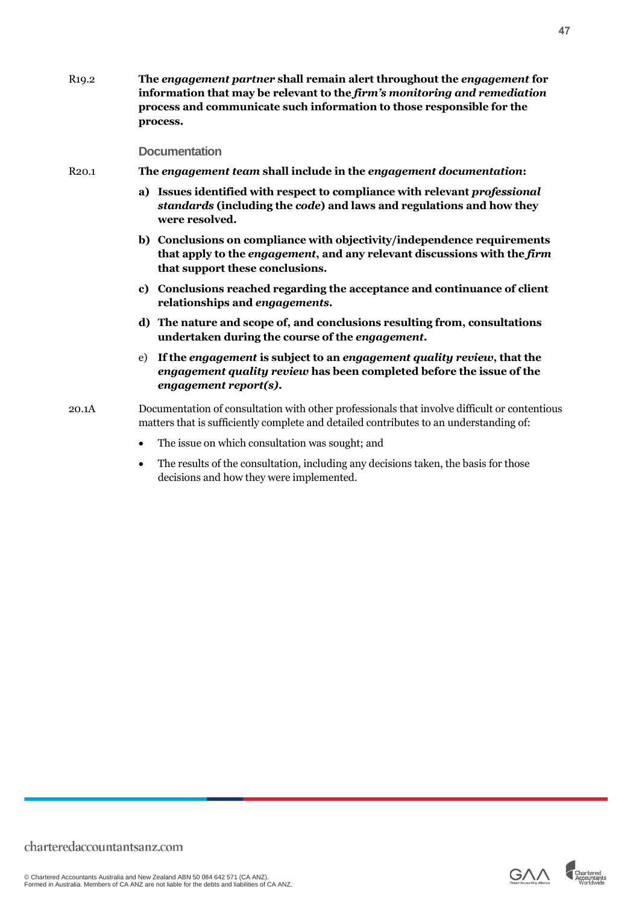R19.2 **The *engagement partner* shall remain alert throughout the *engagement* for information that may be relevant to the *firm's monitoring and remediation* process and communicate such information to those responsible for the process.**

### Documentation

R20.1 **The *engagement team* shall include in the *engagement documentation*:**

a) **Issues identified with respect to compliance with relevant *professional standards* (including the *code*) and laws and regulations and how they were resolved.**

b) **Conclusions on compliance with objectivity/independence requirements that apply to the *engagement*, and any relevant discussions with the *firm* that support these conclusions.**

c) **Conclusions reached regarding the acceptance and continuance of client relationships and *engagements*.**

d) **The nature and scope of, and conclusions resulting from, consultations undertaken during the course of the *engagement*.**

e) **If the *engagement* is subject to an *engagement quality review*, that the *engagement quality review* has been completed before the issue of the *engagement report(s)*.**

20.1A Documentation of consultation with other professionals that involve difficult or contentious matters that is sufficiently complete and detailed contributes to an understanding of:

- The issue on which consultation was sought; and
- The results of the consultation, including any decisions taken, the basis for those decisions and how they were implemented.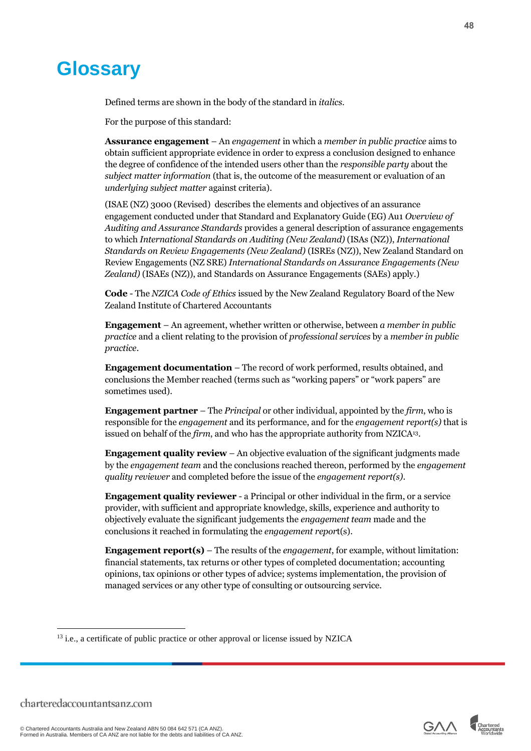# Glossary

Defined terms are shown in the body of the standard in *italics*.

For the purpose of this standard:

**Assurance engagement** – An *engagement* in which a *member in public practice* aims to obtain sufficient appropriate evidence in order to express a conclusion designed to enhance the degree of confidence of the intended users other than the *responsible party* about the *subject matter information* (that is, the outcome of the measurement or evaluation of an *underlying subject matter* against criteria).

(ISAE (NZ) 3000 (Revised) describes the elements and objectives of an assurance engagement conducted under that Standard and Explanatory Guide (EG) Au1 *Overview of Auditing and Assurance Standards* provides a general description of assurance engagements to which *International Standards on Auditing (New Zealand)* (ISAs (NZ)), *International Standards on Review Engagements (New Zealand)* (ISREs (NZ)), New Zealand Standard on Review Engagements (NZ SRE) *International Standards on Assurance Engagements (New Zealand)* (ISAEs (NZ)), and Standards on Assurance Engagements (SAEs) apply.)

**Code** - The *NZICA Code of Ethics* issued by the New Zealand Regulatory Board of the New Zealand Institute of Chartered Accountants

**Engagement** – An agreement, whether written or otherwise, between *a member in public practice* and a client relating to the provision of *professional services* by a *member in public practice*.

**Engagement documentation** – The record of work performed, results obtained, and conclusions the Member reached (terms such as "working papers" or "work papers" are sometimes used).

**Engagement partner** – The *Principal* or other individual, appointed by the *firm*, who is responsible for the *engagement* and its performance, and for the *engagement report(s)* that is issued on behalf of the *firm*, and who has the appropriate authority from NZICA[13].

**Engagement quality review** – An objective evaluation of the significant judgments made by the *engagement team* and the conclusions reached thereon, performed by the *engagement quality reviewer* and completed before the issue of the *engagement report(s)*.

**Engagement quality reviewer** - a Principal or other individual in the firm, or a service provider, with sufficient and appropriate knowledge, skills, experience and authority to objectively evaluate the significant judgements the *engagement team* made and the conclusions it reached in formulating the *engagement report*(s).

**Engagement report(s)** – The results of the *engagement*, for example, without limitation: financial statements, tax returns or other types of completed documentation; accounting opinions, tax opinions or other types of advice; systems implementation, the provision of managed services or any other type of consulting or outsourcing service.

---

[13] i.e., a certificate of public practice or other approval or license issued by NZICA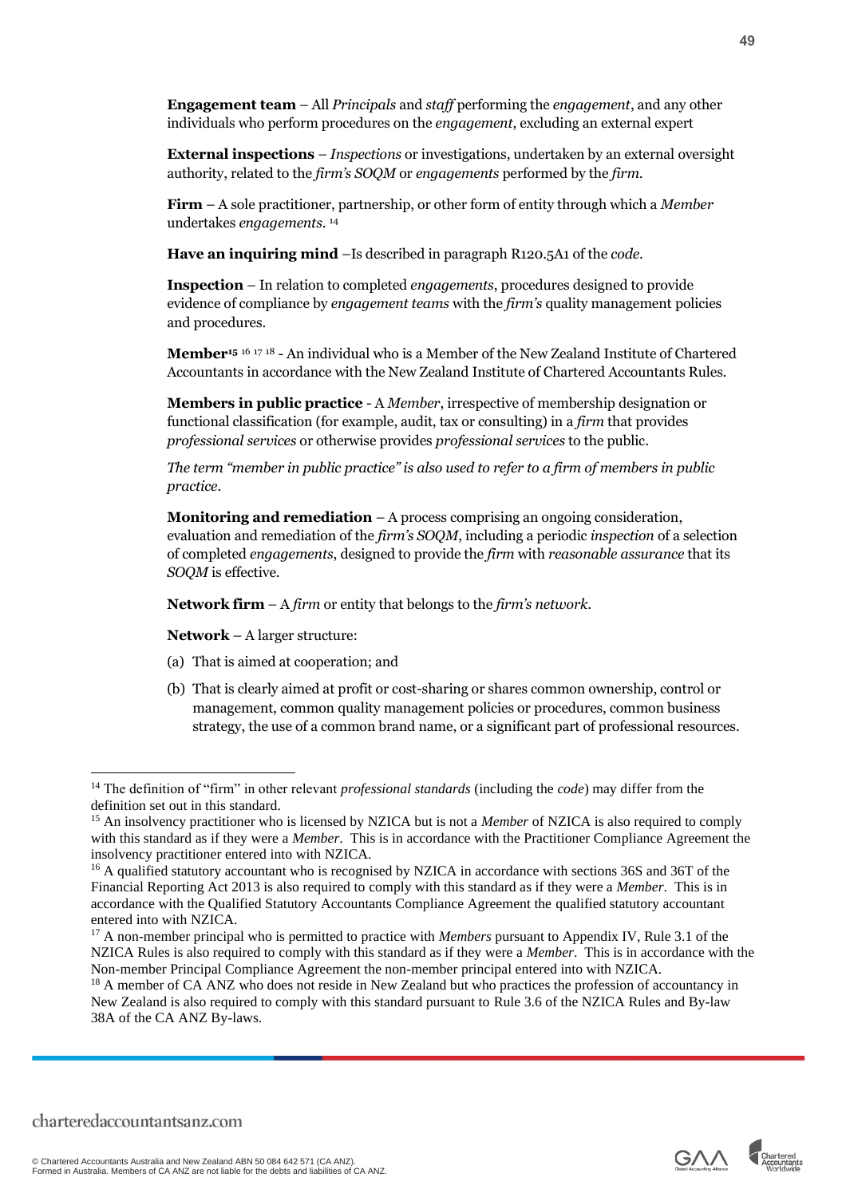**Engagement team** – All *Principals* and *staff* performing the *engagement*, and any other individuals who perform procedures on the *engagement*, excluding an external expert

**External inspections** – *Inspections* or investigations, undertaken by an external oversight authority, related to the *firm's SOQM* or *engagements* performed by the *firm*.

**Firm** – A sole practitioner, partnership, or other form of entity through which a *Member* undertakes *engagements*. [14]

**Have an inquiring mind** –Is described in paragraph R120.5A1 of the *code*.

**Inspection** – In relation to completed *engagements*, procedures designed to provide evidence of compliance by *engagement teams* with the *firm's* quality management policies and procedures.

**Member**[15] [16] [17] [18] - An individual who is a Member of the New Zealand Institute of Chartered Accountants in accordance with the New Zealand Institute of Chartered Accountants Rules.

**Members in public practice** - A *Member*, irrespective of membership designation or functional classification (for example, audit, tax or consulting) in a *firm* that provides *professional services* or otherwise provides *professional services* to the public.

*The term "member in public practice" is also used to refer to a firm of members in public practice.*

**Monitoring and remediation** – A process comprising an ongoing consideration, evaluation and remediation of the *firm's SOQM*, including a periodic *inspection* of a selection of completed *engagements*, designed to provide the *firm* with *reasonable assurance* that its *SOQM* is effective.

**Network firm** – A *firm* or entity that belongs to the *firm's network*.

**Network** – A larger structure:

(a) That is aimed at cooperation; and

(b) That is clearly aimed at profit or cost-sharing or shares common ownership, control or management, common quality management policies or procedures, common business strategy, the use of a common brand name, or a significant part of professional resources.

---

[14] The definition of "firm" in other relevant *professional standards* (including the *code*) may differ from the definition set out in this standard.

[15] An insolvency practitioner who is licensed by NZICA but is not a *Member* of NZICA is also required to comply with this standard as if they were a *Member*. This is in accordance with the Practitioner Compliance Agreement the insolvency practitioner entered into with NZICA.

[16] A qualified statutory accountant who is recognised by NZICA in accordance with sections 36S and 36T of the Financial Reporting Act 2013 is also required to comply with this standard as if they were a *Member*. This is in accordance with the Qualified Statutory Accountants Compliance Agreement the qualified statutory accountant entered into with NZICA.

[17] A non-member principal who is permitted to practice with *Members* pursuant to Appendix IV, Rule 3.1 of the NZICA Rules is also required to comply with this standard as if they were a *Member*. This is in accordance with the Non-member Principal Compliance Agreement the non-member principal entered into with NZICA.

[18] A member of CA ANZ who does not reside in New Zealand but who practices the profession of accountancy in New Zealand is also required to comply with this standard pursuant to Rule 3.6 of the NZICA Rules and By-law 38A of the CA ANZ By-laws.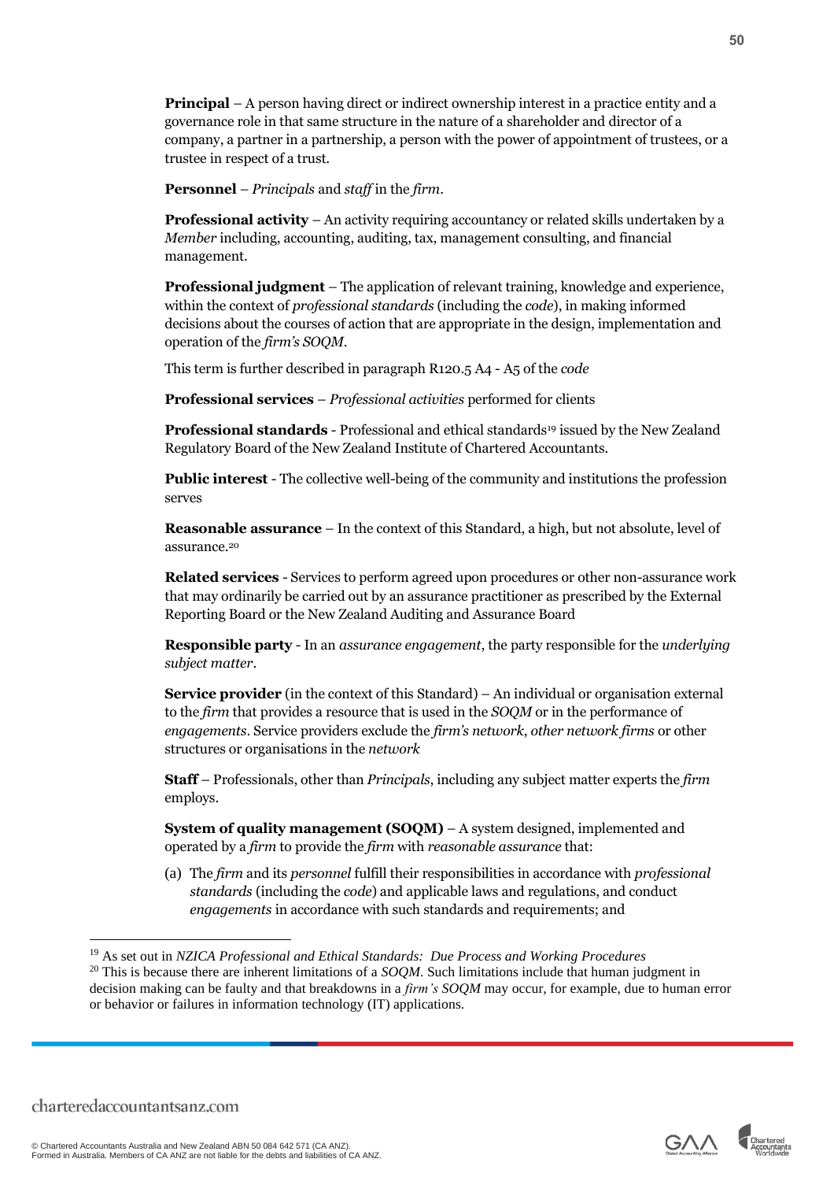**Principal** – A person having direct or indirect ownership interest in a practice entity and a governance role in that same structure in the nature of a shareholder and director of a company, a partner in a partnership, a person with the power of appointment of trustees, or a trustee in respect of a trust.

**Personnel** – *Principals* and *staff* in the *firm*.

**Professional activity** – An activity requiring accountancy or related skills undertaken by a *Member* including, accounting, auditing, tax, management consulting, and financial management.

**Professional judgment** – The application of relevant training, knowledge and experience, within the context of *professional standards* (including the *code*), in making informed decisions about the courses of action that are appropriate in the design, implementation and operation of the *firm's SOQM*.

This term is further described in paragraph R120.5 A4 - A5 of the *code*

**Professional services** – *Professional activities* performed for clients

**Professional standards** - Professional and ethical standards[19] issued by the New Zealand Regulatory Board of the New Zealand Institute of Chartered Accountants.

**Public interest** - The collective well-being of the community and institutions the profession serves

**Reasonable assurance** – In the context of this Standard, a high, but not absolute, level of assurance.[20]

**Related services** - Services to perform agreed upon procedures or other non-assurance work that may ordinarily be carried out by an assurance practitioner as prescribed by the External Reporting Board or the New Zealand Auditing and Assurance Board

**Responsible party** - In an *assurance engagement*, the party responsible for the *underlying subject matter*.

**Service provider** (in the context of this Standard) – An individual or organisation external to the *firm* that provides a resource that is used in the *SOQM* or in the performance of *engagements*. Service providers exclude the *firm's network*, *other network firms* or other structures or organisations in the *network*

**Staff** – Professionals, other than *Principals*, including any subject matter experts the *firm* employs.

**System of quality management (SOQM)** – A system designed, implemented and operated by a *firm* to provide the *firm* with *reasonable assurance* that:

(a) The *firm* and its *personnel* fulfill their responsibilities in accordance with *professional standards* (including the *code*) and applicable laws and regulations, and conduct *engagements* in accordance with such standards and requirements; and

---

[19] As set out in *NZICA Professional and Ethical Standards: Due Process and Working Procedures*

[20] This is because there are inherent limitations of a *SOQM*. Such limitations include that human judgment in decision making can be faulty and that breakdowns in a *firm's SOQM* may occur, for example, due to human error or behavior or failures in information technology (IT) applications.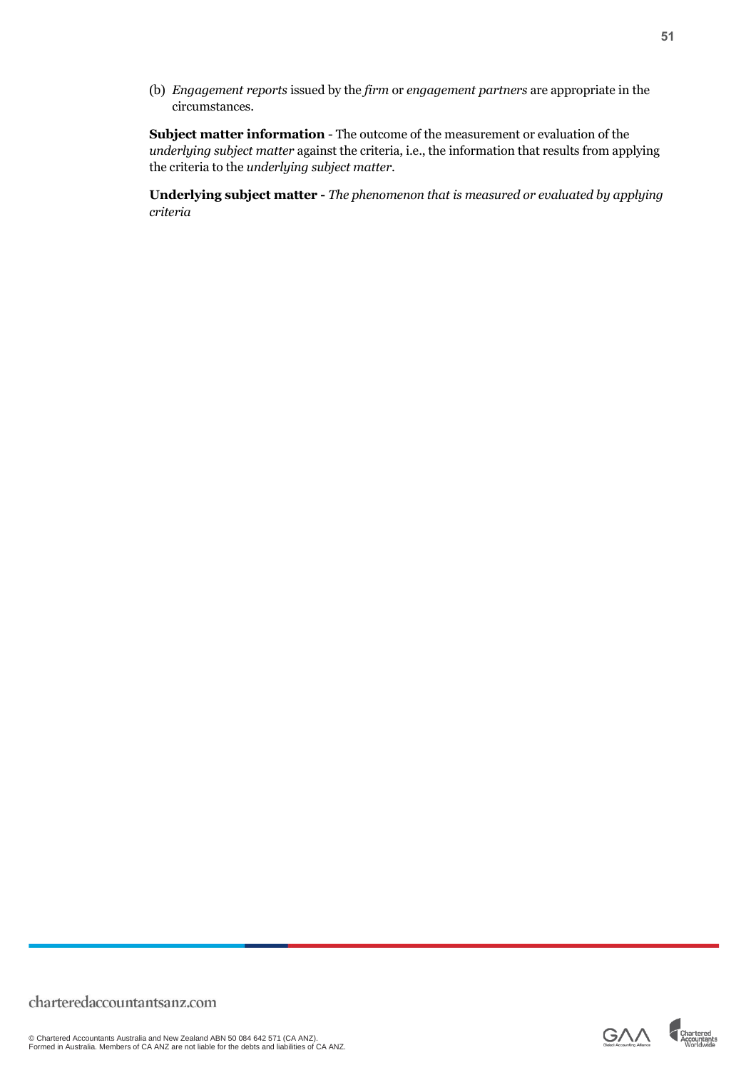(b) *Engagement reports* issued by the *firm* or *engagement partners* are appropriate in the circumstances.

**Subject matter information** - The outcome of the measurement or evaluation of the *underlying subject matter* against the criteria, i.e., the information that results from applying the criteria to the *underlying subject matter*.

**Underlying subject matter -** *The phenomenon that is measured or evaluated by applying criteria*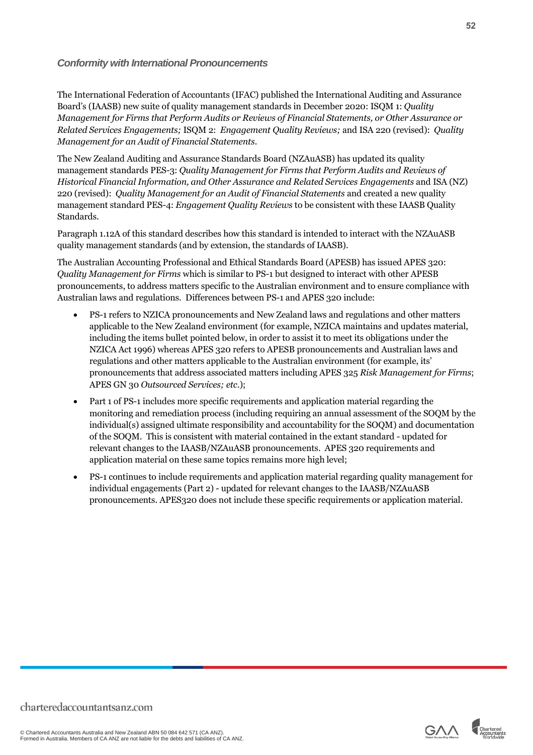### *Conformity with International Pronouncements*

The International Federation of Accountants (IFAC) published the International Auditing and Assurance Board's (IAASB) new suite of quality management standards in December 2020: ISQM 1: *Quality Management for Firms that Perform Audits or Reviews of Financial Statements, or Other Assurance or Related Services Engagements;* ISQM 2: *Engagement Quality Reviews;* and ISA 220 (revised): *Quality Management for an Audit of Financial Statements*.

The New Zealand Auditing and Assurance Standards Board (NZAuASB) has updated its quality management standards PES-3: *Quality Management for Firms that Perform Audits and Reviews of Historical Financial Information, and Other Assurance and Related Services Engagements* and ISA (NZ) 220 (revised): *Quality Management for an Audit of Financial Statements* and created a new quality management standard PES-4: *Engagement Quality Reviews* to be consistent with these IAASB Quality Standards.

Paragraph 1.12A of this standard describes how this standard is intended to interact with the NZAuASB quality management standards (and by extension, the standards of IAASB).

The Australian Accounting Professional and Ethical Standards Board (APESB) has issued APES 320: *Quality Management for Firms* which is similar to PS-1 but designed to interact with other APESB pronouncements, to address matters specific to the Australian environment and to ensure compliance with Australian laws and regulations. Differences between PS-1 and APES 320 include:

- PS-1 refers to NZICA pronouncements and New Zealand laws and regulations and other matters applicable to the New Zealand environment (for example, NZICA maintains and updates material, including the items bullet pointed below, in order to assist it to meet its obligations under the NZICA Act 1996) whereas APES 320 refers to APESB pronouncements and Australian laws and regulations and other matters applicable to the Australian environment (for example, its' pronouncements that address associated matters including APES 325 *Risk Management for Firms*; APES GN 30 *Outsourced Services; etc.*);
- Part 1 of PS-1 includes more specific requirements and application material regarding the monitoring and remediation process (including requiring an annual assessment of the SOQM by the individual(s) assigned ultimate responsibility and accountability for the SOQM) and documentation of the SOQM. This is consistent with material contained in the extant standard - updated for relevant changes to the IAASB/NZAuASB pronouncements. APES 320 requirements and application material on these same topics remains more high level;
- PS-1 continues to include requirements and application material regarding quality management for individual engagements (Part 2) - updated for relevant changes to the IAASB/NZAuASB pronouncements. APES320 does not include these specific requirements or application material.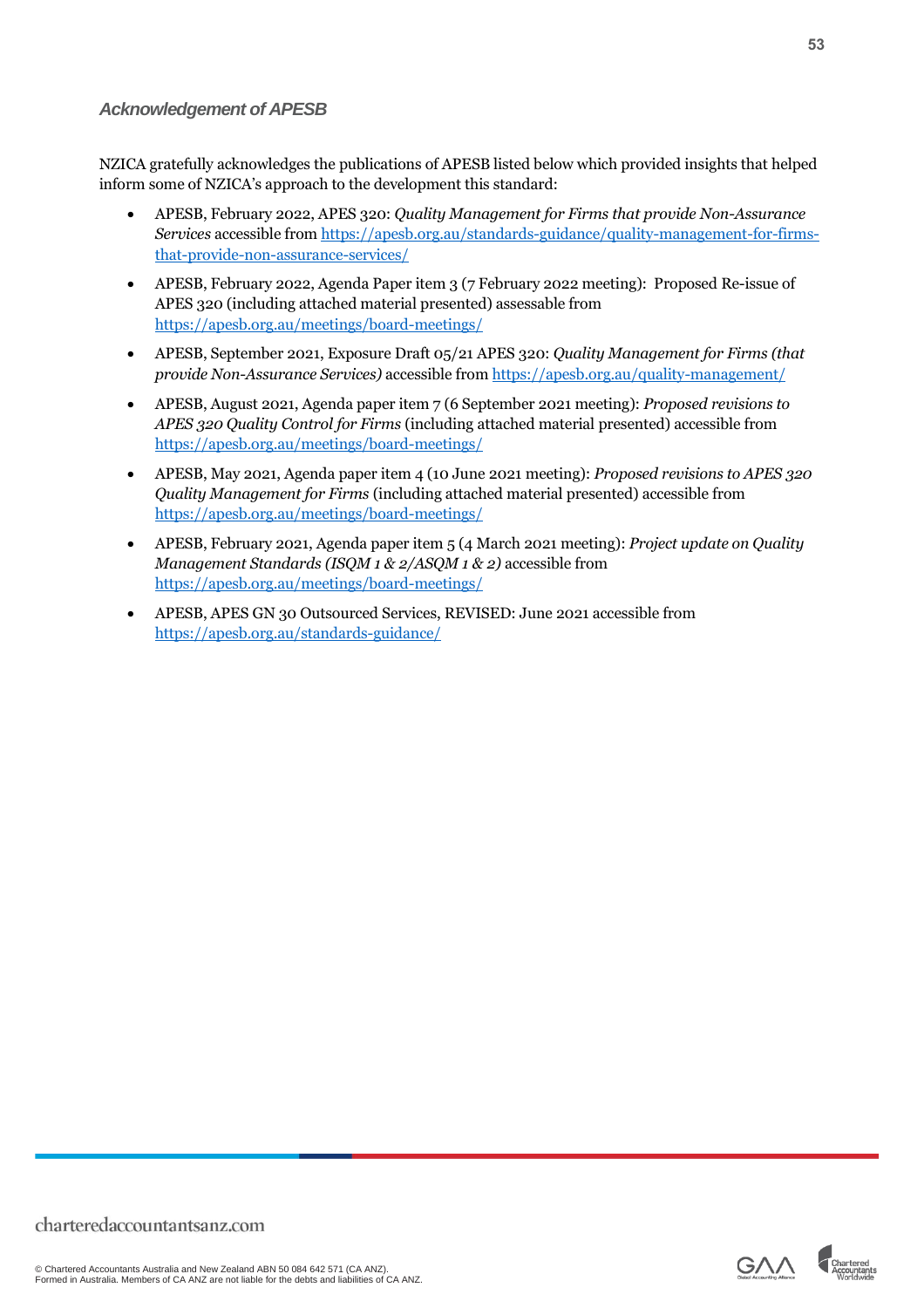### *Acknowledgement of APESB*

NZICA gratefully acknowledges the publications of APESB listed below which provided insights that helped inform some of NZICA's approach to the development this standard:

- APESB, February 2022, APES 320: *Quality Management for Firms that provide Non-Assurance Services* accessible from https://apesb.org.au/standards-guidance/quality-management-for-firms-that-provide-non-assurance-services/
- APESB, February 2022, Agenda Paper item 3 (7 February 2022 meeting): Proposed Re-issue of APES 320 (including attached material presented) assessable from https://apesb.org.au/meetings/board-meetings/
- APESB, September 2021, Exposure Draft 05/21 APES 320: *Quality Management for Firms (that provide Non-Assurance Services)* accessible from https://apesb.org.au/quality-management/
- APESB, August 2021, Agenda paper item 7 (6 September 2021 meeting): *Proposed revisions to APES 320 Quality Control for Firms* (including attached material presented) accessible from https://apesb.org.au/meetings/board-meetings/
- APESB, May 2021, Agenda paper item 4 (10 June 2021 meeting): *Proposed revisions to APES 320 Quality Management for Firms* (including attached material presented) accessible from https://apesb.org.au/meetings/board-meetings/
- APESB, February 2021, Agenda paper item 5 (4 March 2021 meeting): *Project update on Quality Management Standards (ISQM 1 & 2/ASQM 1 & 2)* accessible from https://apesb.org.au/meetings/board-meetings/
- APESB, APES GN 30 Outsourced Services, REVISED: June 2021 accessible from https://apesb.org.au/standards-guidance/